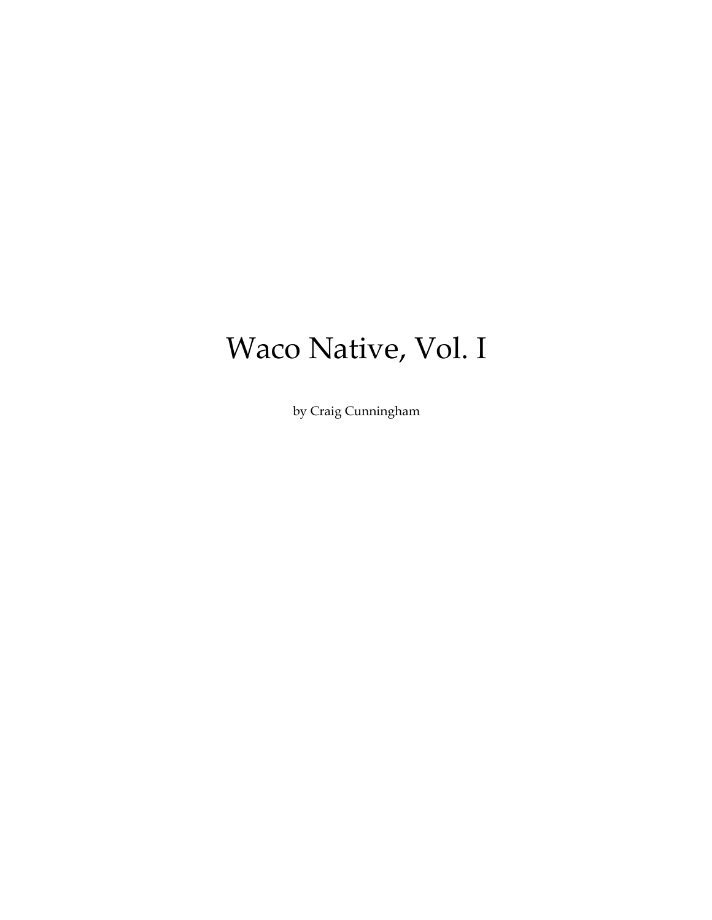# Waco Native, Vol. I

by Craig Cunningham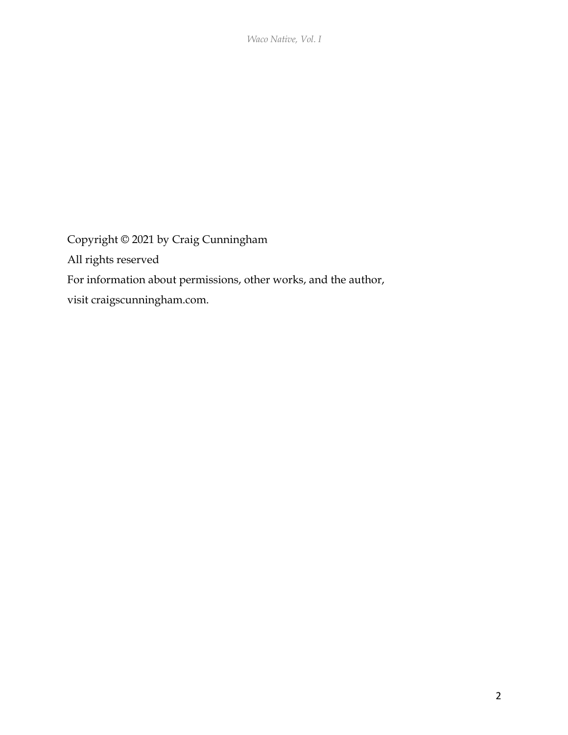Copyright © 2021 by Craig Cunningham

All rights reserved

For information about permissions, other works, and the author,

visit craigscunningham.com.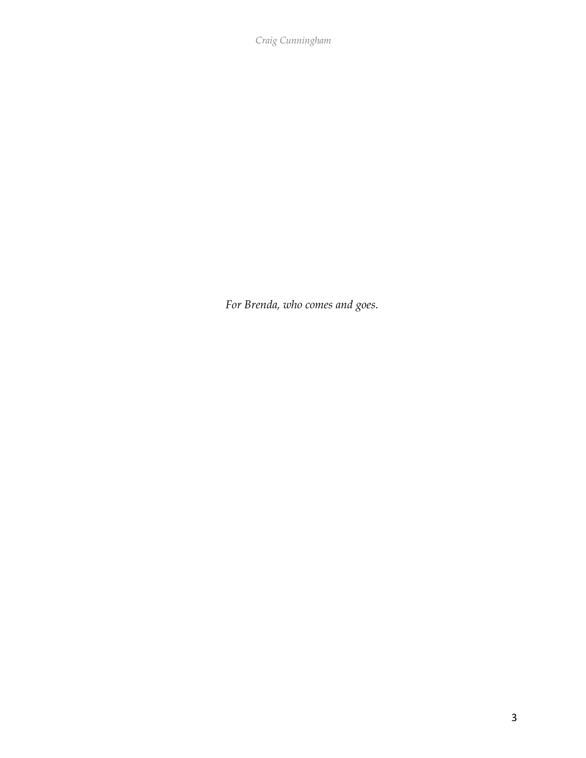*For Brenda, who comes and goes.*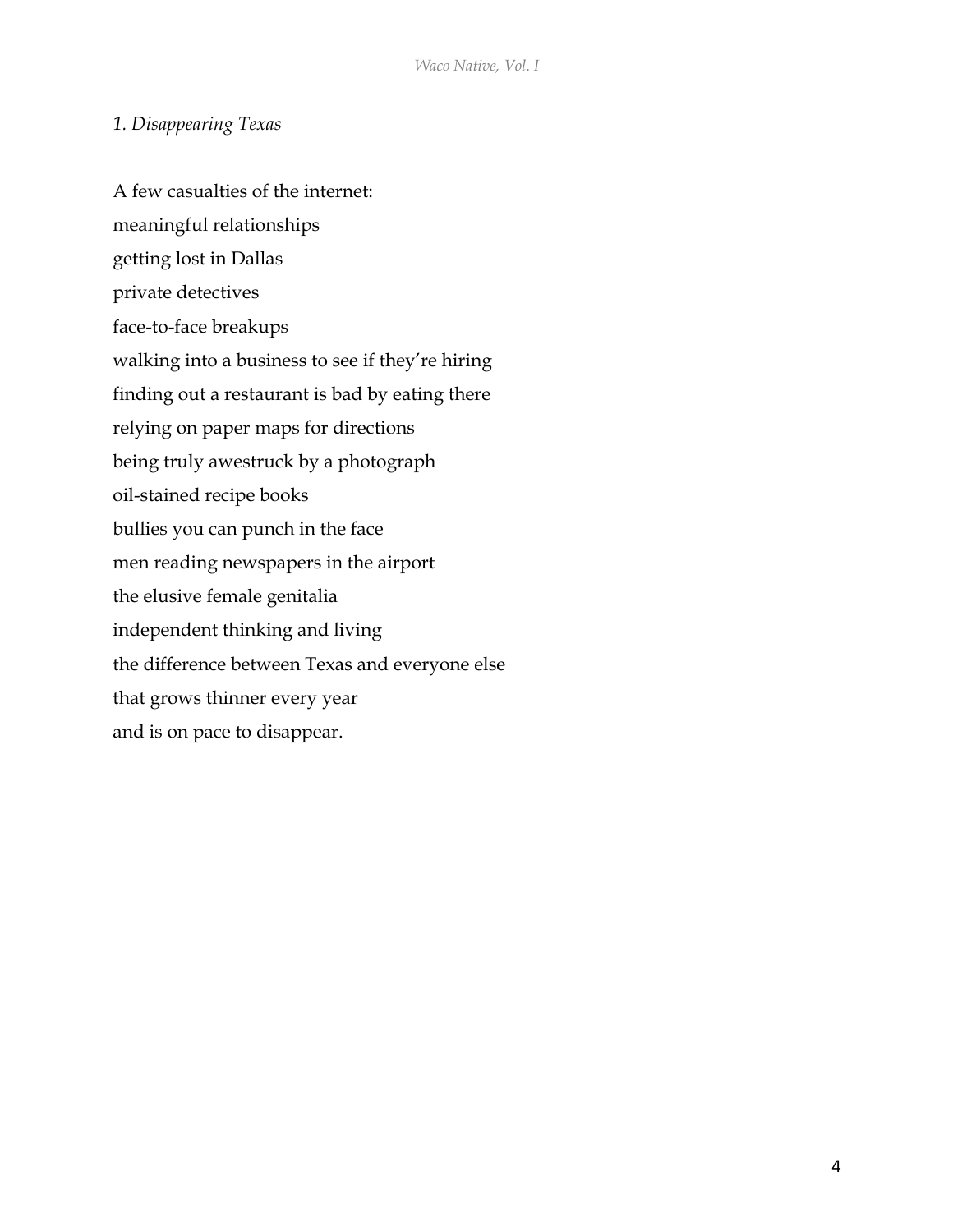*1. Disappearing Texas*

A few casualties of the internet:
meaningful relationships
getting lost in Dallas
private detectives
face-to-face breakups
walking into a business to see if they're hiring
finding out a restaurant is bad by eating there
relying on paper maps for directions
being truly awestruck by a photograph
oil-stained recipe books
bullies you can punch in the face
men reading newspapers in the airport
the elusive female genitalia
independent thinking and living
the difference between Texas and everyone else
that grows thinner every year
and is on pace to disappear.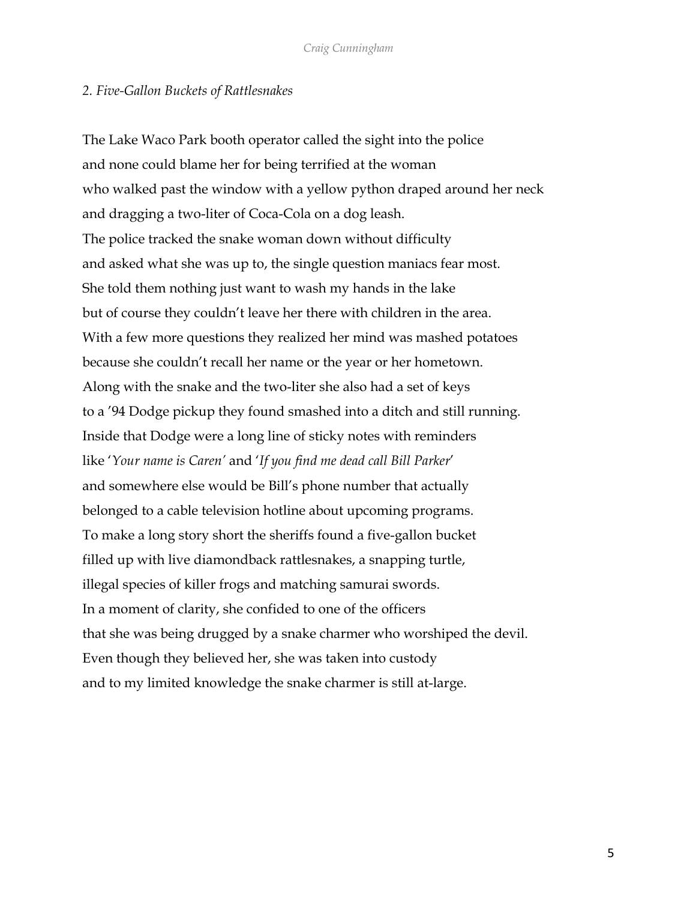*2. Five-Gallon Buckets of Rattlesnakes*

The Lake Waco Park booth operator called the sight into the police
and none could blame her for being terrified at the woman
who walked past the window with a yellow python draped around her neck
and dragging a two-liter of Coca-Cola on a dog leash.
The police tracked the snake woman down without difficulty
and asked what she was up to, the single question maniacs fear most.
She told them nothing just want to wash my hands in the lake
but of course they couldn't leave her there with children in the area.
With a few more questions they realized her mind was mashed potatoes
because she couldn't recall her name or the year or her hometown.
Along with the snake and the two-liter she also had a set of keys
to a '94 Dodge pickup they found smashed into a ditch and still running.
Inside that Dodge were a long line of sticky notes with reminders
like '*Your name is Caren'* and '*If you find me dead call Bill Parker*'
and somewhere else would be Bill's phone number that actually
belonged to a cable television hotline about upcoming programs.
To make a long story short the sheriffs found a five-gallon bucket
filled up with live diamondback rattlesnakes, a snapping turtle,
illegal species of killer frogs and matching samurai swords.
In a moment of clarity, she confided to one of the officers
that she was being drugged by a snake charmer who worshiped the devil.
Even though they believed her, she was taken into custody
and to my limited knowledge the snake charmer is still at-large.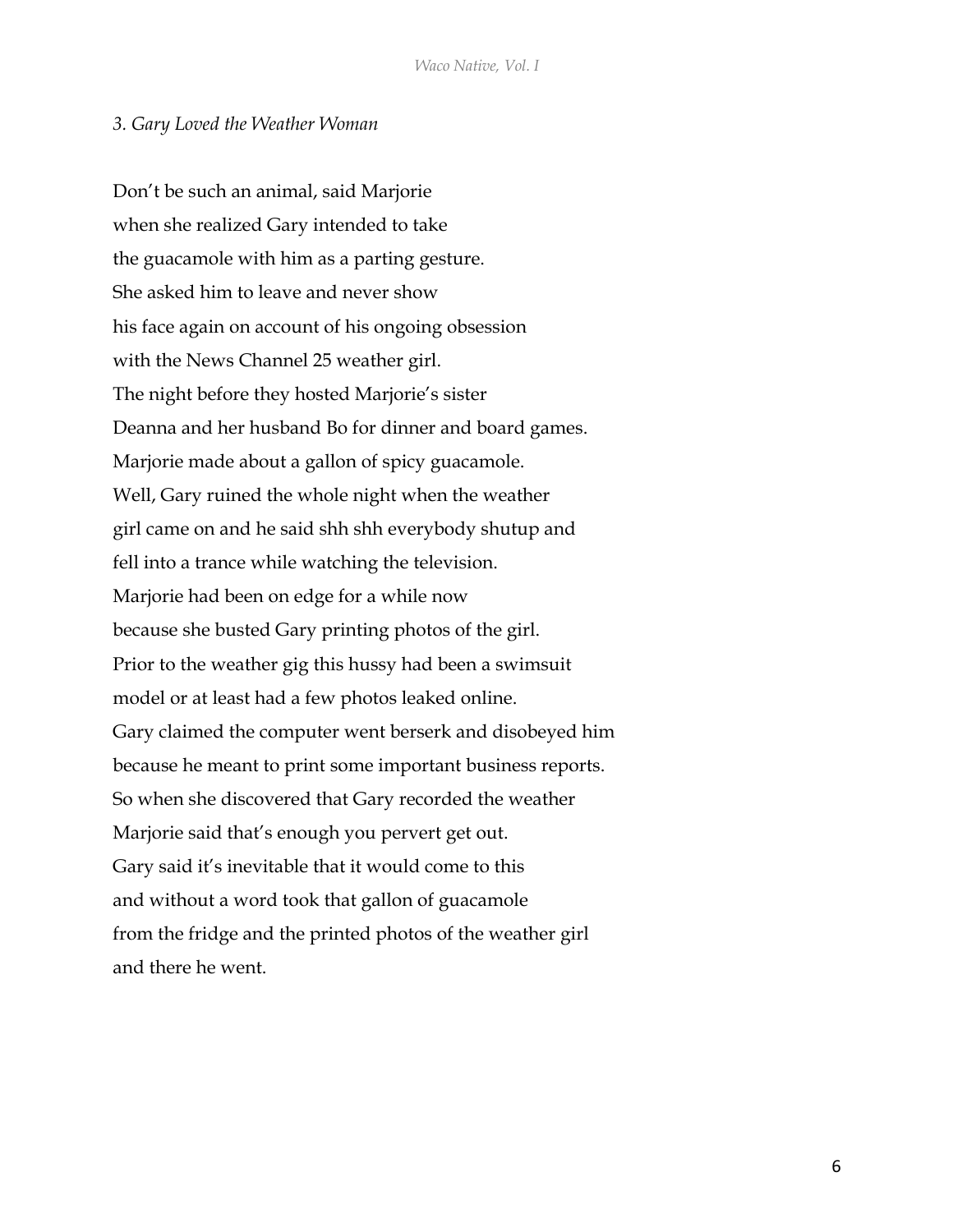### *3. Gary Loved the Weather Woman*

Don't be such an animal, said Marjorie
when she realized Gary intended to take
the guacamole with him as a parting gesture.
She asked him to leave and never show
his face again on account of his ongoing obsession
with the News Channel 25 weather girl.
The night before they hosted Marjorie's sister
Deanna and her husband Bo for dinner and board games.
Marjorie made about a gallon of spicy guacamole.
Well, Gary ruined the whole night when the weather
girl came on and he said shh shh everybody shutup and
fell into a trance while watching the television.
Marjorie had been on edge for a while now
because she busted Gary printing photos of the girl.
Prior to the weather gig this hussy had been a swimsuit
model or at least had a few photos leaked online.
Gary claimed the computer went berserk and disobeyed him
because he meant to print some important business reports.
So when she discovered that Gary recorded the weather
Marjorie said that's enough you pervert get out.
Gary said it's inevitable that it would come to this
and without a word took that gallon of guacamole
from the fridge and the printed photos of the weather girl
and there he went.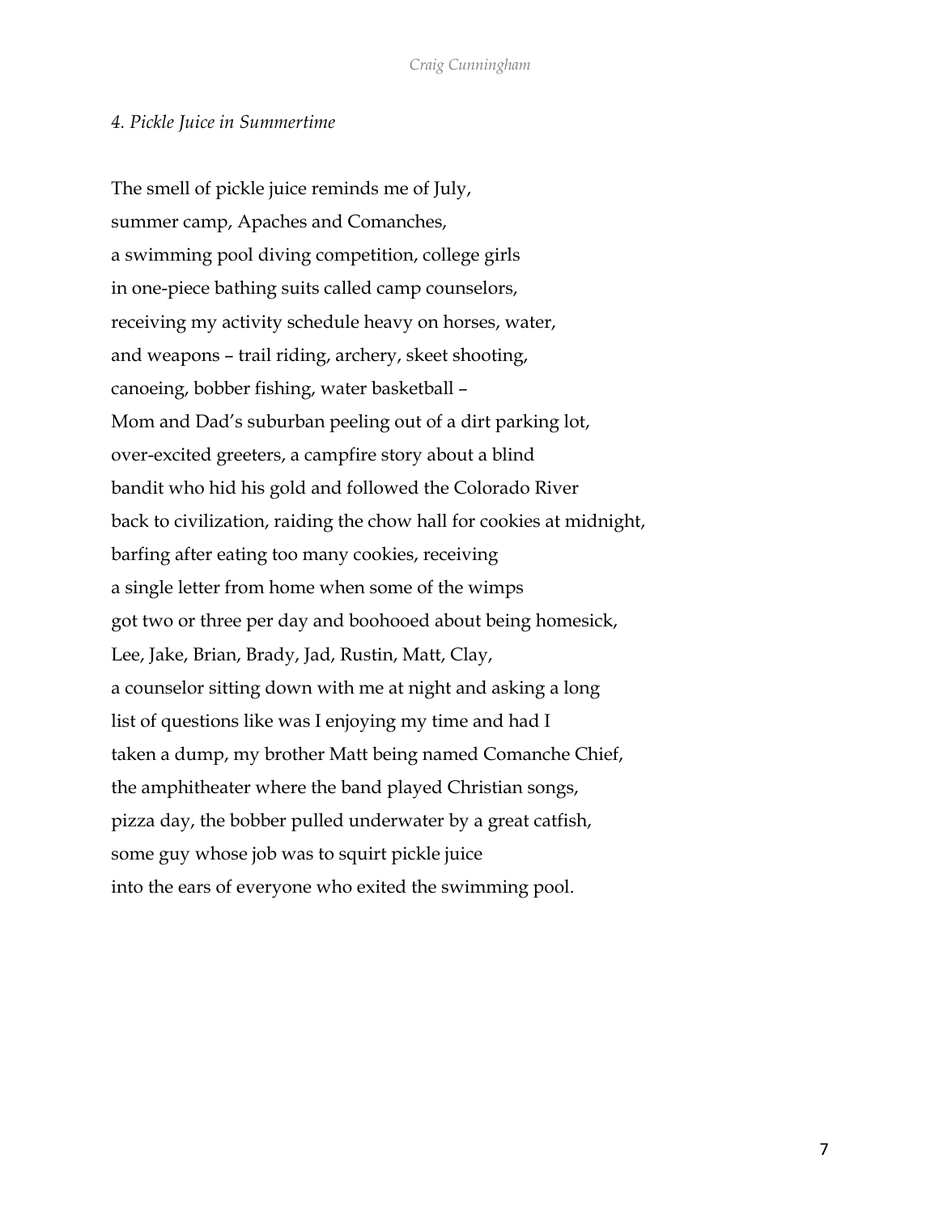*4. Pickle Juice in Summertime*

The smell of pickle juice reminds me of July,  
summer camp, Apaches and Comanches,  
a swimming pool diving competition, college girls  
in one-piece bathing suits called camp counselors,  
receiving my activity schedule heavy on horses, water,  
and weapons – trail riding, archery, skeet shooting,  
canoeing, bobber fishing, water basketball –  
Mom and Dad's suburban peeling out of a dirt parking lot,  
over-excited greeters, a campfire story about a blind  
bandit who hid his gold and followed the Colorado River  
back to civilization, raiding the chow hall for cookies at midnight,  
barfing after eating too many cookies, receiving  
a single letter from home when some of the wimps  
got two or three per day and boohooed about being homesick,  
Lee, Jake, Brian, Brady, Jad, Rustin, Matt, Clay,  
a counselor sitting down with me at night and asking a long  
list of questions like was I enjoying my time and had I  
taken a dump, my brother Matt being named Comanche Chief,  
the amphitheater where the band played Christian songs,  
pizza day, the bobber pulled underwater by a great catfish,  
some guy whose job was to squirt pickle juice  
into the ears of everyone who exited the swimming pool.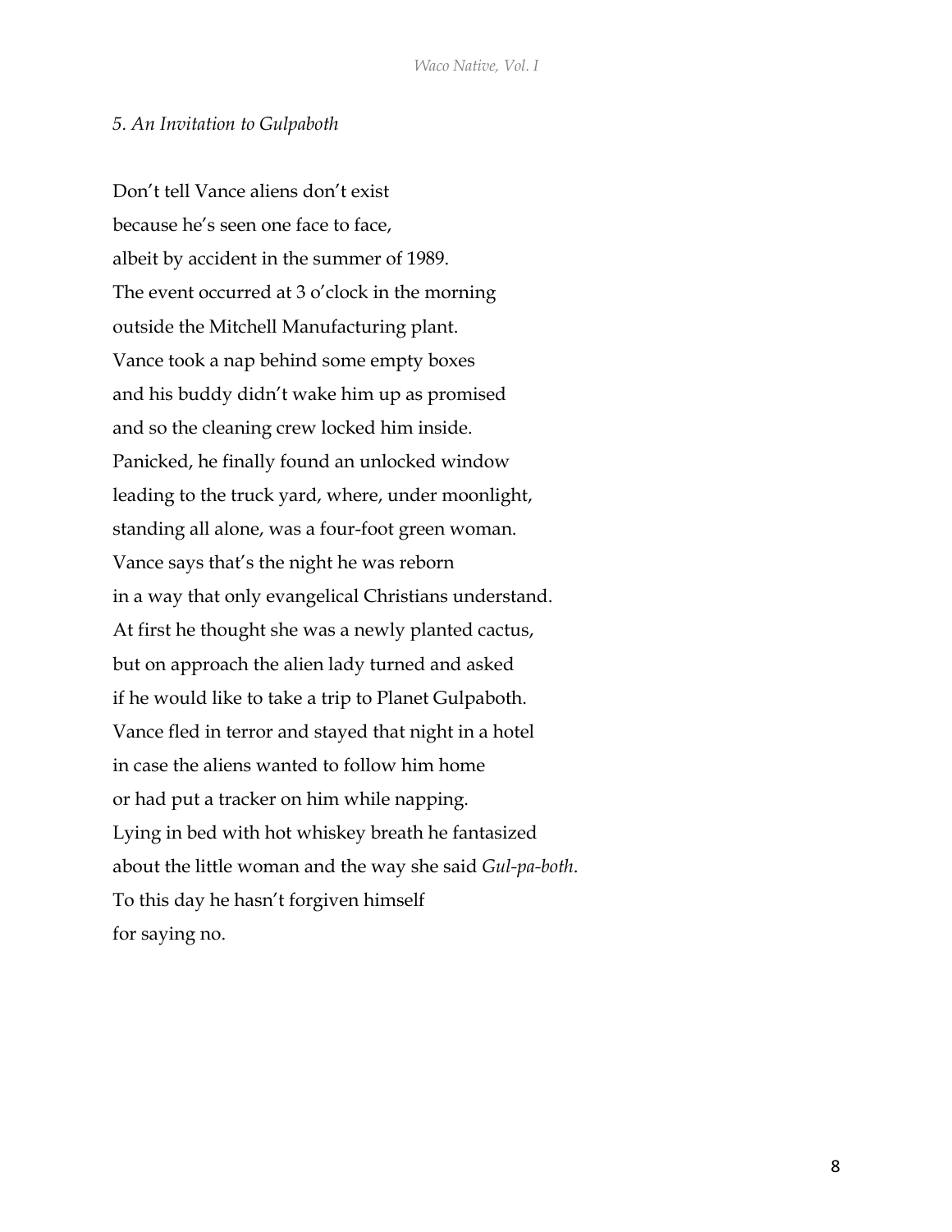*5. An Invitation to Gulpaboth*

Don't tell Vance aliens don't exist  
because he's seen one face to face,  
albeit by accident in the summer of 1989.  
The event occurred at 3 o'clock in the morning  
outside the Mitchell Manufacturing plant.  
Vance took a nap behind some empty boxes  
and his buddy didn't wake him up as promised  
and so the cleaning crew locked him inside.  
Panicked, he finally found an unlocked window  
leading to the truck yard, where, under moonlight,  
standing all alone, was a four-foot green woman.  
Vance says that's the night he was reborn  
in a way that only evangelical Christians understand.  
At first he thought she was a newly planted cactus,  
but on approach the alien lady turned and asked  
if he would like to take a trip to Planet Gulpaboth.  
Vance fled in terror and stayed that night in a hotel  
in case the aliens wanted to follow him home  
or had put a tracker on him while napping.  
Lying in bed with hot whiskey breath he fantasized  
about the little woman and the way she said *Gul-pa-both*.  
To this day he hasn't forgiven himself  
for saying no.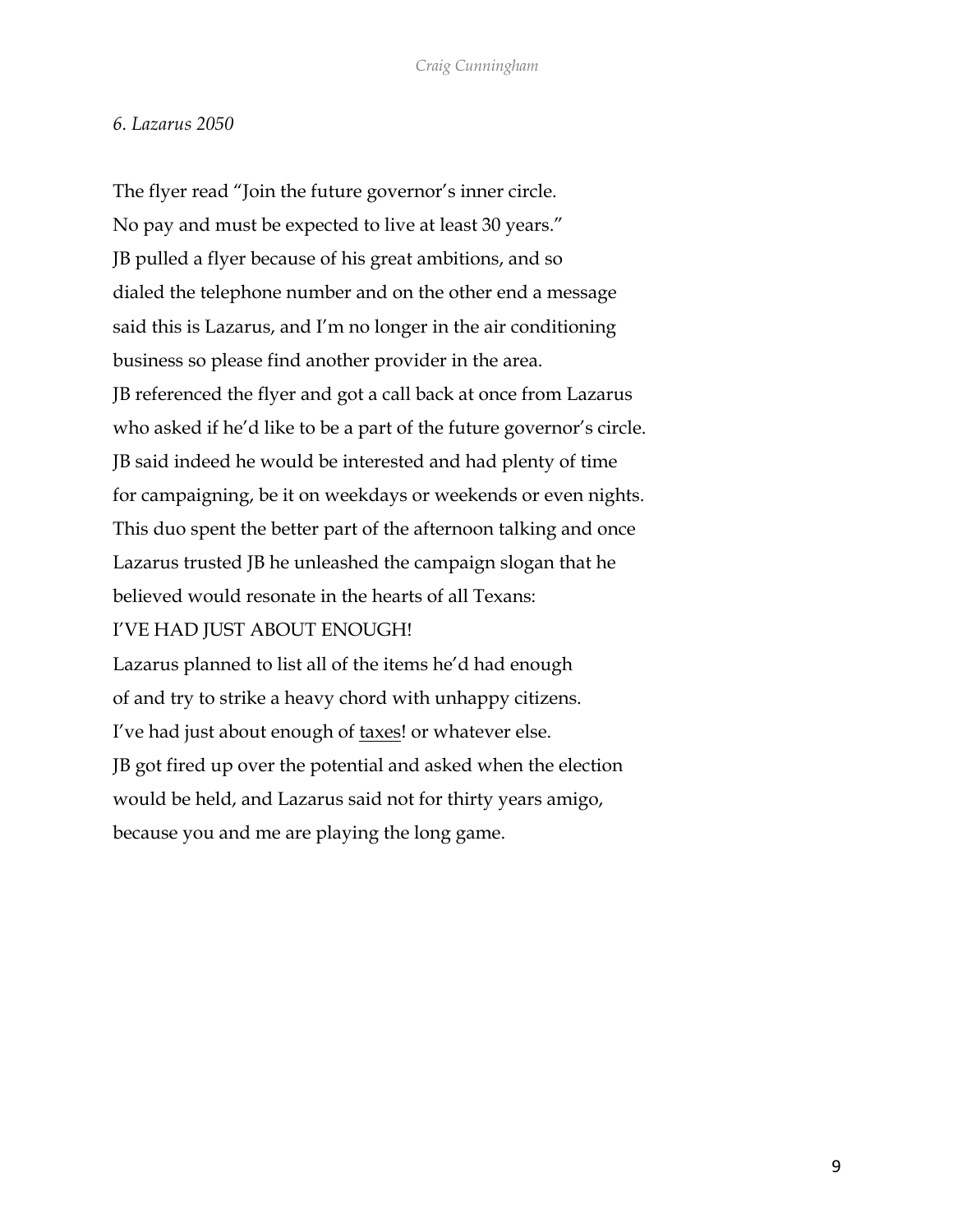*6. Lazarus 2050*

The flyer read "Join the future governor's inner circle.
No pay and must be expected to live at least 30 years."
JB pulled a flyer because of his great ambitions, and so
dialed the telephone number and on the other end a message
said this is Lazarus, and I'm no longer in the air conditioning
business so please find another provider in the area.
JB referenced the flyer and got a call back at once from Lazarus
who asked if he'd like to be a part of the future governor's circle.
JB said indeed he would be interested and had plenty of time
for campaigning, be it on weekdays or weekends or even nights.
This duo spent the better part of the afternoon talking and once
Lazarus trusted JB he unleashed the campaign slogan that he
believed would resonate in the hearts of all Texans:
I'VE HAD JUST ABOUT ENOUGH!
Lazarus planned to list all of the items he'd had enough
of and try to strike a heavy chord with unhappy citizens.
I've had just about enough of <u>taxes</u>! or whatever else.
JB got fired up over the potential and asked when the election
would be held, and Lazarus said not for thirty years amigo,
because you and me are playing the long game.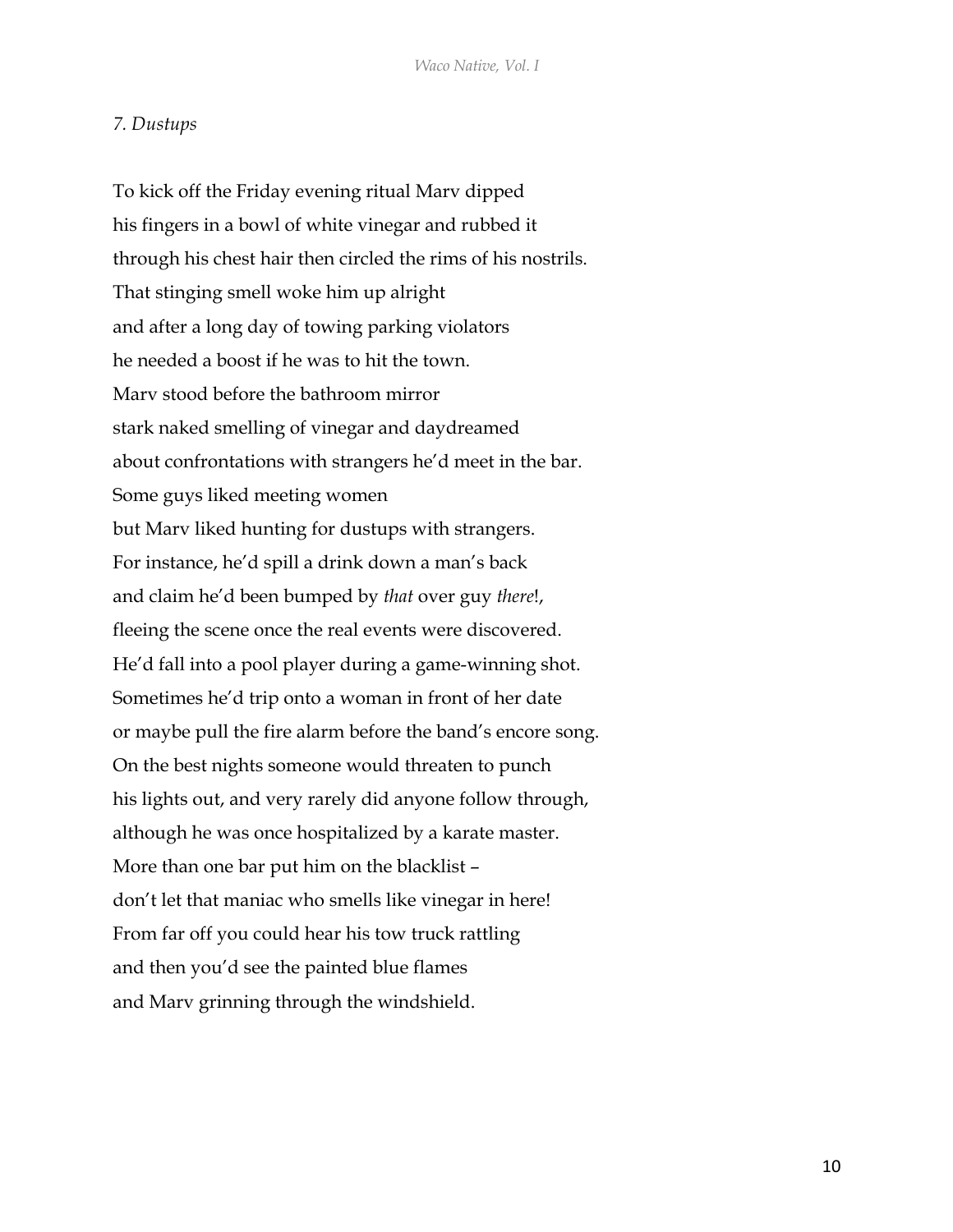*7. Dustups*

To kick off the Friday evening ritual Marv dipped
his fingers in a bowl of white vinegar and rubbed it
through his chest hair then circled the rims of his nostrils.
That stinging smell woke him up alright
and after a long day of towing parking violators
he needed a boost if he was to hit the town.
Marv stood before the bathroom mirror
stark naked smelling of vinegar and daydreamed
about confrontations with strangers he'd meet in the bar.
Some guys liked meeting women
but Marv liked hunting for dustups with strangers.
For instance, he'd spill a drink down a man's back
and claim he'd been bumped by *that* over guy *there*!,
fleeing the scene once the real events were discovered.
He'd fall into a pool player during a game-winning shot.
Sometimes he'd trip onto a woman in front of her date
or maybe pull the fire alarm before the band's encore song.
On the best nights someone would threaten to punch
his lights out, and very rarely did anyone follow through,
although he was once hospitalized by a karate master.
More than one bar put him on the blacklist –
don't let that maniac who smells like vinegar in here!
From far off you could hear his tow truck rattling
and then you'd see the painted blue flames
and Marv grinning through the windshield.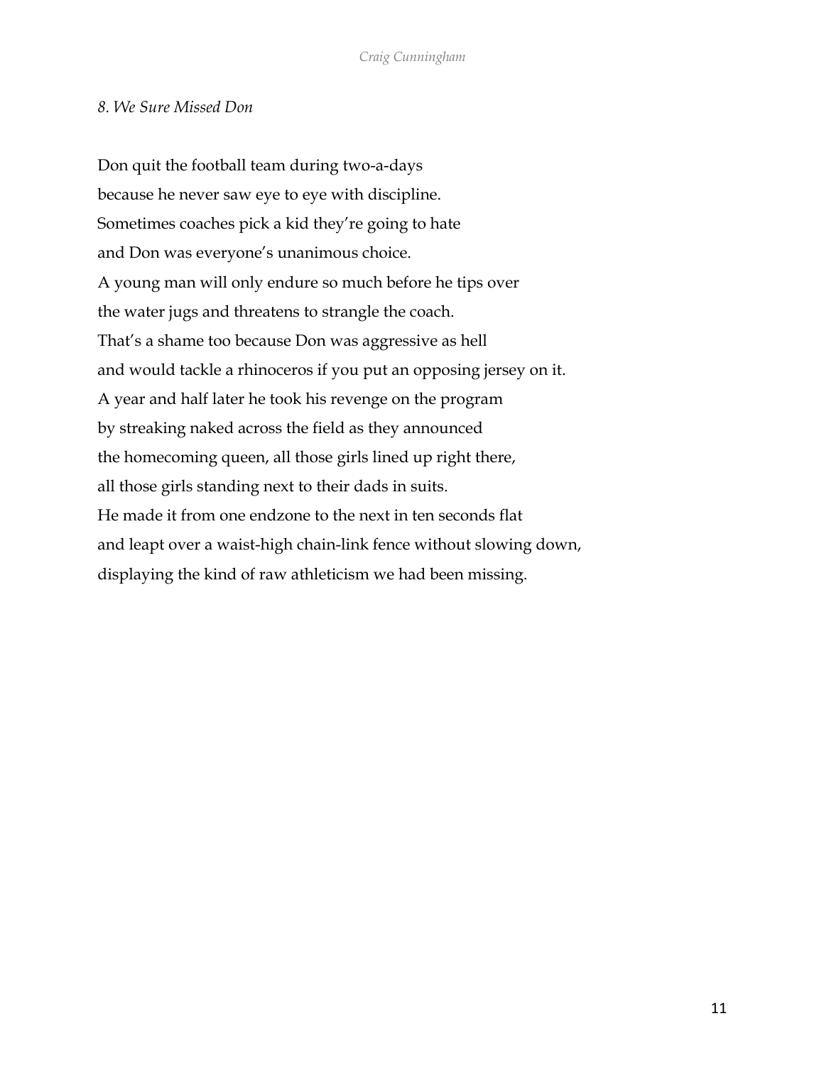*8. We Sure Missed Don*

Don quit the football team during two-a-days
because he never saw eye to eye with discipline.
Sometimes coaches pick a kid they're going to hate
and Don was everyone's unanimous choice.
A young man will only endure so much before he tips over
the water jugs and threatens to strangle the coach.
That's a shame too because Don was aggressive as hell
and would tackle a rhinoceros if you put an opposing jersey on it.
A year and half later he took his revenge on the program
by streaking naked across the field as they announced
the homecoming queen, all those girls lined up right there,
all those girls standing next to their dads in suits.
He made it from one endzone to the next in ten seconds flat
and leapt over a waist-high chain-link fence without slowing down,
displaying the kind of raw athleticism we had been missing.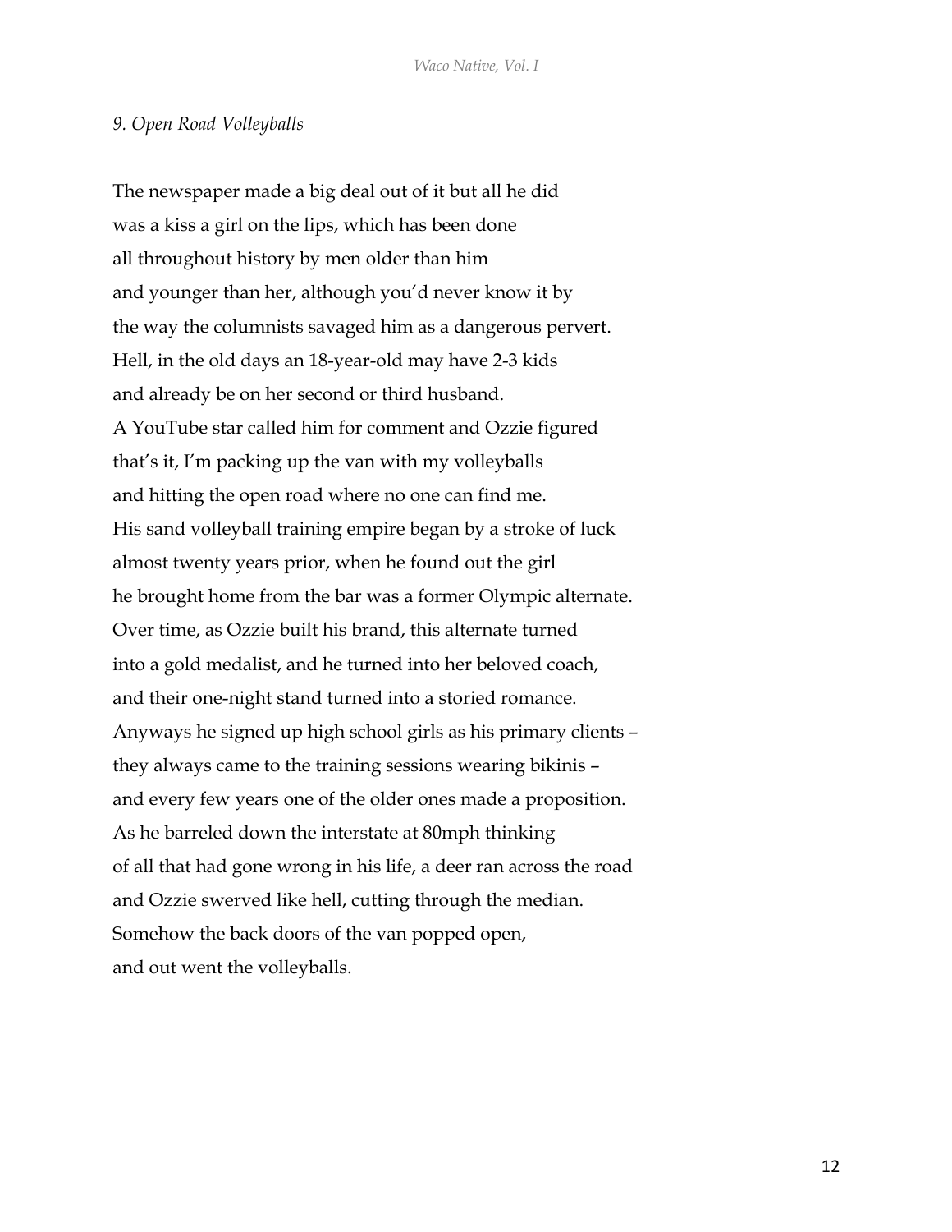*9. Open Road Volleyballs*

The newspaper made a big deal out of it but all he did  
was a kiss a girl on the lips, which has been done  
all throughout history by men older than him  
and younger than her, although you'd never know it by  
the way the columnists savaged him as a dangerous pervert.  
Hell, in the old days an 18-year-old may have 2-3 kids  
and already be on her second or third husband.  
A YouTube star called him for comment and Ozzie figured  
that's it, I'm packing up the van with my volleyballs  
and hitting the open road where no one can find me.  
His sand volleyball training empire began by a stroke of luck  
almost twenty years prior, when he found out the girl  
he brought home from the bar was a former Olympic alternate.  
Over time, as Ozzie built his brand, this alternate turned  
into a gold medalist, and he turned into her beloved coach,  
and their one-night stand turned into a storied romance.  
Anyways he signed up high school girls as his primary clients –  
they always came to the training sessions wearing bikinis –  
and every few years one of the older ones made a proposition.  
As he barreled down the interstate at 80mph thinking  
of all that had gone wrong in his life, a deer ran across the road  
and Ozzie swerved like hell, cutting through the median.  
Somehow the back doors of the van popped open,  
and out went the volleyballs.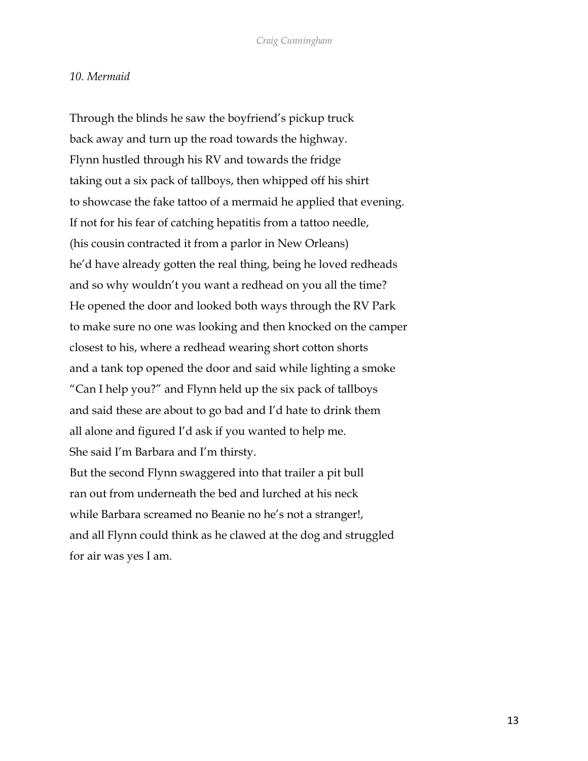*10. Mermaid*

Through the blinds he saw the boyfriend's pickup truck
back away and turn up the road towards the highway.
Flynn hustled through his RV and towards the fridge
taking out a six pack of tallboys, then whipped off his shirt
to showcase the fake tattoo of a mermaid he applied that evening.
If not for his fear of catching hepatitis from a tattoo needle,
(his cousin contracted it from a parlor in New Orleans)
he'd have already gotten the real thing, being he loved redheads
and so why wouldn't you want a redhead on you all the time?
He opened the door and looked both ways through the RV Park
to make sure no one was looking and then knocked on the camper
closest to his, where a redhead wearing short cotton shorts
and a tank top opened the door and said while lighting a smoke
"Can I help you?" and Flynn held up the six pack of tallboys
and said these are about to go bad and I'd hate to drink them
all alone and figured I'd ask if you wanted to help me.
She said I'm Barbara and I'm thirsty.
But the second Flynn swaggered into that trailer a pit bull
ran out from underneath the bed and lurched at his neck
while Barbara screamed no Beanie no he's not a stranger!,
and all Flynn could think as he clawed at the dog and struggled
for air was yes I am.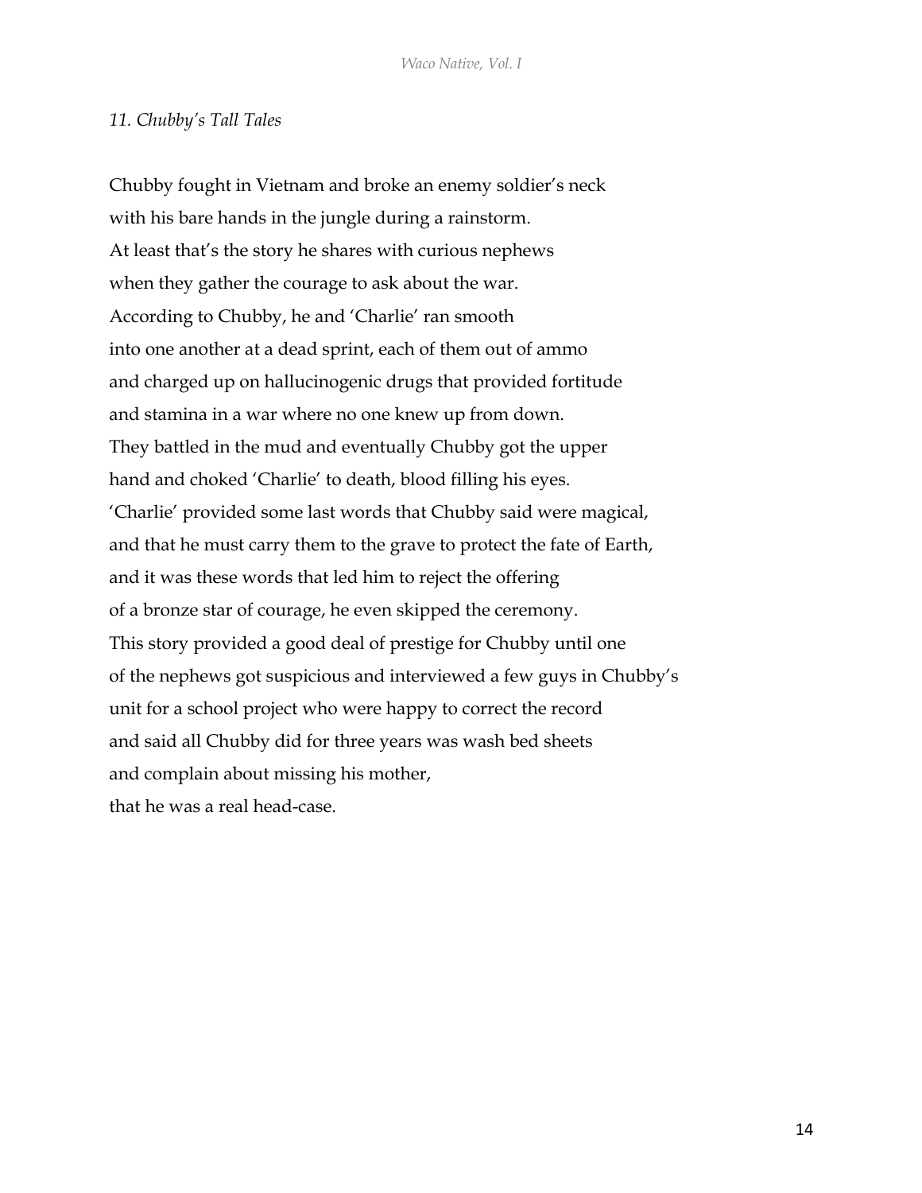*11. Chubby's Tall Tales*

Chubby fought in Vietnam and broke an enemy soldier's neck
with his bare hands in the jungle during a rainstorm.
At least that's the story he shares with curious nephews
when they gather the courage to ask about the war.
According to Chubby, he and 'Charlie' ran smooth
into one another at a dead sprint, each of them out of ammo
and charged up on hallucinogenic drugs that provided fortitude
and stamina in a war where no one knew up from down.
They battled in the mud and eventually Chubby got the upper
hand and choked 'Charlie' to death, blood filling his eyes.
'Charlie' provided some last words that Chubby said were magical,
and that he must carry them to the grave to protect the fate of Earth,
and it was these words that led him to reject the offering
of a bronze star of courage, he even skipped the ceremony.
This story provided a good deal of prestige for Chubby until one
of the nephews got suspicious and interviewed a few guys in Chubby's
unit for a school project who were happy to correct the record
and said all Chubby did for three years was wash bed sheets
and complain about missing his mother,
that he was a real head-case.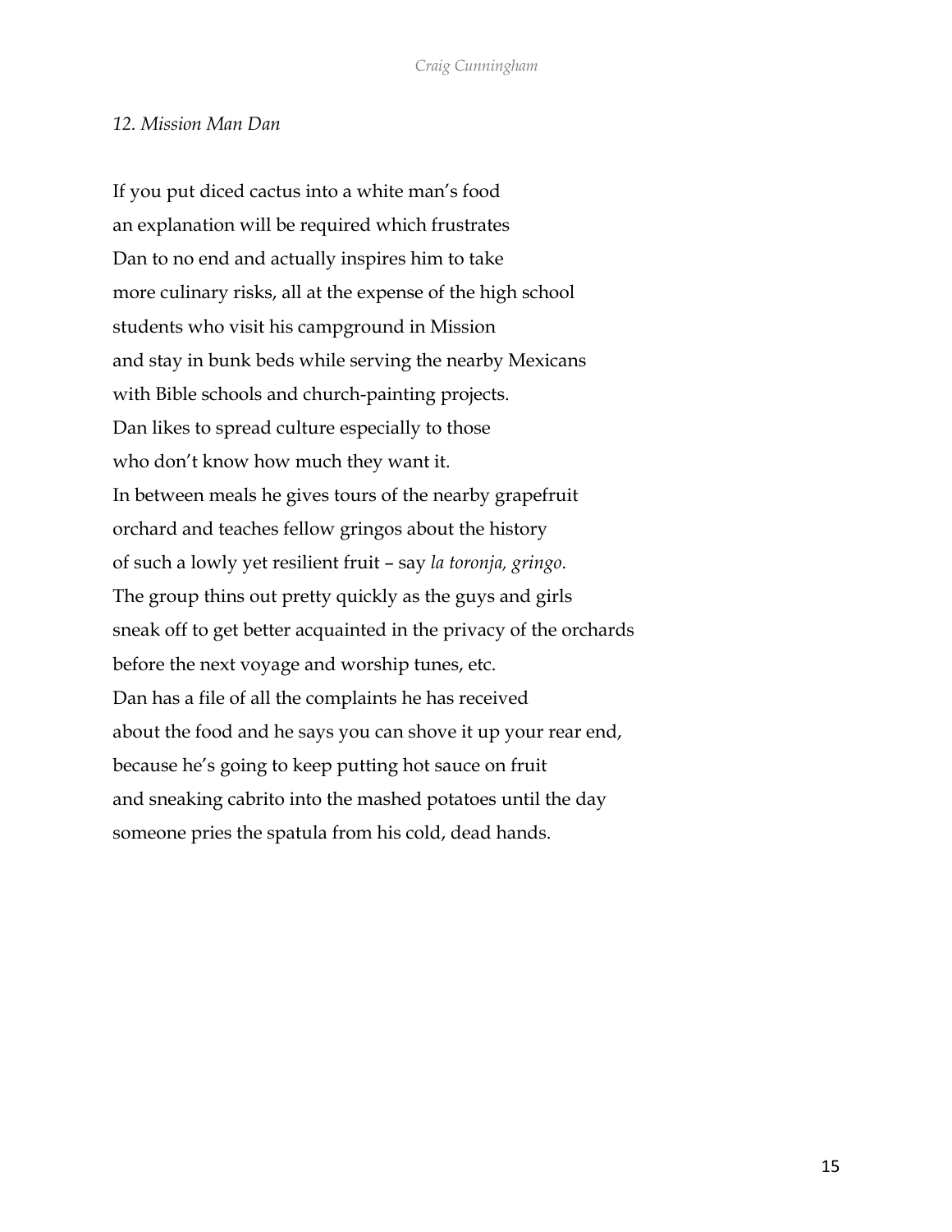*12. Mission Man Dan*

If you put diced cactus into a white man's food  
an explanation will be required which frustrates  
Dan to no end and actually inspires him to take  
more culinary risks, all at the expense of the high school  
students who visit his campground in Mission  
and stay in bunk beds while serving the nearby Mexicans  
with Bible schools and church-painting projects.  
Dan likes to spread culture especially to those  
who don't know how much they want it.  
In between meals he gives tours of the nearby grapefruit  
orchard and teaches fellow gringos about the history  
of such a lowly yet resilient fruit – say *la toronja, gringo*.  
The group thins out pretty quickly as the guys and girls  
sneak off to get better acquainted in the privacy of the orchards  
before the next voyage and worship tunes, etc.  
Dan has a file of all the complaints he has received  
about the food and he says you can shove it up your rear end,  
because he's going to keep putting hot sauce on fruit  
and sneaking cabrito into the mashed potatoes until the day  
someone pries the spatula from his cold, dead hands.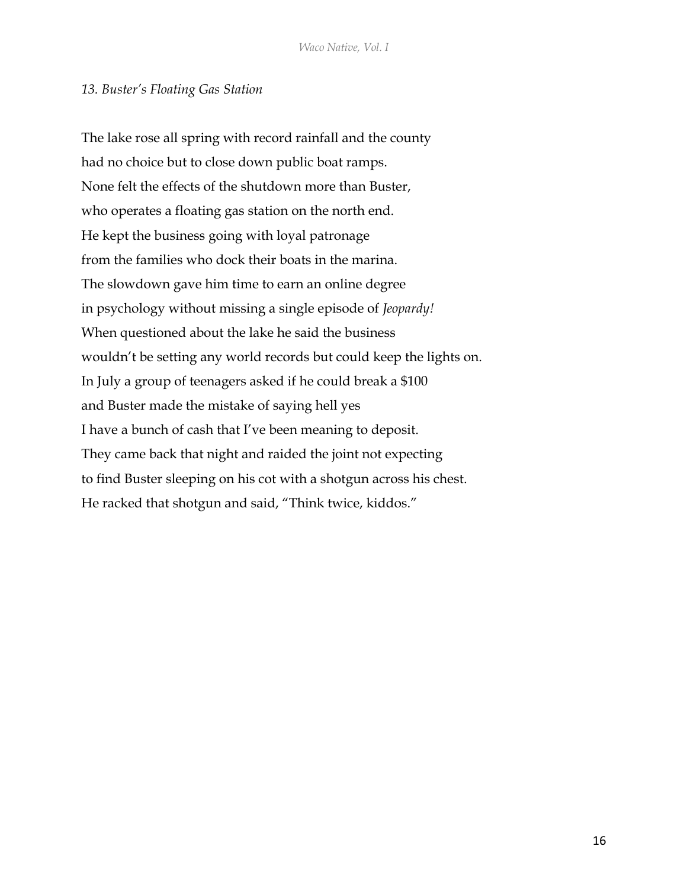*13. Buster's Floating Gas Station*

The lake rose all spring with record rainfall and the county
had no choice but to close down public boat ramps.
None felt the effects of the shutdown more than Buster,
who operates a floating gas station on the north end.
He kept the business going with loyal patronage
from the families who dock their boats in the marina.
The slowdown gave him time to earn an online degree
in psychology without missing a single episode of *Jeopardy!*
When questioned about the lake he said the business
wouldn't be setting any world records but could keep the lights on.
In July a group of teenagers asked if he could break a $100
and Buster made the mistake of saying hell yes
I have a bunch of cash that I've been meaning to deposit.
They came back that night and raided the joint not expecting
to find Buster sleeping on his cot with a shotgun across his chest.
He racked that shotgun and said, "Think twice, kiddos."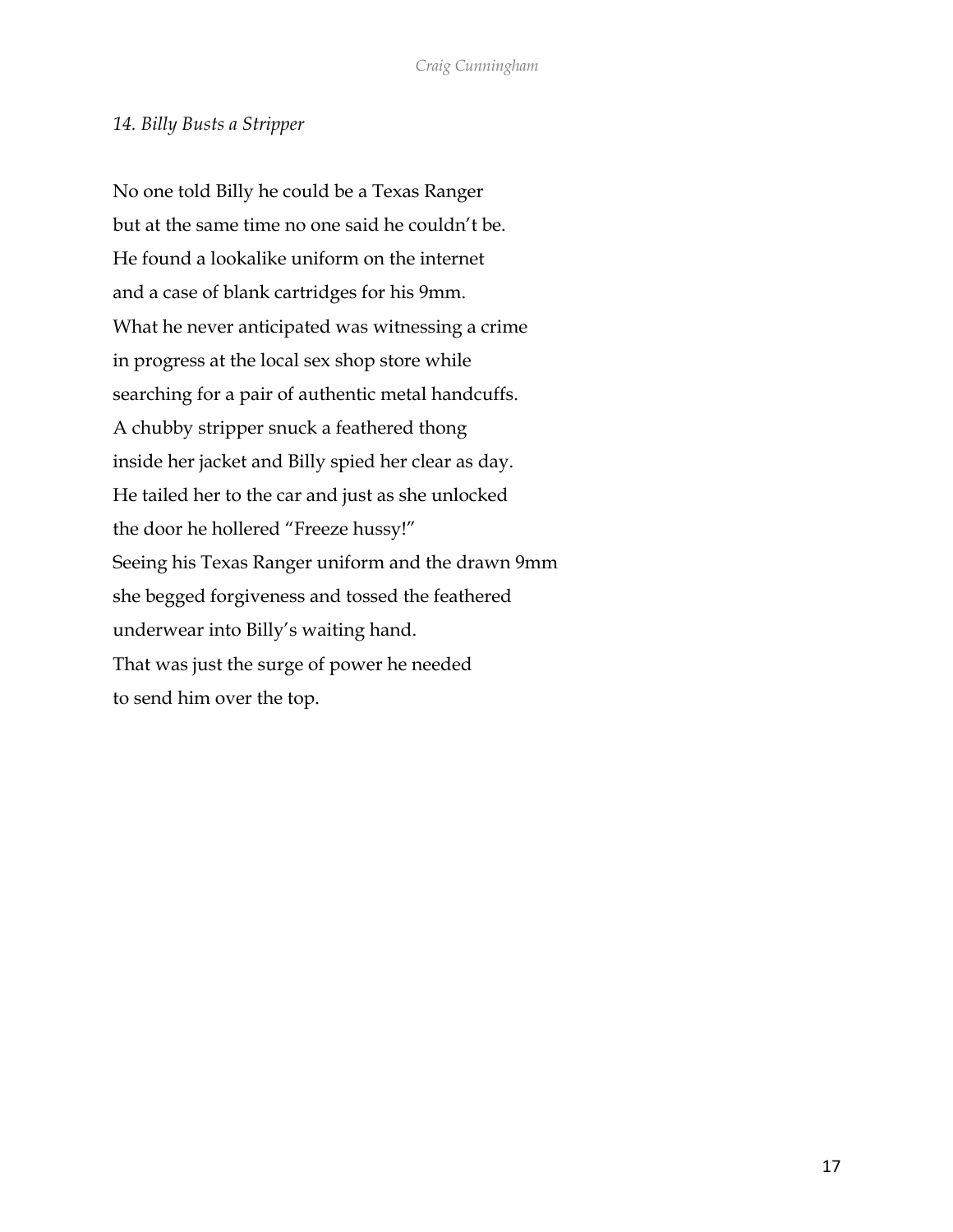*14. Billy Busts a Stripper*

No one told Billy he could be a Texas Ranger  
but at the same time no one said he couldn't be.  
He found a lookalike uniform on the internet  
and a case of blank cartridges for his 9mm.  
What he never anticipated was witnessing a crime  
in progress at the local sex shop store while  
searching for a pair of authentic metal handcuffs.  
A chubby stripper snuck a feathered thong  
inside her jacket and Billy spied her clear as day.  
He tailed her to the car and just as she unlocked  
the door he hollered "Freeze hussy!"  
Seeing his Texas Ranger uniform and the drawn 9mm  
she begged forgiveness and tossed the feathered  
underwear into Billy's waiting hand.  
That was just the surge of power he needed  
to send him over the top.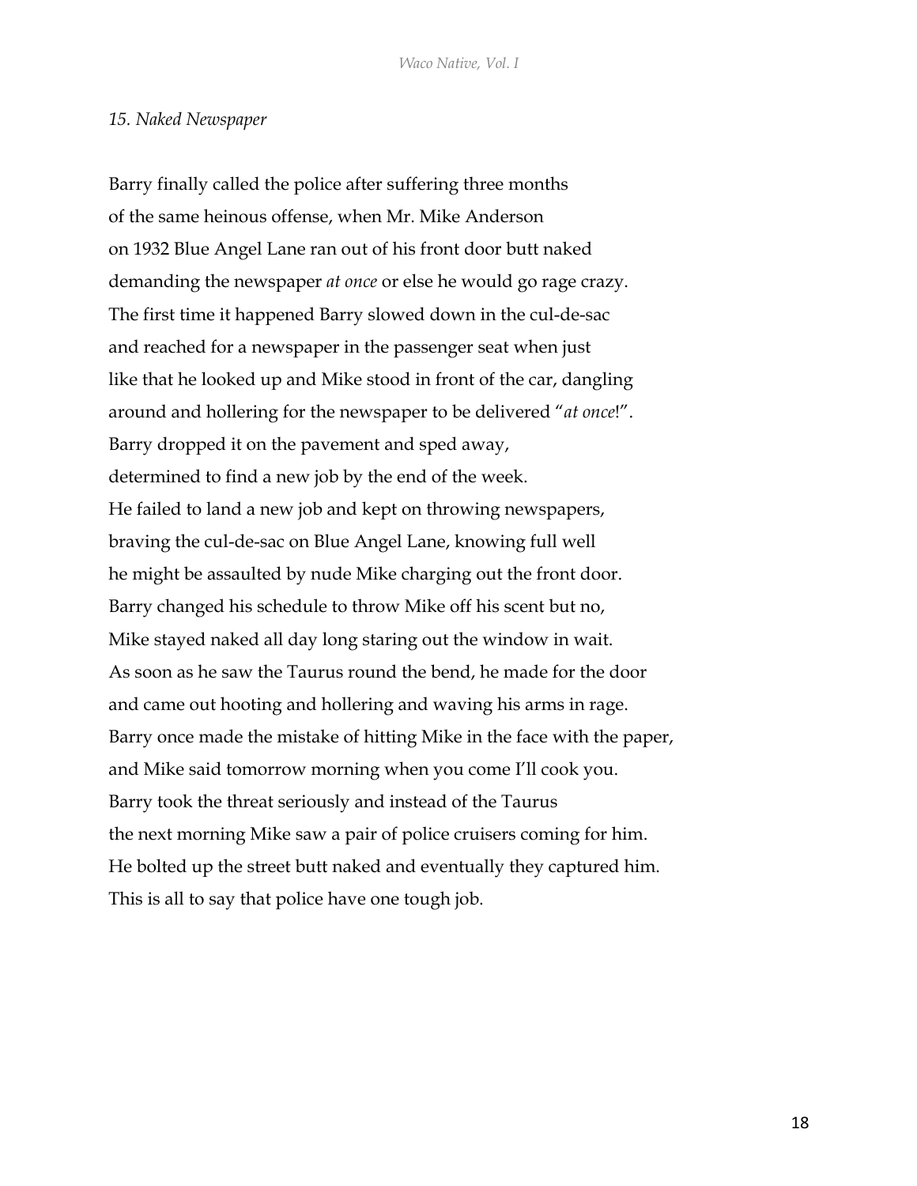*15. Naked Newspaper*

Barry finally called the police after suffering three months  
of the same heinous offense, when Mr. Mike Anderson  
on 1932 Blue Angel Lane ran out of his front door butt naked  
demanding the newspaper *at once* or else he would go rage crazy.  
The first time it happened Barry slowed down in the cul-de-sac  
and reached for a newspaper in the passenger seat when just  
like that he looked up and Mike stood in front of the car, dangling  
around and hollering for the newspaper to be delivered "*at once*!".  
Barry dropped it on the pavement and sped away,  
determined to find a new job by the end of the week.  
He failed to land a new job and kept on throwing newspapers,  
braving the cul-de-sac on Blue Angel Lane, knowing full well  
he might be assaulted by nude Mike charging out the front door.  
Barry changed his schedule to throw Mike off his scent but no,  
Mike stayed naked all day long staring out the window in wait.  
As soon as he saw the Taurus round the bend, he made for the door  
and came out hooting and hollering and waving his arms in rage.  
Barry once made the mistake of hitting Mike in the face with the paper,  
and Mike said tomorrow morning when you come I'll cook you.  
Barry took the threat seriously and instead of the Taurus  
the next morning Mike saw a pair of police cruisers coming for him.  
He bolted up the street butt naked and eventually they captured him.  
This is all to say that police have one tough job.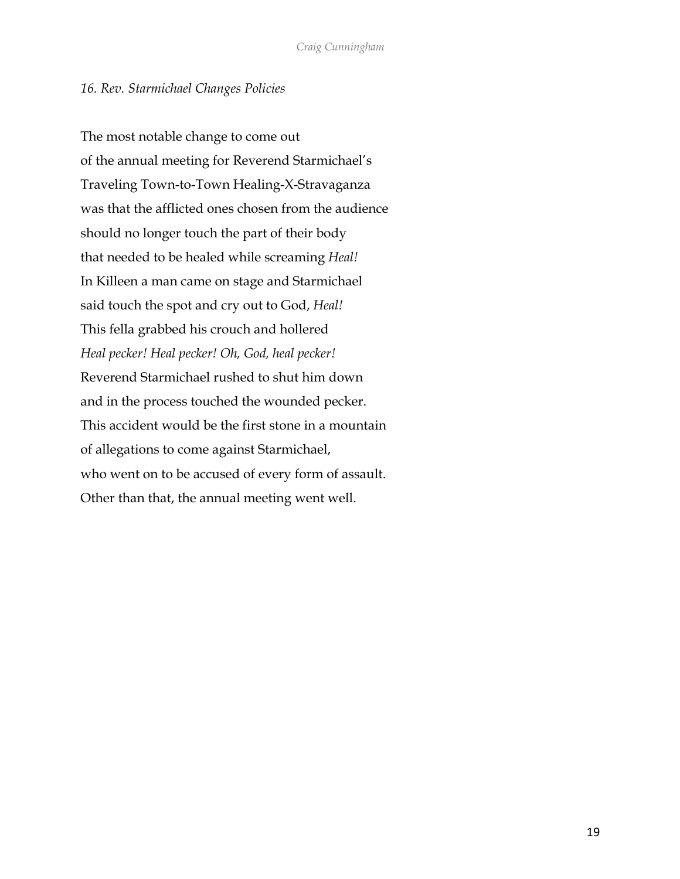*16. Rev. Starmichael Changes Policies*

The most notable change to come out  
of the annual meeting for Reverend Starmichael's  
Traveling Town-to-Town Healing-X-Stravaganza  
was that the afflicted ones chosen from the audience  
should no longer touch the part of their body  
that needed to be healed while screaming *Heal!*  
In Killeen a man came on stage and Starmichael  
said touch the spot and cry out to God, *Heal!*  
This fella grabbed his crouch and hollered  
*Heal pecker! Heal pecker! Oh, God, heal pecker!*  
Reverend Starmichael rushed to shut him down  
and in the process touched the wounded pecker.  
This accident would be the first stone in a mountain  
of allegations to come against Starmichael,  
who went on to be accused of every form of assault.  
Other than that, the annual meeting went well.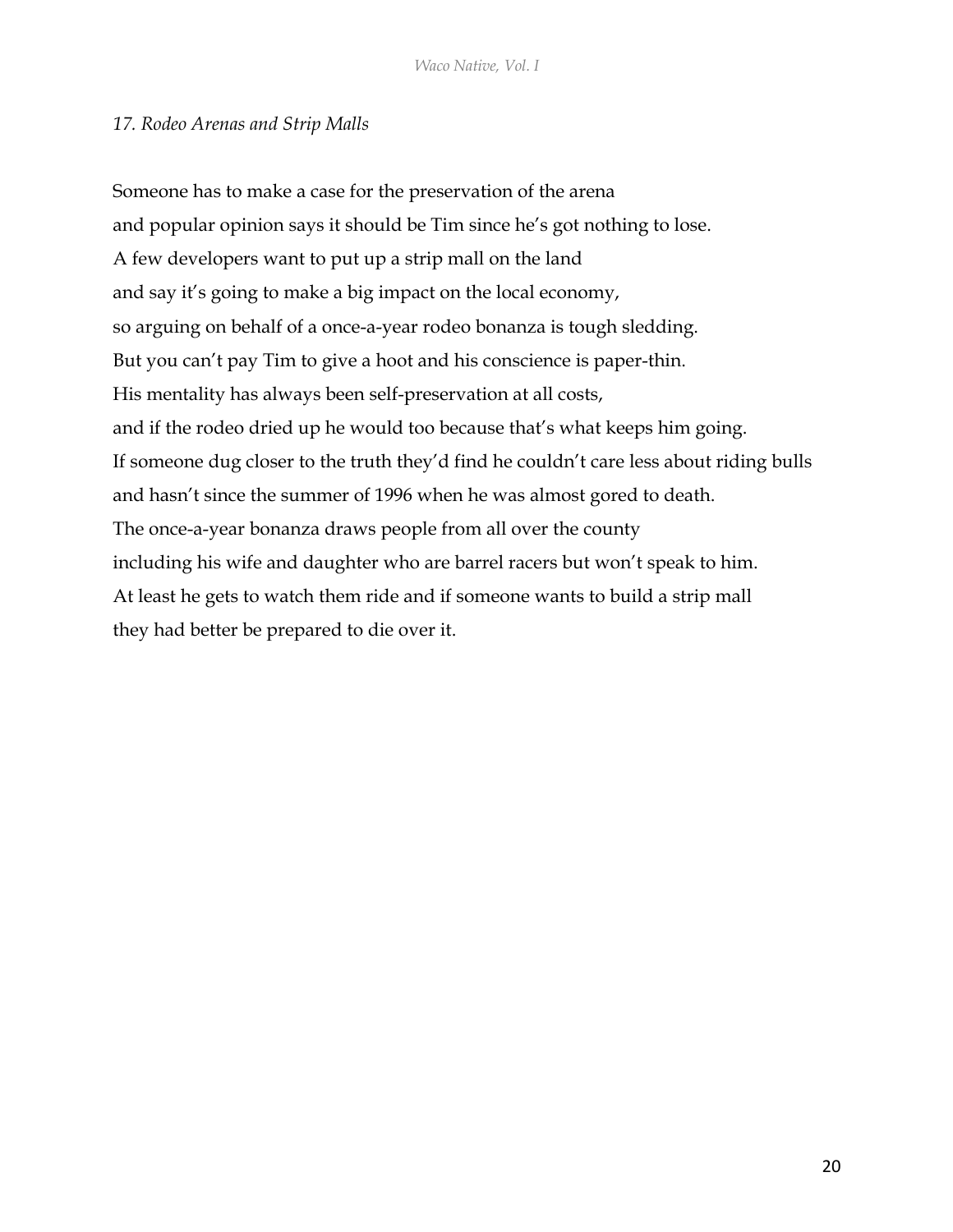*17. Rodeo Arenas and Strip Malls*

Someone has to make a case for the preservation of the arena  
and popular opinion says it should be Tim since he's got nothing to lose.  
A few developers want to put up a strip mall on the land  
and say it's going to make a big impact on the local economy,  
so arguing on behalf of a once-a-year rodeo bonanza is tough sledding.  
But you can't pay Tim to give a hoot and his conscience is paper-thin.  
His mentality has always been self-preservation at all costs,  
and if the rodeo dried up he would too because that's what keeps him going.  
If someone dug closer to the truth they'd find he couldn't care less about riding bulls  
and hasn't since the summer of 1996 when he was almost gored to death.  
The once-a-year bonanza draws people from all over the county  
including his wife and daughter who are barrel racers but won't speak to him.  
At least he gets to watch them ride and if someone wants to build a strip mall  
they had better be prepared to die over it.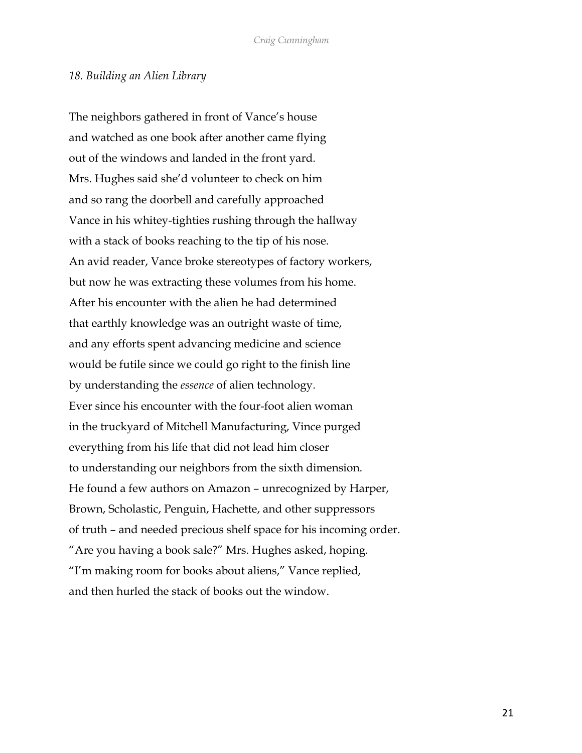*18. Building an Alien Library*

The neighbors gathered in front of Vance's house  
and watched as one book after another came flying  
out of the windows and landed in the front yard.  
Mrs. Hughes said she'd volunteer to check on him  
and so rang the doorbell and carefully approached  
Vance in his whitey-tighties rushing through the hallway  
with a stack of books reaching to the tip of his nose.  
An avid reader, Vance broke stereotypes of factory workers,  
but now he was extracting these volumes from his home.  
After his encounter with the alien he had determined  
that earthly knowledge was an outright waste of time,  
and any efforts spent advancing medicine and science  
would be futile since we could go right to the finish line  
by understanding the *essence* of alien technology.  
Ever since his encounter with the four-foot alien woman  
in the truckyard of Mitchell Manufacturing, Vance purged  
everything from his life that did not lead him closer  
to understanding our neighbors from the sixth dimension.  
He found a few authors on Amazon – unrecognized by Harper,  
Brown, Scholastic, Penguin, Hachette, and other suppressors  
of truth – and needed precious shelf space for his incoming order.  
"Are you having a book sale?" Mrs. Hughes asked, hoping.  
"I'm making room for books about aliens," Vance replied,  
and then hurled the stack of books out the window.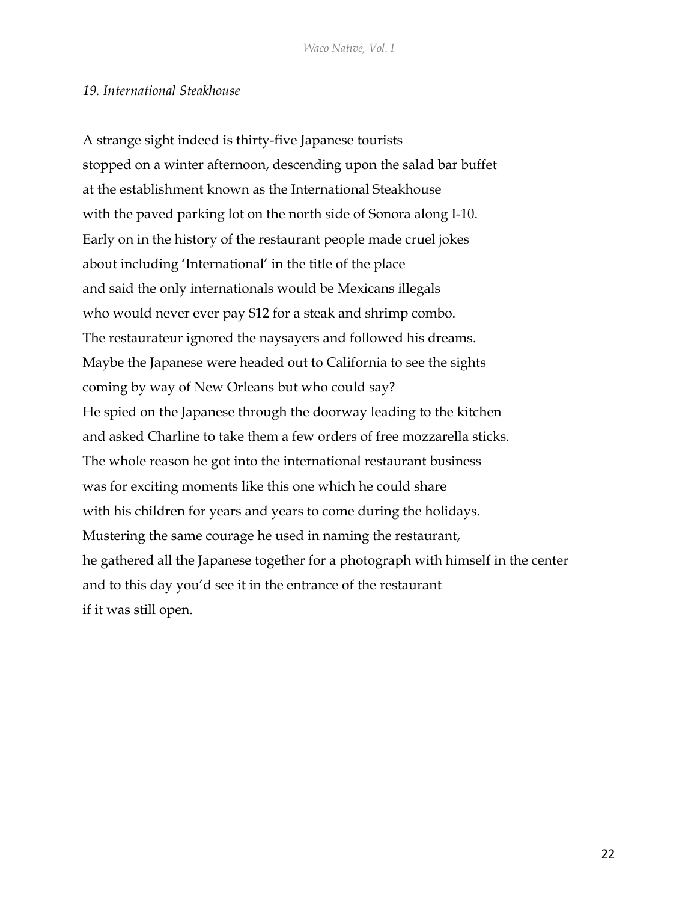*19. International Steakhouse*

A strange sight indeed is thirty-five Japanese tourists
stopped on a winter afternoon, descending upon the salad bar buffet
at the establishment known as the International Steakhouse
with the paved parking lot on the north side of Sonora along I-10.
Early on in the history of the restaurant people made cruel jokes
about including 'International' in the title of the place
and said the only internationals would be Mexicans illegals
who would never ever pay $12 for a steak and shrimp combo.
The restaurateur ignored the naysayers and followed his dreams.
Maybe the Japanese were headed out to California to see the sights
coming by way of New Orleans but who could say?
He spied on the Japanese through the doorway leading to the kitchen
and asked Charline to take them a few orders of free mozzarella sticks.
The whole reason he got into the international restaurant business
was for exciting moments like this one which he could share
with his children for years and years to come during the holidays.
Mustering the same courage he used in naming the restaurant,
he gathered all the Japanese together for a photograph with himself in the center
and to this day you'd see it in the entrance of the restaurant
if it was still open.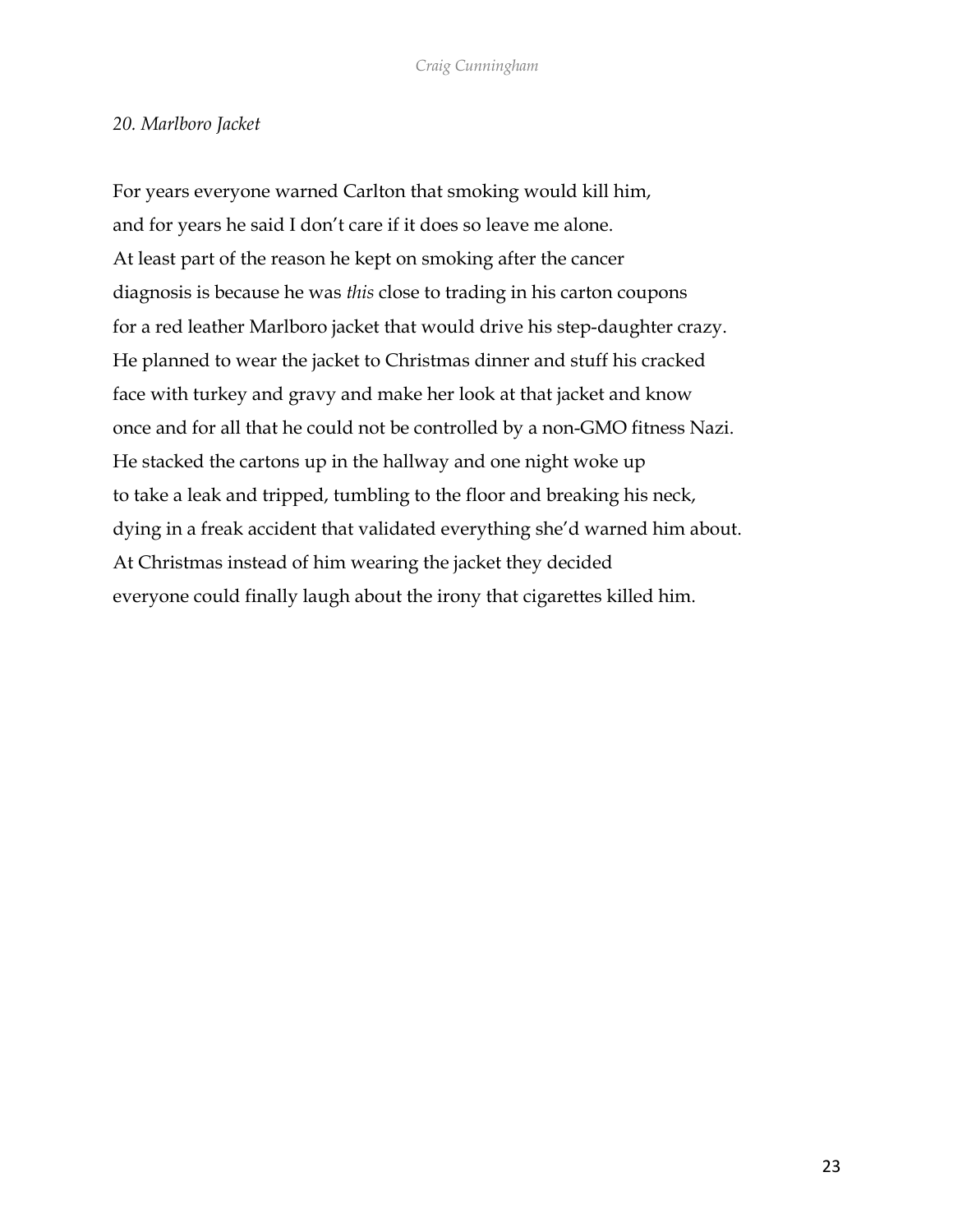*20. Marlboro Jacket*

For years everyone warned Carlton that smoking would kill him,
and for years he said I don't care if it does so leave me alone.
At least part of the reason he kept on smoking after the cancer
diagnosis is because he was *this* close to trading in his carton coupons
for a red leather Marlboro jacket that would drive his step-daughter crazy.
He planned to wear the jacket to Christmas dinner and stuff his cracked
face with turkey and gravy and make her look at that jacket and know
once and for all that he could not be controlled by a non-GMO fitness Nazi.
He stacked the cartons up in the hallway and one night woke up
to take a leak and tripped, tumbling to the floor and breaking his neck,
dying in a freak accident that validated everything she'd warned him about.
At Christmas instead of him wearing the jacket they decided
everyone could finally laugh about the irony that cigarettes killed him.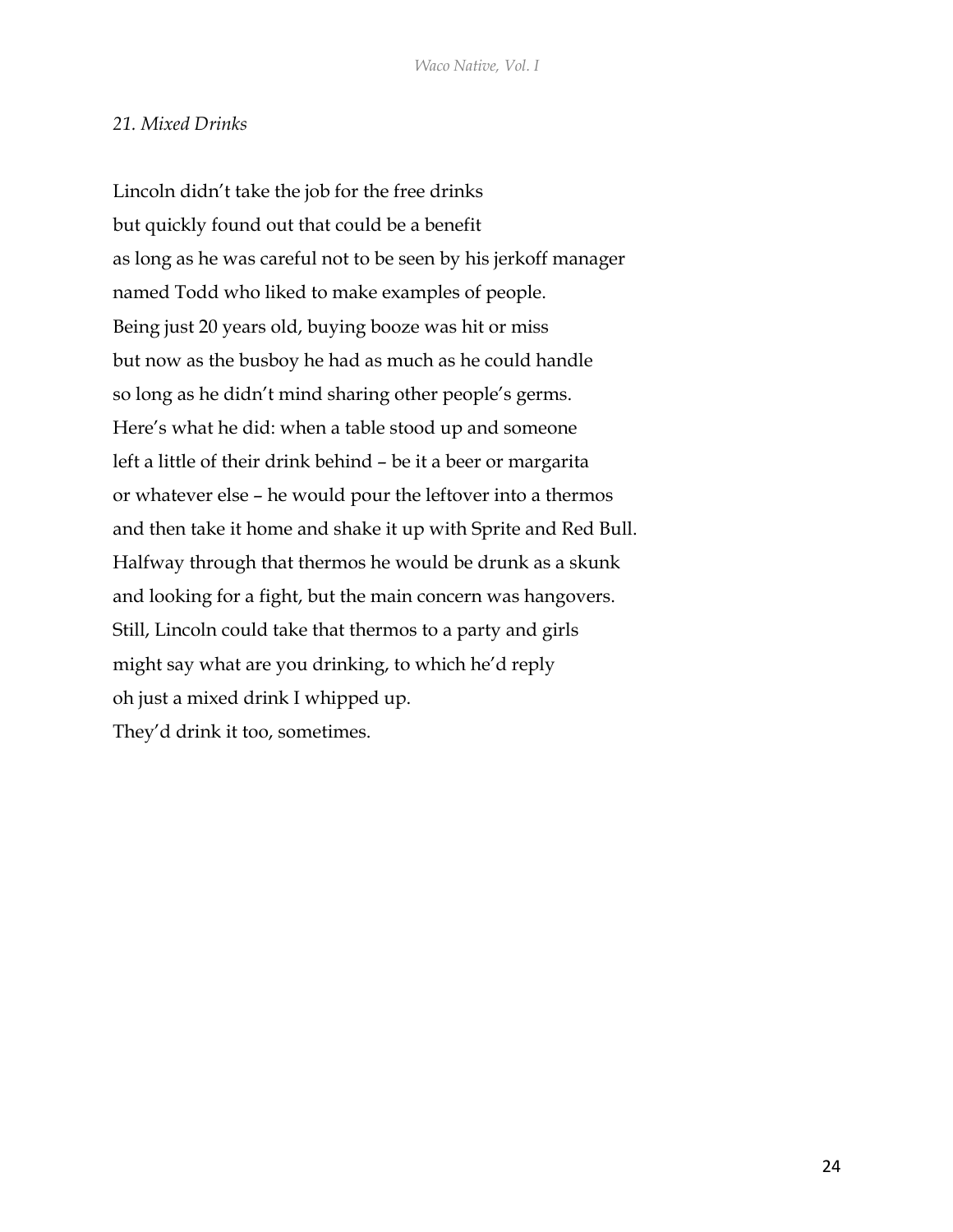*21. Mixed Drinks*

Lincoln didn't take the job for the free drinks  
but quickly found out that could be a benefit  
as long as he was careful not to be seen by his jerkoff manager  
named Todd who liked to make examples of people.  
Being just 20 years old, buying booze was hit or miss  
but now as the busboy he had as much as he could handle  
so long as he didn't mind sharing other people's germs.  
Here's what he did: when a table stood up and someone  
left a little of their drink behind – be it a beer or margarita  
or whatever else – he would pour the leftover into a thermos  
and then take it home and shake it up with Sprite and Red Bull.  
Halfway through that thermos he would be drunk as a skunk  
and looking for a fight, but the main concern was hangovers.  
Still, Lincoln could take that thermos to a party and girls  
might say what are you drinking, to which he'd reply  
oh just a mixed drink I whipped up.  
They'd drink it too, sometimes.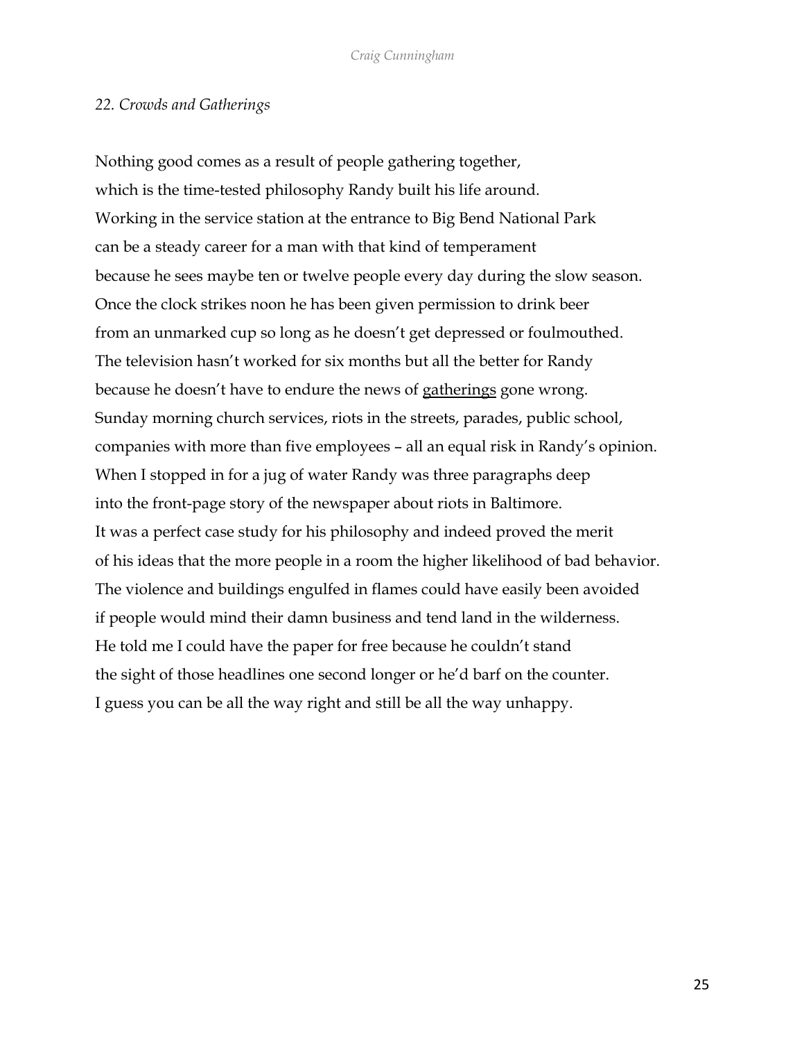*22. Crowds and Gatherings*

Nothing good comes as a result of people gathering together,
which is the time-tested philosophy Randy built his life around.
Working in the service station at the entrance to Big Bend National Park
can be a steady career for a man with that kind of temperament
because he sees maybe ten or twelve people every day during the slow season.
Once the clock strikes noon he has been given permission to drink beer
from an unmarked cup so long as he doesn't get depressed or foulmouthed.
The television hasn't worked for six months but all the better for Randy
because he doesn't have to endure the news of gatherings gone wrong.
Sunday morning church services, riots in the streets, parades, public school,
companies with more than five employees – all an equal risk in Randy's opinion.
When I stopped in for a jug of water Randy was three paragraphs deep
into the front-page story of the newspaper about riots in Baltimore.
It was a perfect case study for his philosophy and indeed proved the merit
of his ideas that the more people in a room the higher likelihood of bad behavior.
The violence and buildings engulfed in flames could have easily been avoided
if people would mind their damn business and tend land in the wilderness.
He told me I could have the paper for free because he couldn't stand
the sight of those headlines one second longer or he'd barf on the counter.
I guess you can be all the way right and still be all the way unhappy.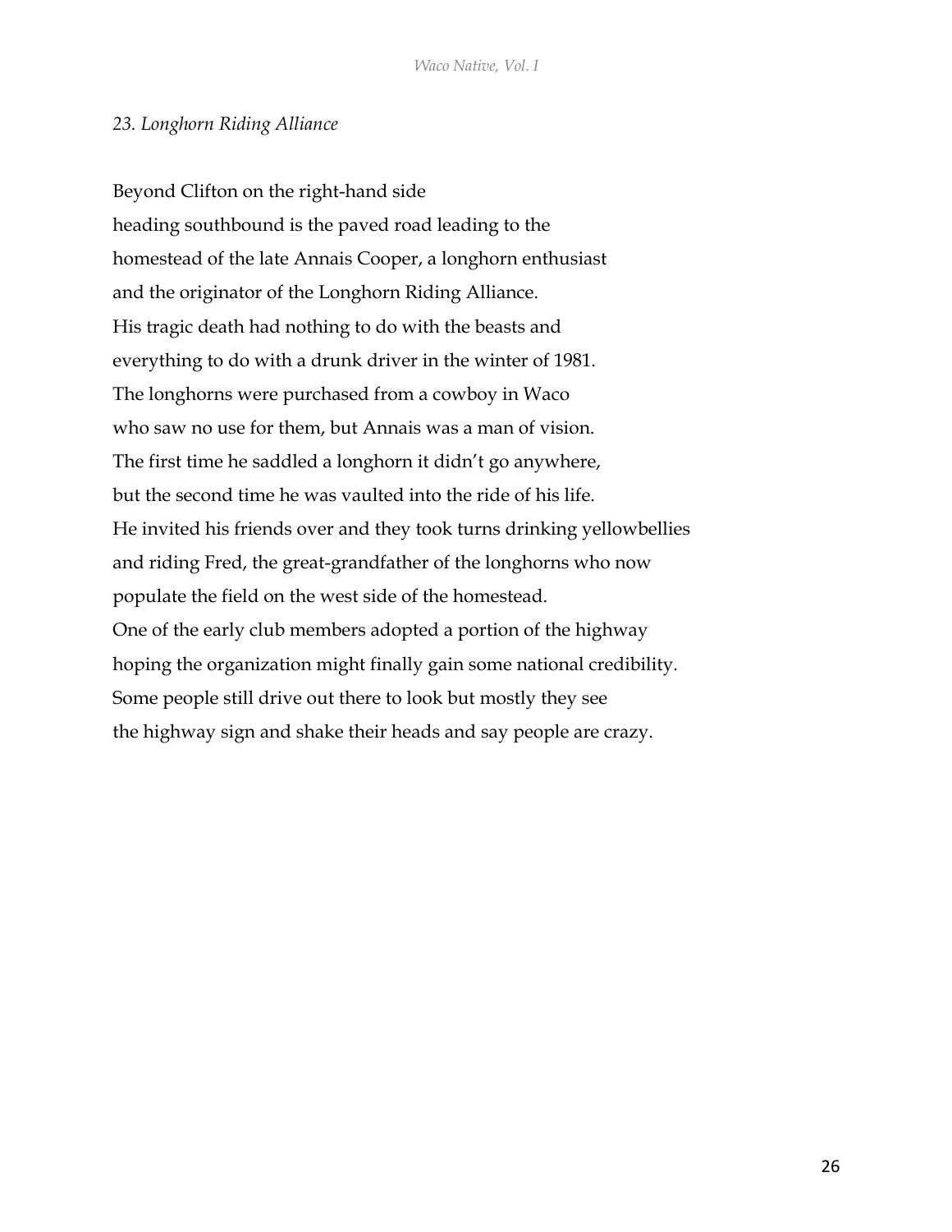*23. Longhorn Riding Alliance*

Beyond Clifton on the right-hand side  
heading southbound is the paved road leading to the  
homestead of the late Annais Cooper, a longhorn enthusiast  
and the originator of the Longhorn Riding Alliance.  
His tragic death had nothing to do with the beasts and  
everything to do with a drunk driver in the winter of 1981.  
The longhorns were purchased from a cowboy in Waco  
who saw no use for them, but Annais was a man of vision.  
The first time he saddled a longhorn it didn't go anywhere,  
but the second time he was vaulted into the ride of his life.  
He invited his friends over and they took turns drinking yellowbellies  
and riding Fred, the great-grandfather of the longhorns who now  
populate the field on the west side of the homestead.  
One of the early club members adopted a portion of the highway  
hoping the organization might finally gain some national credibility.  
Some people still drive out there to look but mostly they see  
the highway sign and shake their heads and say people are crazy.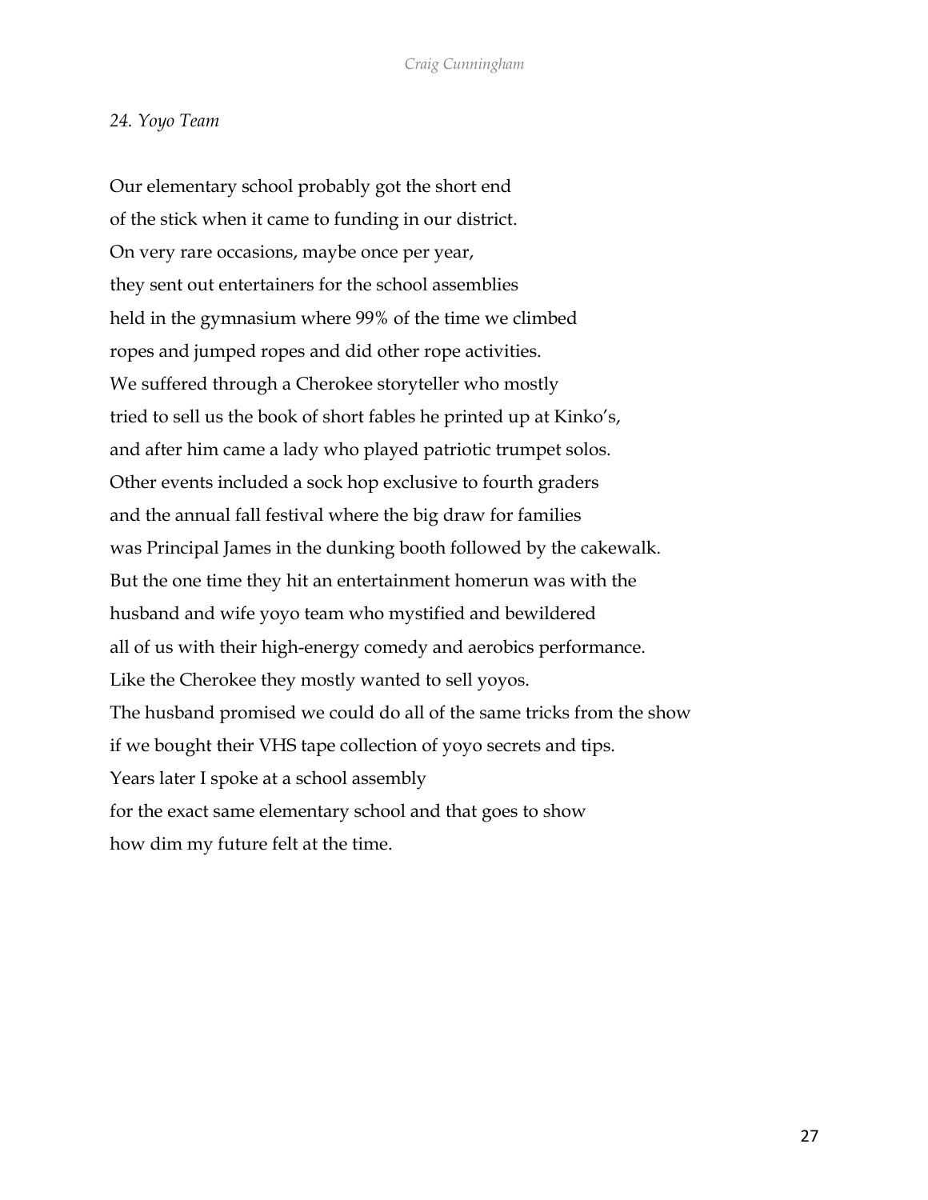*24. Yoyo Team*

Our elementary school probably got the short end  
of the stick when it came to funding in our district.  
On very rare occasions, maybe once per year,  
they sent out entertainers for the school assemblies  
held in the gymnasium where 99% of the time we climbed  
ropes and jumped ropes and did other rope activities.  
We suffered through a Cherokee storyteller who mostly  
tried to sell us the book of short fables he printed up at Kinko's,  
and after him came a lady who played patriotic trumpet solos.  
Other events included a sock hop exclusive to fourth graders  
and the annual fall festival where the big draw for families  
was Principal James in the dunking booth followed by the cakewalk.  
But the one time they hit an entertainment homerun was with the  
husband and wife yoyo team who mystified and bewildered  
all of us with their high-energy comedy and aerobics performance.  
Like the Cherokee they mostly wanted to sell yoyos.  
The husband promised we could do all of the same tricks from the show  
if we bought their VHS tape collection of yoyo secrets and tips.  
Years later I spoke at a school assembly  
for the exact same elementary school and that goes to show  
how dim my future felt at the time.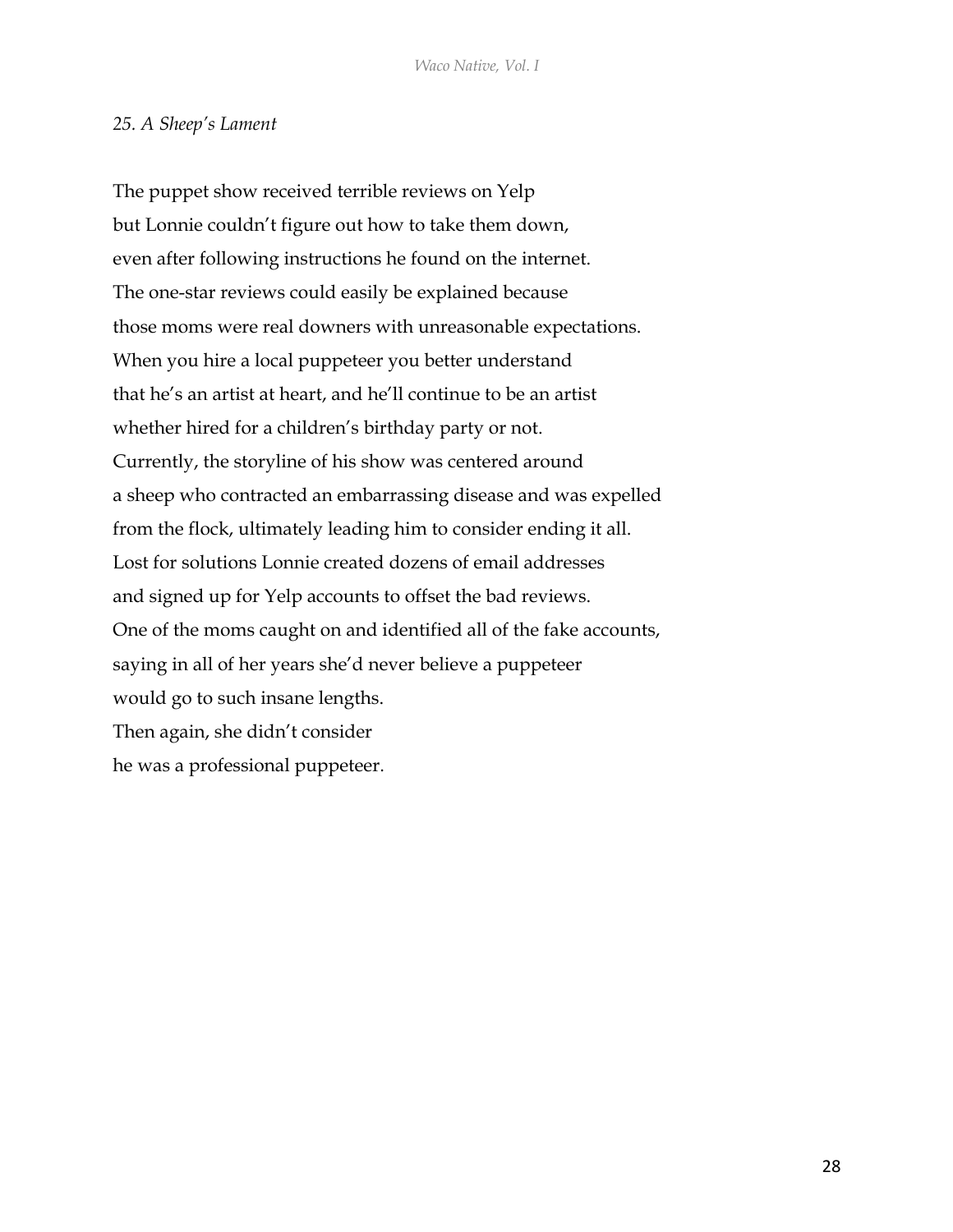*25. A Sheep's Lament*

The puppet show received terrible reviews on Yelp  
but Lonnie couldn't figure out how to take them down,  
even after following instructions he found on the internet.  
The one-star reviews could easily be explained because  
those moms were real downers with unreasonable expectations.  
When you hire a local puppeteer you better understand  
that he's an artist at heart, and he'll continue to be an artist  
whether hired for a children's birthday party or not.  
Currently, the storyline of his show was centered around  
a sheep who contracted an embarrassing disease and was expelled  
from the flock, ultimately leading him to consider ending it all.  
Lost for solutions Lonnie created dozens of email addresses  
and signed up for Yelp accounts to offset the bad reviews.  
One of the moms caught on and identified all of the fake accounts,  
saying in all of her years she'd never believe a puppeteer  
would go to such insane lengths.  
Then again, she didn't consider  
he was a professional puppeteer.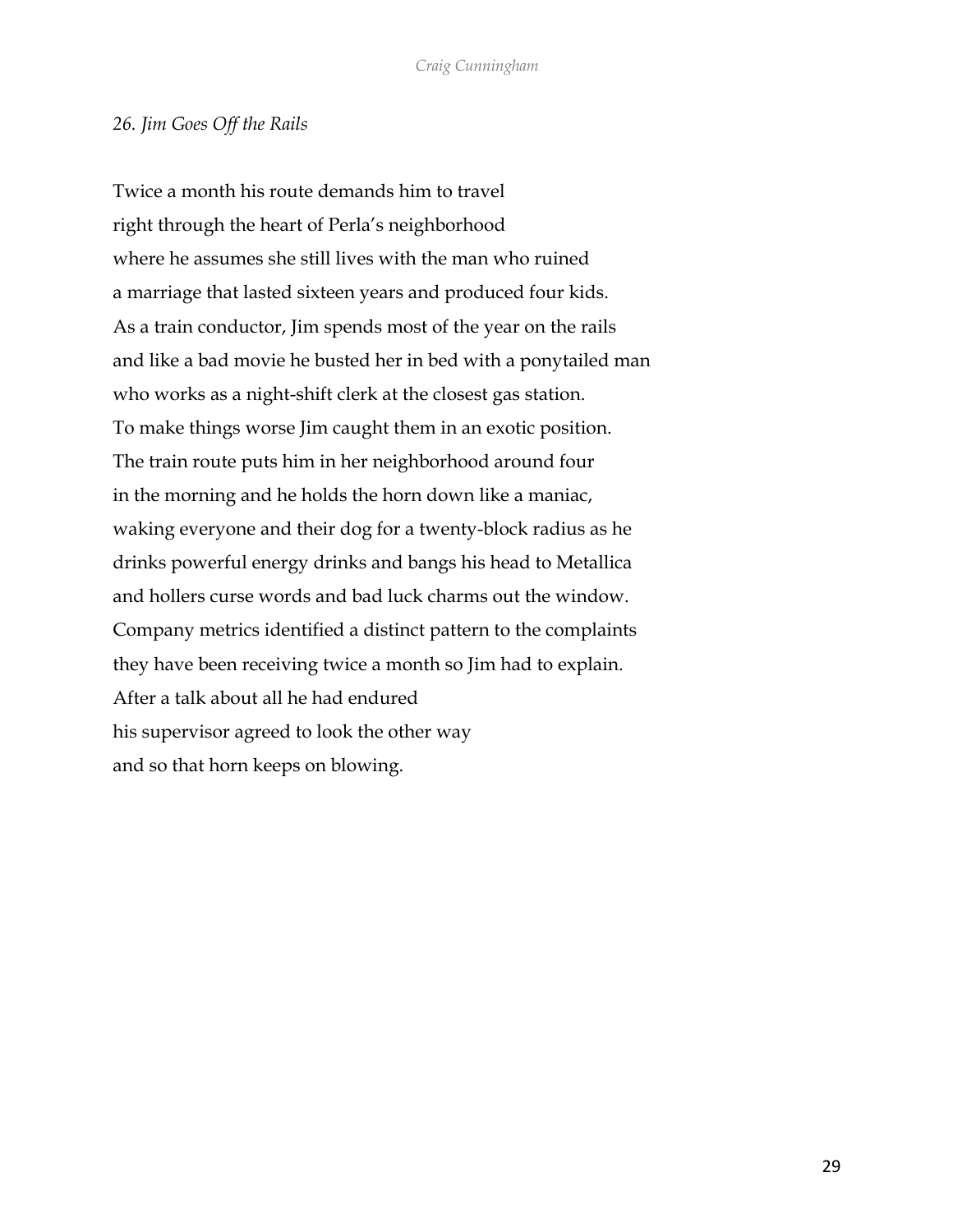*26. Jim Goes Off the Rails*

Twice a month his route demands him to travel  
right through the heart of Perla's neighborhood  
where he assumes she still lives with the man who ruined  
a marriage that lasted sixteen years and produced four kids.  
As a train conductor, Jim spends most of the year on the rails  
and like a bad movie he busted her in bed with a ponytailed man  
who works as a night-shift clerk at the closest gas station.  
To make things worse Jim caught them in an exotic position.  
The train route puts him in her neighborhood around four  
in the morning and he holds the horn down like a maniac,  
waking everyone and their dog for a twenty-block radius as he  
drinks powerful energy drinks and bangs his head to Metallica  
and hollers curse words and bad luck charms out the window.  
Company metrics identified a distinct pattern to the complaints  
they have been receiving twice a month so Jim had to explain.  
After a talk about all he had endured  
his supervisor agreed to look the other way  
and so that horn keeps on blowing.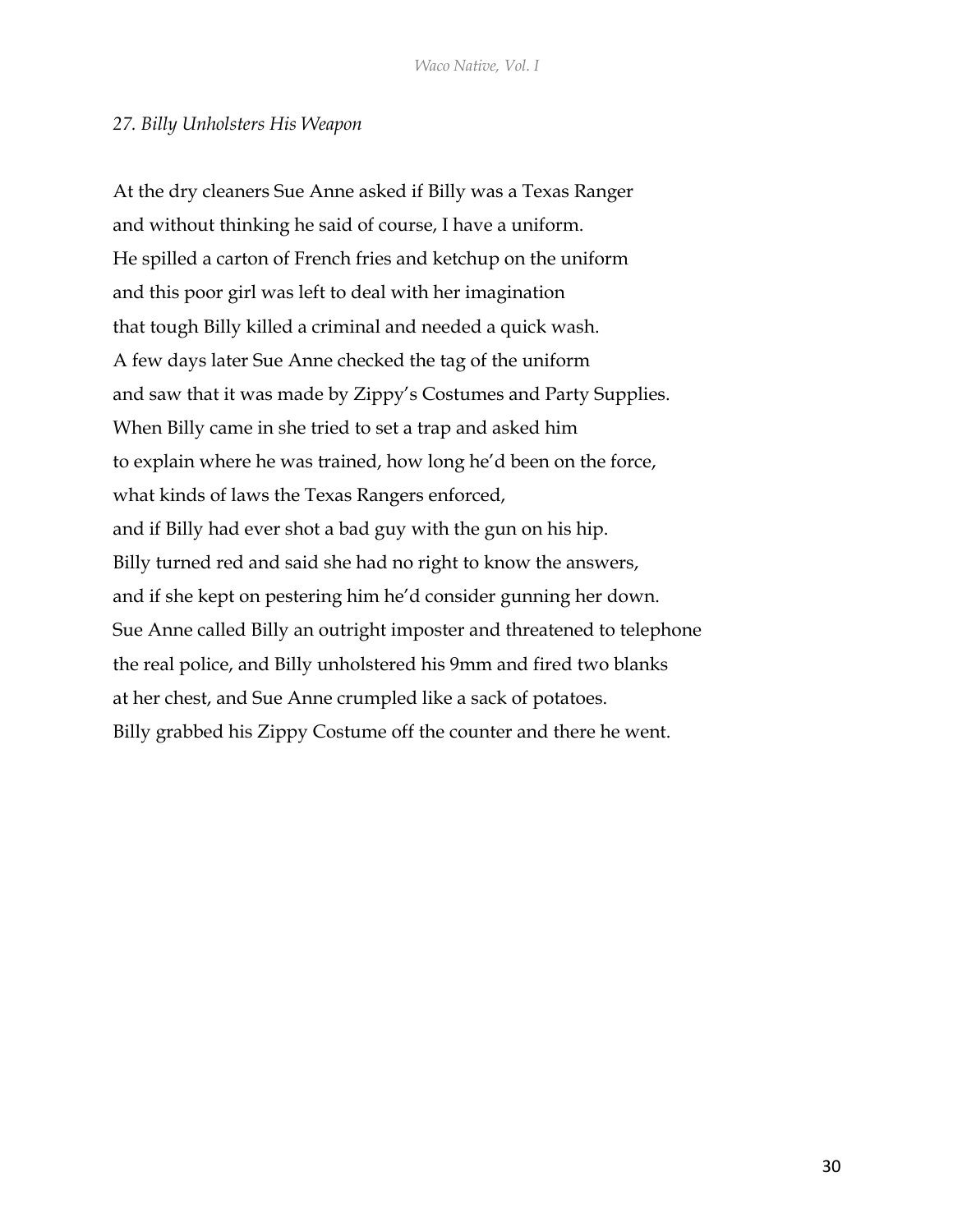*27. Billy Unholsters His Weapon*

At the dry cleaners Sue Anne asked if Billy was a Texas Ranger
and without thinking he said of course, I have a uniform.
He spilled a carton of French fries and ketchup on the uniform
and this poor girl was left to deal with her imagination
that tough Billy killed a criminal and needed a quick wash.
A few days later Sue Anne checked the tag of the uniform
and saw that it was made by Zippy's Costumes and Party Supplies.
When Billy came in she tried to set a trap and asked him
to explain where he was trained, how long he'd been on the force,
what kinds of laws the Texas Rangers enforced,
and if Billy had ever shot a bad guy with the gun on his hip.
Billy turned red and said she had no right to know the answers,
and if she kept on pestering him he'd consider gunning her down.
Sue Anne called Billy an outright imposter and threatened to telephone
the real police, and Billy unholstered his 9mm and fired two blanks
at her chest, and Sue Anne crumpled like a sack of potatoes.
Billy grabbed his Zippy Costume off the counter and there he went.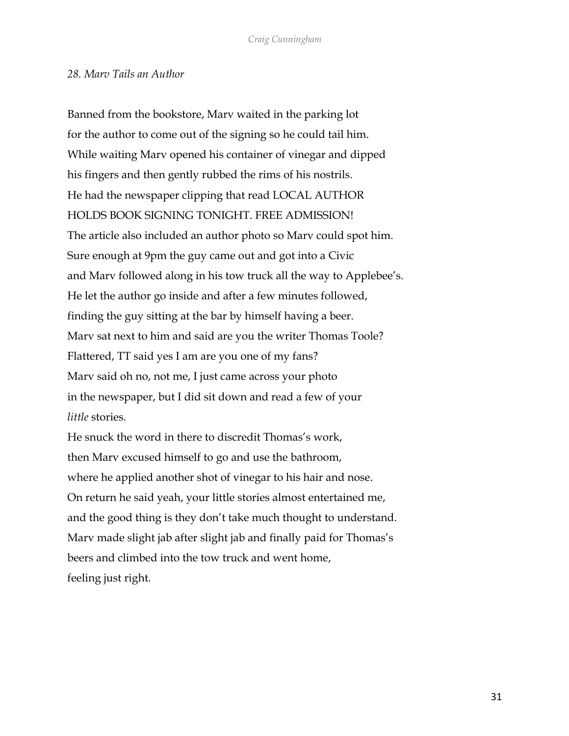*28. Marv Tails an Author*

Banned from the bookstore, Marv waited in the parking lot  
for the author to come out of the signing so he could tail him.  
While waiting Marv opened his container of vinegar and dipped  
his fingers and then gently rubbed the rims of his nostrils.  
He had the newspaper clipping that read LOCAL AUTHOR  
HOLDS BOOK SIGNING TONIGHT. FREE ADMISSION!  
The article also included an author photo so Marv could spot him.  
Sure enough at 9pm the guy came out and got into a Civic  
and Marv followed along in his tow truck all the way to Applebee's.  
He let the author go inside and after a few minutes followed,  
finding the guy sitting at the bar by himself having a beer.  
Marv sat next to him and said are you the writer Thomas Toole?  
Flattered, TT said yes I am are you one of my fans?  
Marv said oh no, not me, I just came across your photo  
in the newspaper, but I did sit down and read a few of your  
*little* stories.  
He snuck the word in there to discredit Thomas's work,  
then Marv excused himself to go and use the bathroom,  
where he applied another shot of vinegar to his hair and nose.  
On return he said yeah, your little stories almost entertained me,  
and the good thing is they don't take much thought to understand.  
Marv made slight jab after slight jab and finally paid for Thomas's  
beers and climbed into the tow truck and went home,  
feeling just right.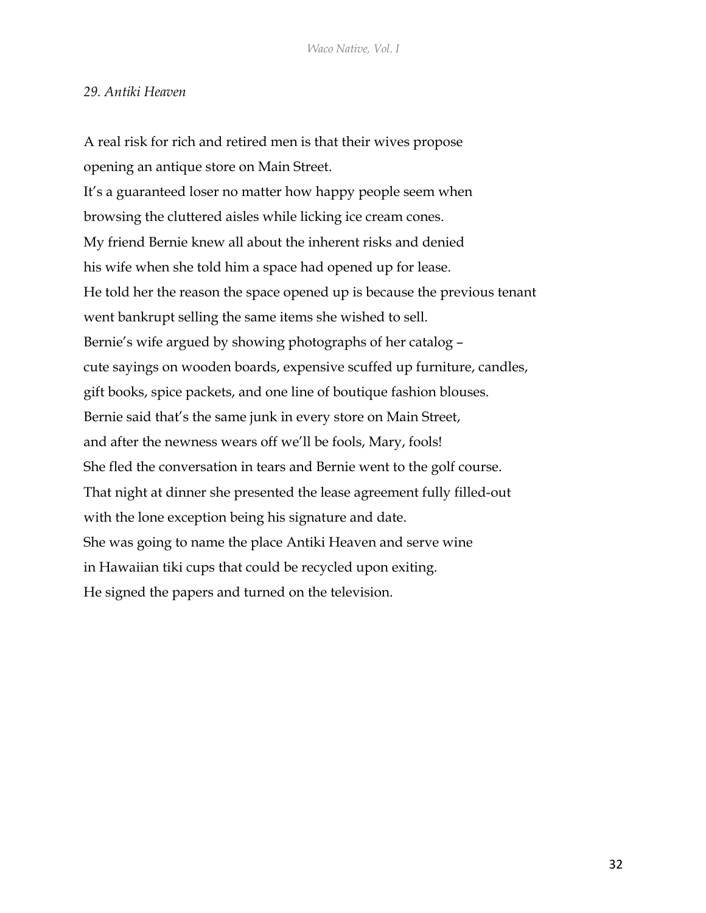*29. Antiki Heaven*

A real risk for rich and retired men is that their wives propose  
opening an antique store on Main Street.  
It's a guaranteed loser no matter how happy people seem when  
browsing the cluttered aisles while licking ice cream cones.  
My friend Bernie knew all about the inherent risks and denied  
his wife when she told him a space had opened up for lease.  
He told her the reason the space opened up is because the previous tenant  
went bankrupt selling the same items she wished to sell.  
Bernie's wife argued by showing photographs of her catalog –  
cute sayings on wooden boards, expensive scuffed up furniture, candles,  
gift books, spice packets, and one line of boutique fashion blouses.  
Bernie said that's the same junk in every store on Main Street,  
and after the newness wears off we'll be fools, Mary, fools!  
She fled the conversation in tears and Bernie went to the golf course.  
That night at dinner she presented the lease agreement fully filled-out  
with the lone exception being his signature and date.  
She was going to name the place Antiki Heaven and serve wine  
in Hawaiian tiki cups that could be recycled upon exiting.  
He signed the papers and turned on the television.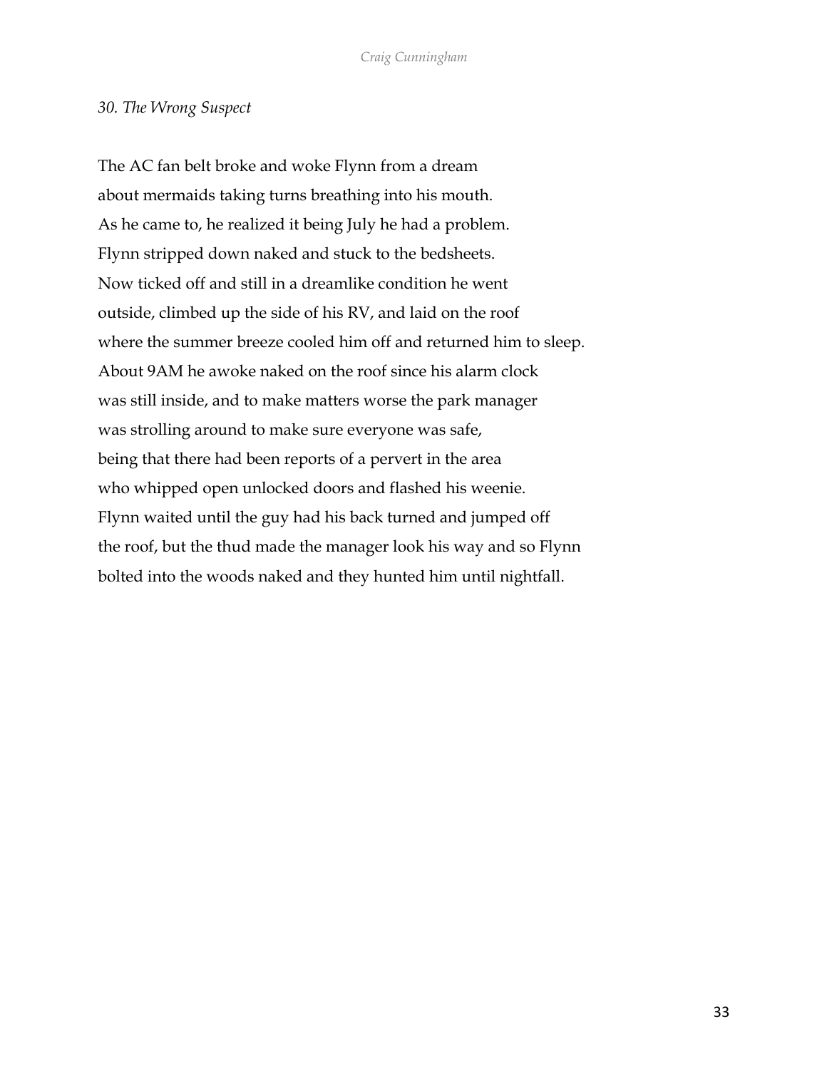*30. The Wrong Suspect*

The AC fan belt broke and woke Flynn from a dream
about mermaids taking turns breathing into his mouth.
As he came to, he realized it being July he had a problem.
Flynn stripped down naked and stuck to the bedsheets.
Now ticked off and still in a dreamlike condition he went
outside, climbed up the side of his RV, and laid on the roof
where the summer breeze cooled him off and returned him to sleep.
About 9AM he awoke naked on the roof since his alarm clock
was still inside, and to make matters worse the park manager
was strolling around to make sure everyone was safe,
being that there had been reports of a pervert in the area
who whipped open unlocked doors and flashed his weenie.
Flynn waited until the guy had his back turned and jumped off
the roof, but the thud made the manager look his way and so Flynn
bolted into the woods naked and they hunted him until nightfall.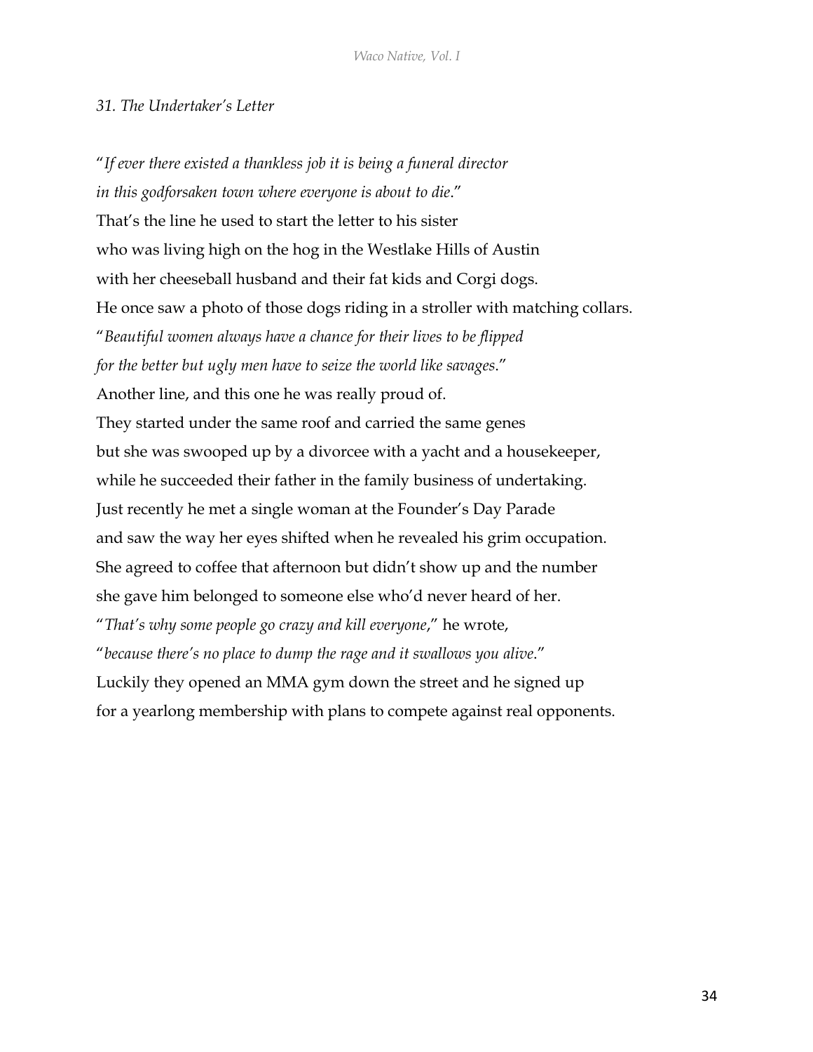*31. The Undertaker's Letter*

"*If ever there existed a thankless job it is being a funeral director*  
*in this godforsaken town where everyone is about to die*."  
That's the line he used to start the letter to his sister  
who was living high on the hog in the Westlake Hills of Austin  
with her cheeseball husband and their fat kids and Corgi dogs.  
He once saw a photo of those dogs riding in a stroller with matching collars.  
"*Beautiful women always have a chance for their lives to be flipped*  
*for the better but ugly men have to seize the world like savages*."  
Another line, and this one he was really proud of.  
They started under the same roof and carried the same genes  
but she was swooped up by a divorcee with a yacht and a housekeeper,  
while he succeeded their father in the family business of undertaking.  
Just recently he met a single woman at the Founder's Day Parade  
and saw the way her eyes shifted when he revealed his grim occupation.  
She agreed to coffee that afternoon but didn't show up and the number  
she gave him belonged to someone else who'd never heard of her.  
"*That's why some people go crazy and kill everyone*," he wrote,  
"*because there's no place to dump the rage and it swallows you alive*."  
Luckily they opened an MMA gym down the street and he signed up  
for a yearlong membership with plans to compete against real opponents.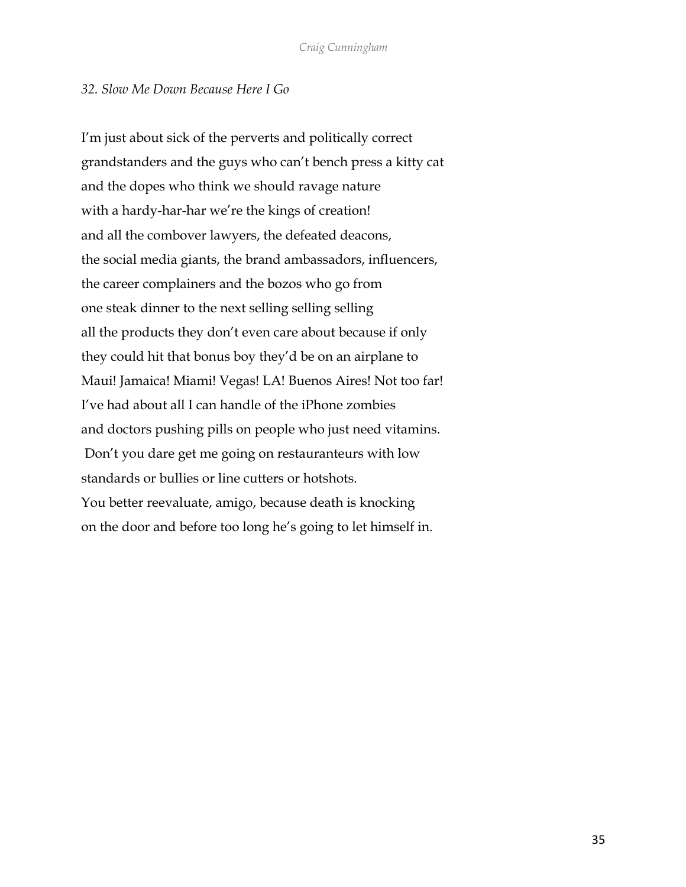*32. Slow Me Down Because Here I Go*

I'm just about sick of the perverts and politically correct
grandstanders and the guys who can't bench press a kitty cat
and the dopes who think we should ravage nature
with a hardy-har-har we're the kings of creation!
and all the combover lawyers, the defeated deacons,
the social media giants, the brand ambassadors, influencers,
the career complainers and the bozos who go from
one steak dinner to the next selling selling selling
all the products they don't even care about because if only
they could hit that bonus boy they'd be on an airplane to
Maui! Jamaica! Miami! Vegas! LA! Buenos Aires! Not too far!
I've had about all I can handle of the iPhone zombies
and doctors pushing pills on people who just need vitamins.
Don't you dare get me going on restauranteurs with low
standards or bullies or line cutters or hotshots.
You better reevaluate, amigo, because death is knocking
on the door and before too long he's going to let himself in.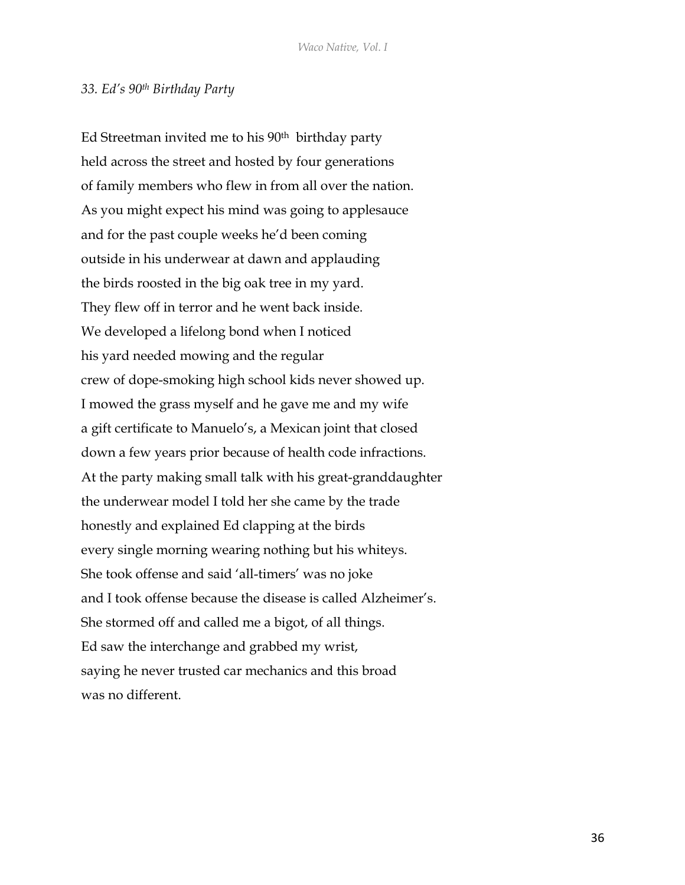*33. Ed's 90th Birthday Party*

Ed Streetman invited me to his 90th birthday party
held across the street and hosted by four generations
of family members who flew in from all over the nation.
As you might expect his mind was going to applesauce
and for the past couple weeks he'd been coming
outside in his underwear at dawn and applauding
the birds roosted in the big oak tree in my yard.
They flew off in terror and he went back inside.
We developed a lifelong bond when I noticed
his yard needed mowing and the regular
crew of dope-smoking high school kids never showed up.
I mowed the grass myself and he gave me and my wife
a gift certificate to Manuelo's, a Mexican joint that closed
down a few years prior because of health code infractions.
At the party making small talk with his great-granddaughter
the underwear model I told her she came by the trade
honestly and explained Ed clapping at the birds
every single morning wearing nothing but his whiteys.
She took offense and said 'all-timers' was no joke
and I took offense because the disease is called Alzheimer's.
She stormed off and called me a bigot, of all things.
Ed saw the interchange and grabbed my wrist,
saying he never trusted car mechanics and this broad
was no different.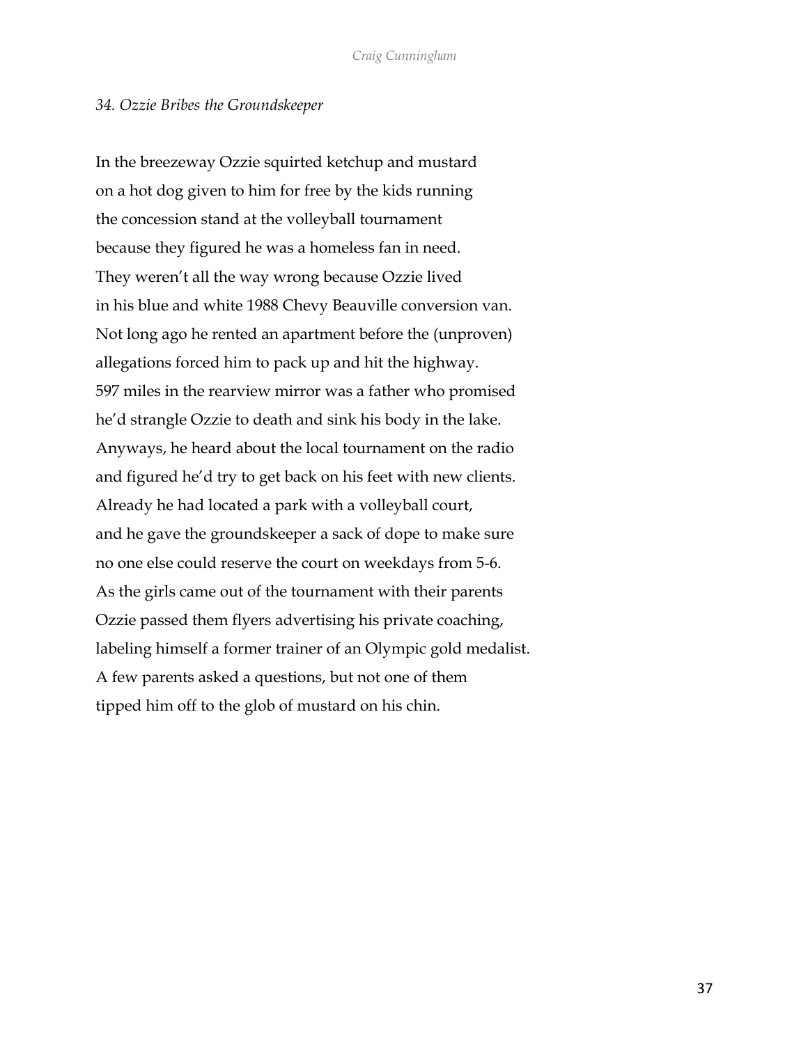*34. Ozzie Bribes the Groundskeeper*

In the breezeway Ozzie squirted ketchup and mustard  
on a hot dog given to him for free by the kids running  
the concession stand at the volleyball tournament  
because they figured he was a homeless fan in need.  
They weren't all the way wrong because Ozzie lived  
in his blue and white 1988 Chevy Beauville conversion van.  
Not long ago he rented an apartment before the (unproven)  
allegations forced him to pack up and hit the highway.  
597 miles in the rearview mirror was a father who promised  
he'd strangle Ozzie to death and sink his body in the lake.  
Anyways, he heard about the local tournament on the radio  
and figured he'd try to get back on his feet with new clients.  
Already he had located a park with a volleyball court,  
and he gave the groundskeeper a sack of dope to make sure  
no one else could reserve the court on weekdays from 5-6.  
As the girls came out of the tournament with their parents  
Ozzie passed them flyers advertising his private coaching,  
labeling himself a former trainer of an Olympic gold medalist.  
A few parents asked a questions, but not one of them  
tipped him off to the glob of mustard on his chin.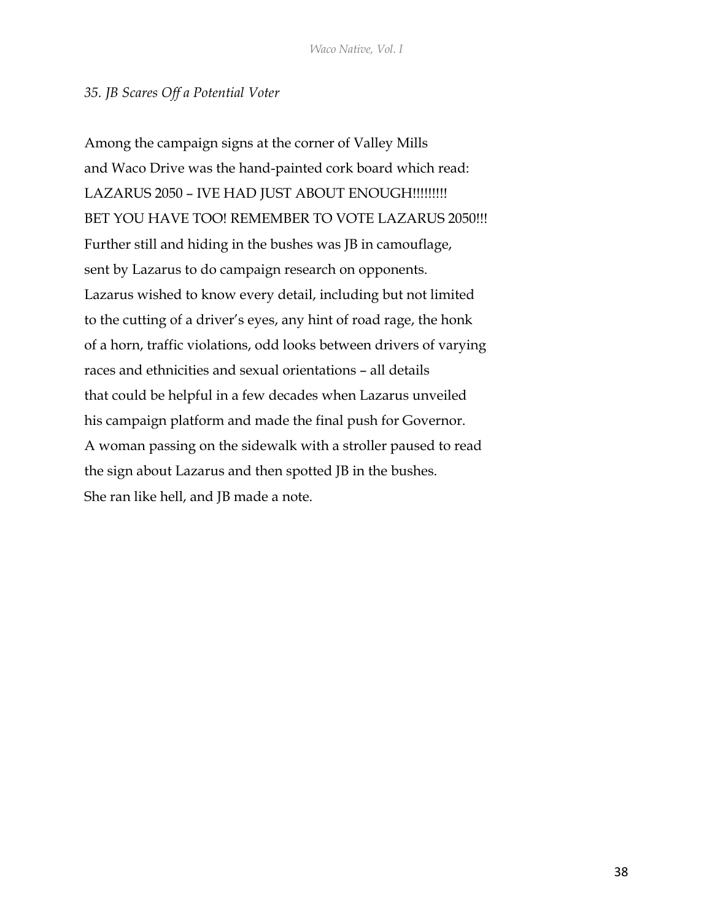*35. JB Scares Off a Potential Voter*

Among the campaign signs at the corner of Valley Mills  
and Waco Drive was the hand-painted cork board which read:  
LAZARUS 2050 – IVE HAD JUST ABOUT ENOUGH!!!!!!!!!  
BET YOU HAVE TOO! REMEMBER TO VOTE LAZARUS 2050!!!  
Further still and hiding in the bushes was JB in camouflage,  
sent by Lazarus to do campaign research on opponents.  
Lazarus wished to know every detail, including but not limited  
to the cutting of a driver's eyes, any hint of road rage, the honk  
of a horn, traffic violations, odd looks between drivers of varying  
races and ethnicities and sexual orientations – all details  
that could be helpful in a few decades when Lazarus unveiled  
his campaign platform and made the final push for Governor.  
A woman passing on the sidewalk with a stroller paused to read  
the sign about Lazarus and then spotted JB in the bushes.  
She ran like hell, and JB made a note.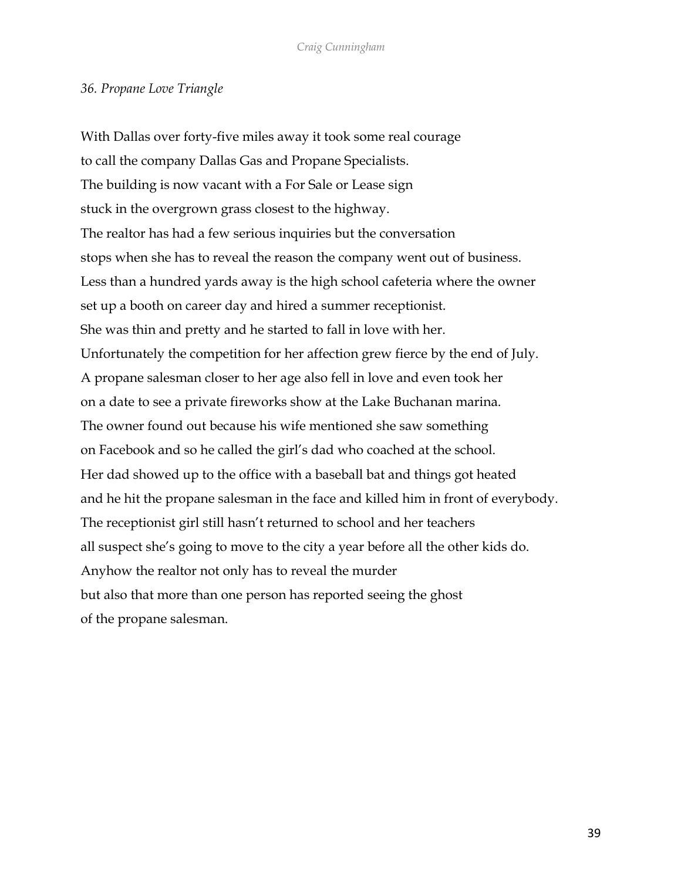*36. Propane Love Triangle*

With Dallas over forty-five miles away it took some real courage  
to call the company Dallas Gas and Propane Specialists.  
The building is now vacant with a For Sale or Lease sign  
stuck in the overgrown grass closest to the highway.  
The realtor has had a few serious inquiries but the conversation  
stops when she has to reveal the reason the company went out of business.  
Less than a hundred yards away is the high school cafeteria where the owner  
set up a booth on career day and hired a summer receptionist.  
She was thin and pretty and he started to fall in love with her.  
Unfortunately the competition for her affection grew fierce by the end of July.  
A propane salesman closer to her age also fell in love and even took her  
on a date to see a private fireworks show at the Lake Buchanan marina.  
The owner found out because his wife mentioned she saw something  
on Facebook and so he called the girl's dad who coached at the school.  
Her dad showed up to the office with a baseball bat and things got heated  
and he hit the propane salesman in the face and killed him in front of everybody.  
The receptionist girl still hasn't returned to school and her teachers  
all suspect she's going to move to the city a year before all the other kids do.  
Anyhow the realtor not only has to reveal the murder  
but also that more than one person has reported seeing the ghost  
of the propane salesman.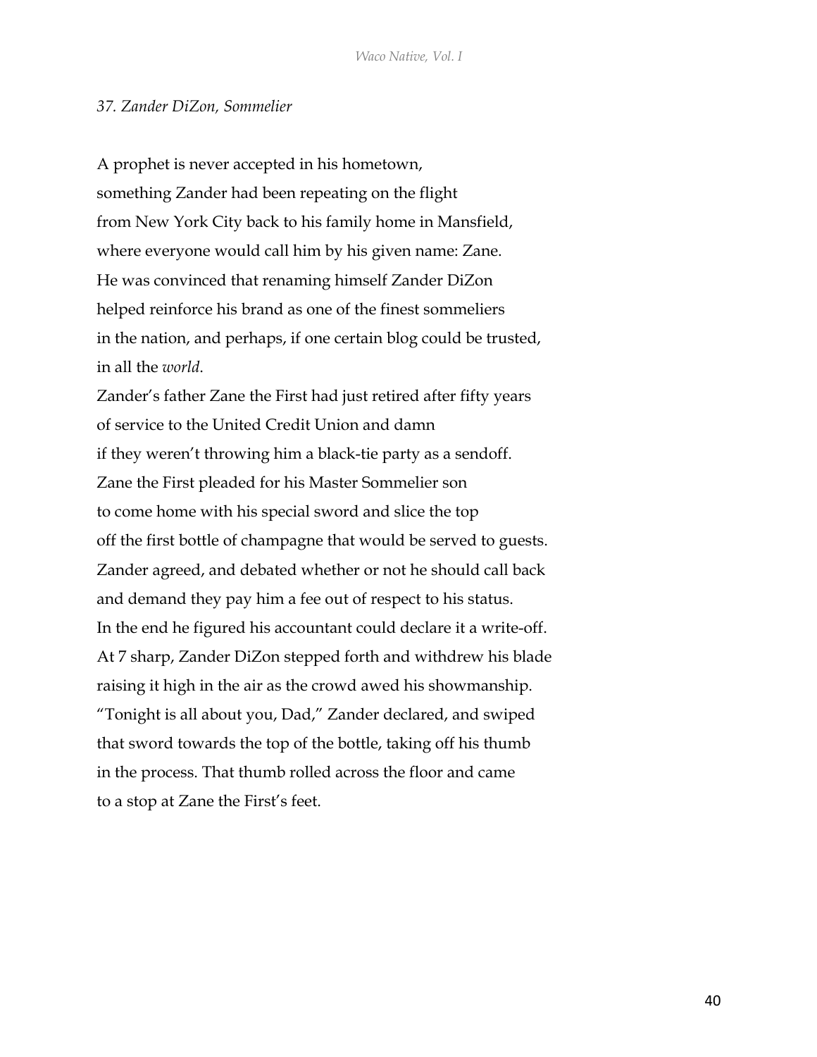*37. Zander DiZon, Sommelier*

A prophet is never accepted in his hometown,
something Zander had been repeating on the flight
from New York City back to his family home in Mansfield,
where everyone would call him by his given name: Zane.
He was convinced that renaming himself Zander DiZon
helped reinforce his brand as one of the finest sommeliers
in the nation, and perhaps, if one certain blog could be trusted,
in all the *world*.
Zander's father Zane the First had just retired after fifty years
of service to the United Credit Union and damn
if they weren't throwing him a black-tie party as a sendoff.
Zane the First pleaded for his Master Sommelier son
to come home with his special sword and slice the top
off the first bottle of champagne that would be served to guests.
Zander agreed, and debated whether or not he should call back
and demand they pay him a fee out of respect to his status.
In the end he figured his accountant could declare it a write-off.
At 7 sharp, Zander DiZon stepped forth and withdrew his blade
raising it high in the air as the crowd awed his showmanship.
"Tonight is all about you, Dad," Zander declared, and swiped
that sword towards the top of the bottle, taking off his thumb
in the process. That thumb rolled across the floor and came
to a stop at Zane the First's feet.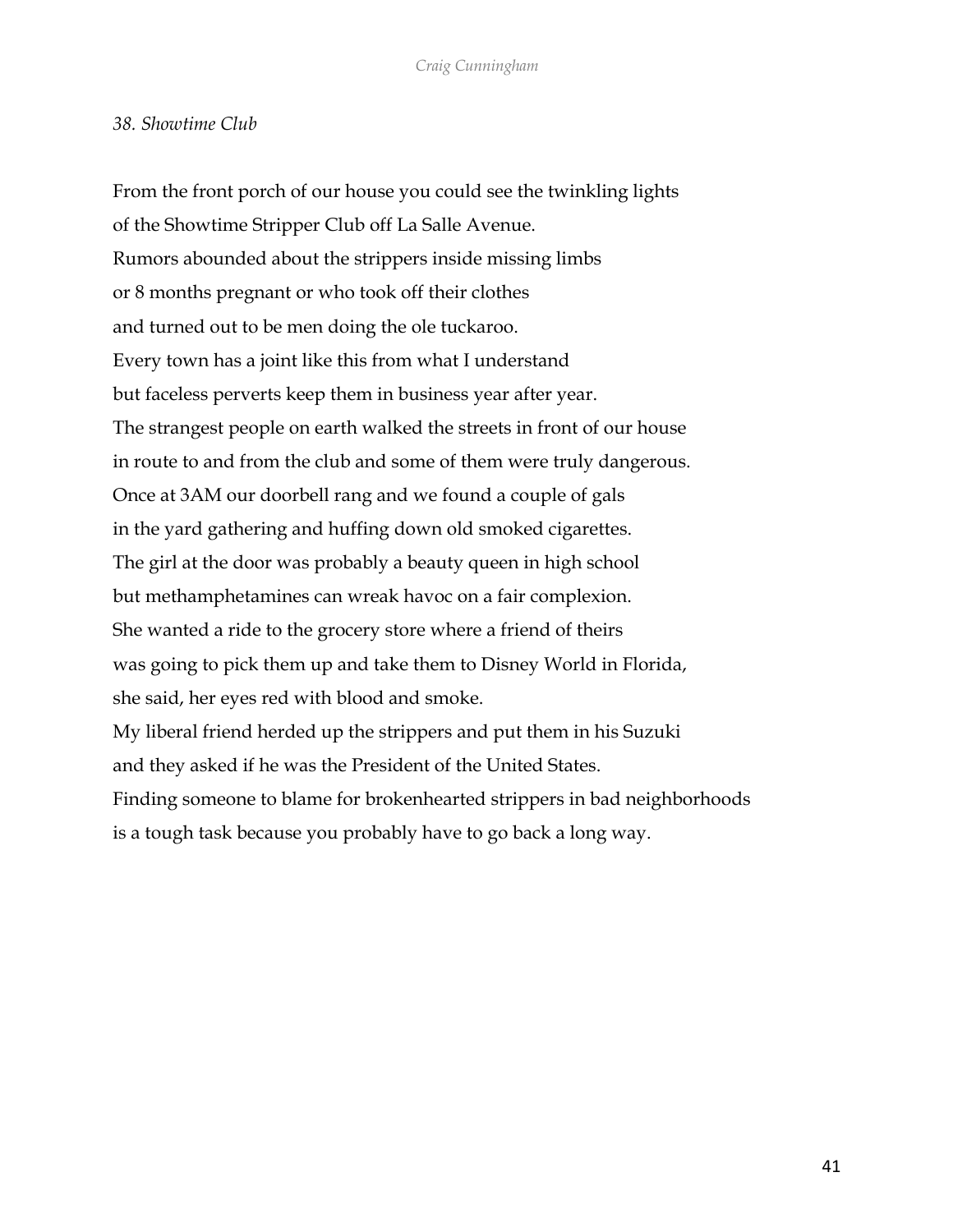*38. Showtime Club*

From the front porch of our house you could see the twinkling lights  
of the Showtime Stripper Club off La Salle Avenue.  
Rumors abounded about the strippers inside missing limbs  
or 8 months pregnant or who took off their clothes  
and turned out to be men doing the ole tuckaroo.  
Every town has a joint like this from what I understand  
but faceless perverts keep them in business year after year.  
The strangest people on earth walked the streets in front of our house  
in route to and from the club and some of them were truly dangerous.  
Once at 3AM our doorbell rang and we found a couple of gals  
in the yard gathering and huffing down old smoked cigarettes.  
The girl at the door was probably a beauty queen in high school  
but methamphetamines can wreak havoc on a fair complexion.  
She wanted a ride to the grocery store where a friend of theirs  
was going to pick them up and take them to Disney World in Florida,  
she said, her eyes red with blood and smoke.  
My liberal friend herded up the strippers and put them in his Suzuki  
and they asked if he was the President of the United States.  
Finding someone to blame for brokenhearted strippers in bad neighborhoods  
is a tough task because you probably have to go back a long way.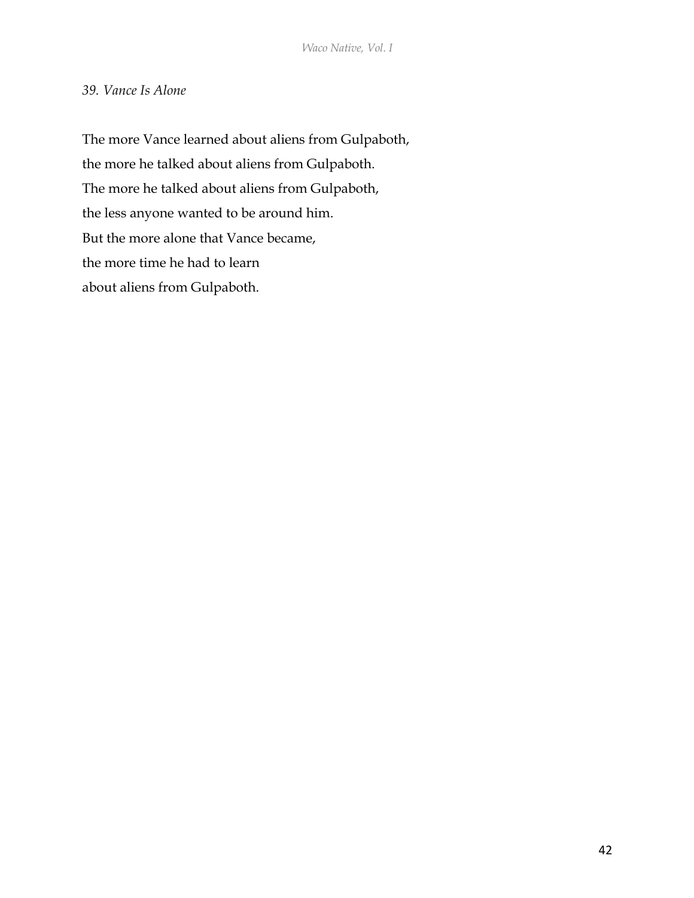### *39. Vance Is Alone*

The more Vance learned about aliens from Gulpaboth,  
the more he talked about aliens from Gulpaboth.  
The more he talked about aliens from Gulpaboth,  
the less anyone wanted to be around him.  
But the more alone that Vance became,  
the more time he had to learn  
about aliens from Gulpaboth.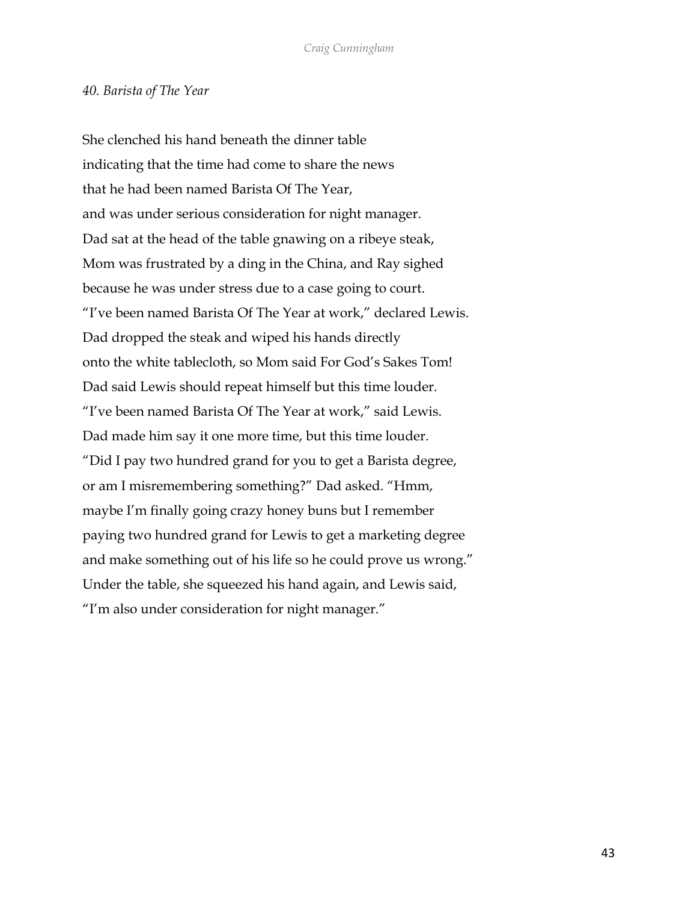*40. Barista of The Year*

She clenched his hand beneath the dinner table
indicating that the time had come to share the news
that he had been named Barista Of The Year,
and was under serious consideration for night manager.
Dad sat at the head of the table gnawing on a ribeye steak,
Mom was frustrated by a ding in the China, and Ray sighed
because he was under stress due to a case going to court.
"I've been named Barista Of The Year at work," declared Lewis.
Dad dropped the steak and wiped his hands directly
onto the white tablecloth, so Mom said For God's Sakes Tom!
Dad said Lewis should repeat himself but this time louder.
"I've been named Barista Of The Year at work," said Lewis.
Dad made him say it one more time, but this time louder.
"Did I pay two hundred grand for you to get a Barista degree,
or am I misremembering something?" Dad asked. "Hmm,
maybe I'm finally going crazy honey buns but I remember
paying two hundred grand for Lewis to get a marketing degree
and make something out of his life so he could prove us wrong."
Under the table, she squeezed his hand again, and Lewis said,
"I'm also under consideration for night manager."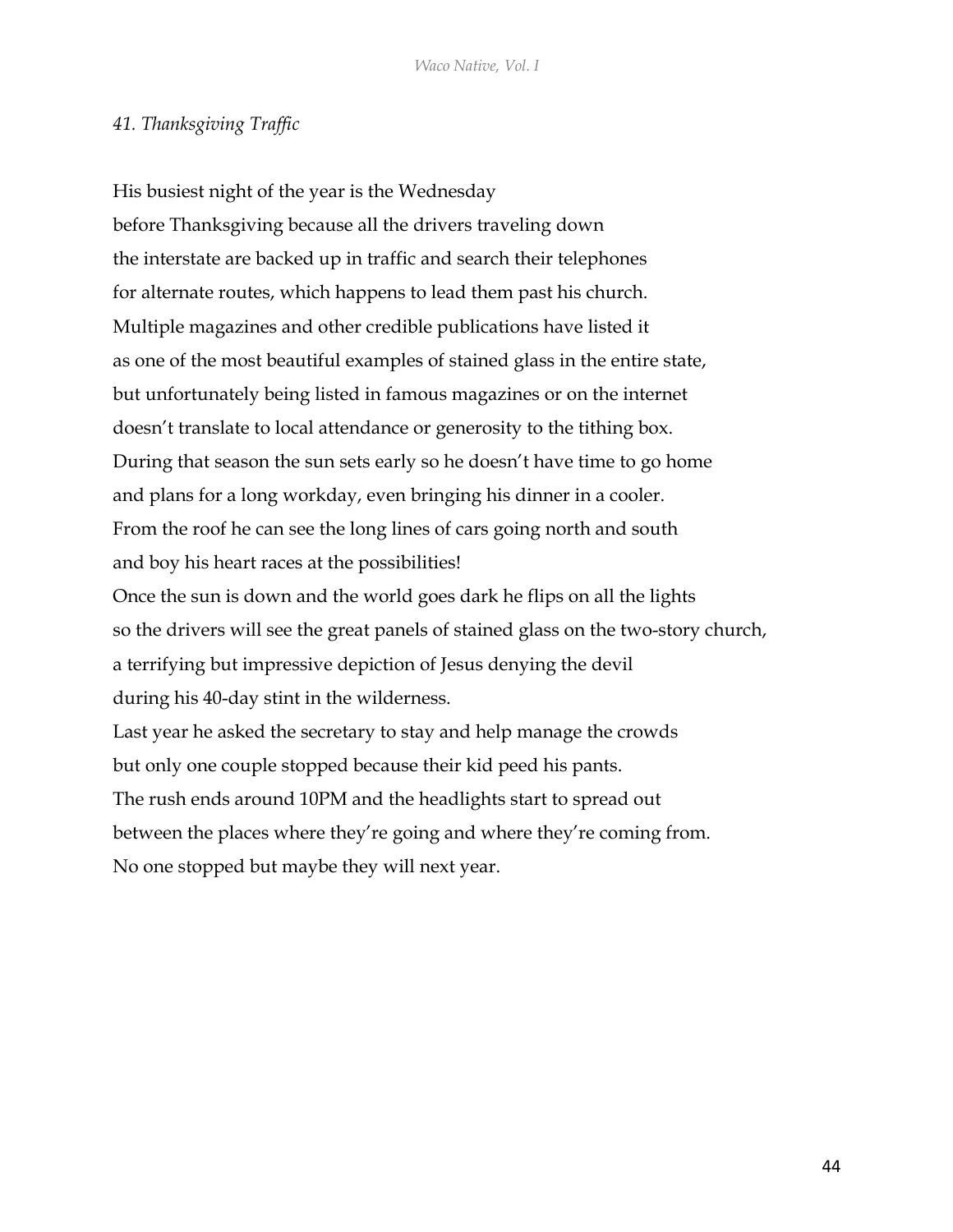*41. Thanksgiving Traffic*

His busiest night of the year is the Wednesday  
before Thanksgiving because all the drivers traveling down  
the interstate are backed up in traffic and search their telephones  
for alternate routes, which happens to lead them past his church.  
Multiple magazines and other credible publications have listed it  
as one of the most beautiful examples of stained glass in the entire state,  
but unfortunately being listed in famous magazines or on the internet  
doesn't translate to local attendance or generosity to the tithing box.  
During that season the sun sets early so he doesn't have time to go home  
and plans for a long workday, even bringing his dinner in a cooler.  
From the roof he can see the long lines of cars going north and south  
and boy his heart races at the possibilities!  
Once the sun is down and the world goes dark he flips on all the lights  
so the drivers will see the great panels of stained glass on the two-story church,  
a terrifying but impressive depiction of Jesus denying the devil  
during his 40-day stint in the wilderness.  
Last year he asked the secretary to stay and help manage the crowds  
but only one couple stopped because their kid peed his pants.  
The rush ends around 10PM and the headlights start to spread out  
between the places where they're going and where they're coming from.  
No one stopped but maybe they will next year.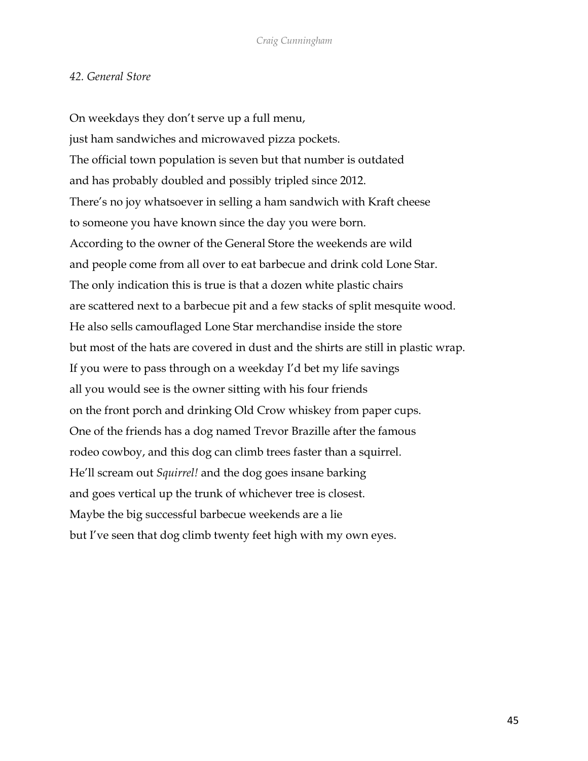*42. General Store*

On weekdays they don’t serve up a full menu,  
just ham sandwiches and microwaved pizza pockets.  
The official town population is seven but that number is outdated  
and has probably doubled and possibly tripled since 2012.  
There’s no joy whatsoever in selling a ham sandwich with Kraft cheese  
to someone you have known since the day you were born.  
According to the owner of the General Store the weekends are wild  
and people come from all over to eat barbecue and drink cold Lone Star.  
The only indication this is true is that a dozen white plastic chairs  
are scattered next to a barbecue pit and a few stacks of split mesquite wood.  
He also sells camouflaged Lone Star merchandise inside the store  
but most of the hats are covered in dust and the shirts are still in plastic wrap.  
If you were to pass through on a weekday I’d bet my life savings  
all you would see is the owner sitting with his four friends  
on the front porch and drinking Old Crow whiskey from paper cups.  
One of the friends has a dog named Trevor Brazille after the famous  
rodeo cowboy, and this dog can climb trees faster than a squirrel.  
He’ll scream out *Squirrel!* and the dog goes insane barking  
and goes vertical up the trunk of whichever tree is closest.  
Maybe the big successful barbecue weekends are a lie  
but I’ve seen that dog climb twenty feet high with my own eyes.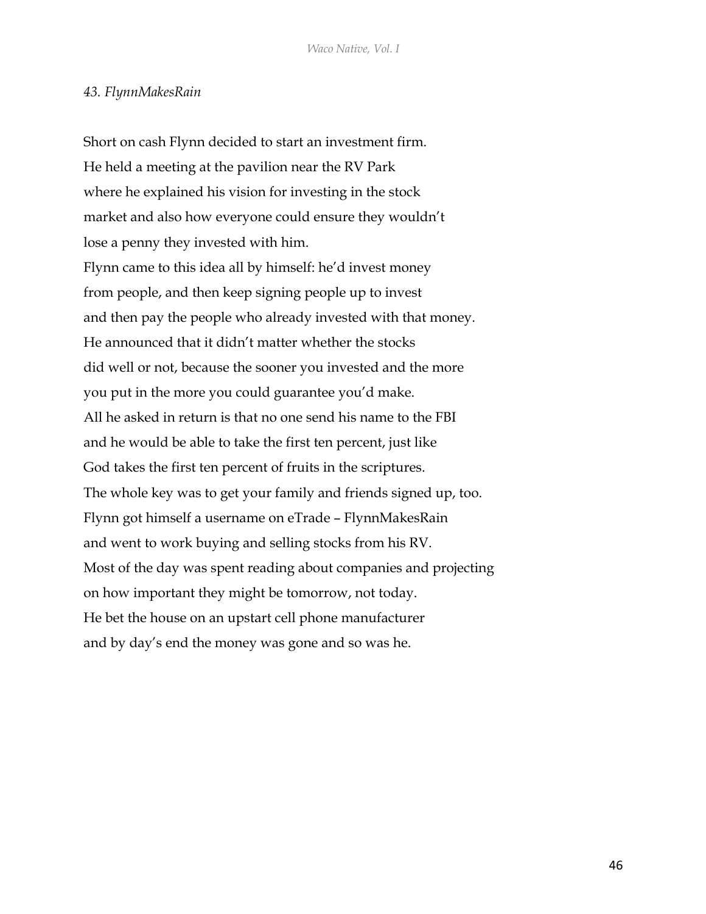*43. FlynnMakesRain*

Short on cash Flynn decided to start an investment firm.
He held a meeting at the pavilion near the RV Park
where he explained his vision for investing in the stock
market and also how everyone could ensure they wouldn't
lose a penny they invested with him.
Flynn came to this idea all by himself: he'd invest money
from people, and then keep signing people up to invest
and then pay the people who already invested with that money.
He announced that it didn't matter whether the stocks
did well or not, because the sooner you invested and the more
you put in the more you could guarantee you'd make.
All he asked in return is that no one send his name to the FBI
and he would be able to take the first ten percent, just like
God takes the first ten percent of fruits in the scriptures.
The whole key was to get your family and friends signed up, too.
Flynn got himself a username on eTrade – FlynnMakesRain
and went to work buying and selling stocks from his RV.
Most of the day was spent reading about companies and projecting
on how important they might be tomorrow, not today.
He bet the house on an upstart cell phone manufacturer
and by day's end the money was gone and so was he.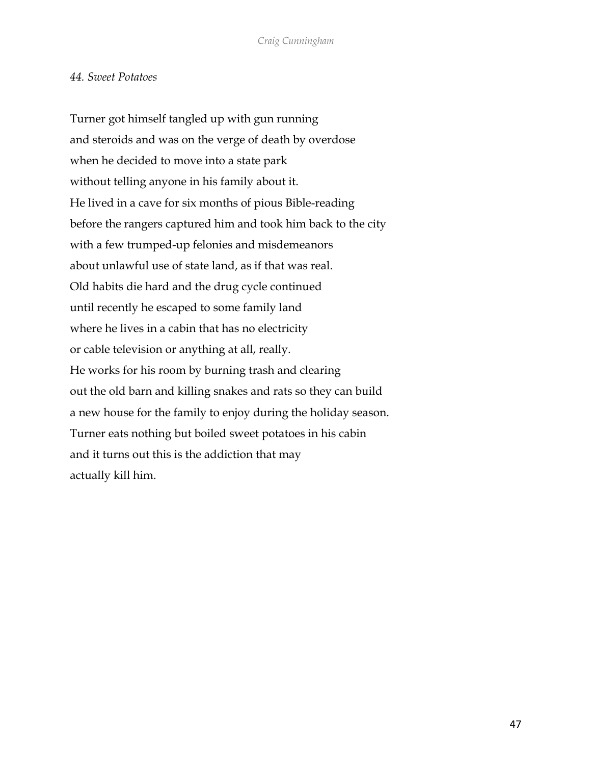*44. Sweet Potatoes*

Turner got himself tangled up with gun running
and steroids and was on the verge of death by overdose
when he decided to move into a state park
without telling anyone in his family about it.
He lived in a cave for six months of pious Bible-reading
before the rangers captured him and took him back to the city
with a few trumped-up felonies and misdemeanors
about unlawful use of state land, as if that was real.
Old habits die hard and the drug cycle continued
until recently he escaped to some family land
where he lives in a cabin that has no electricity
or cable television or anything at all, really.
He works for his room by burning trash and clearing
out the old barn and killing snakes and rats so they can build
a new house for the family to enjoy during the holiday season.
Turner eats nothing but boiled sweet potatoes in his cabin
and it turns out this is the addiction that may
actually kill him.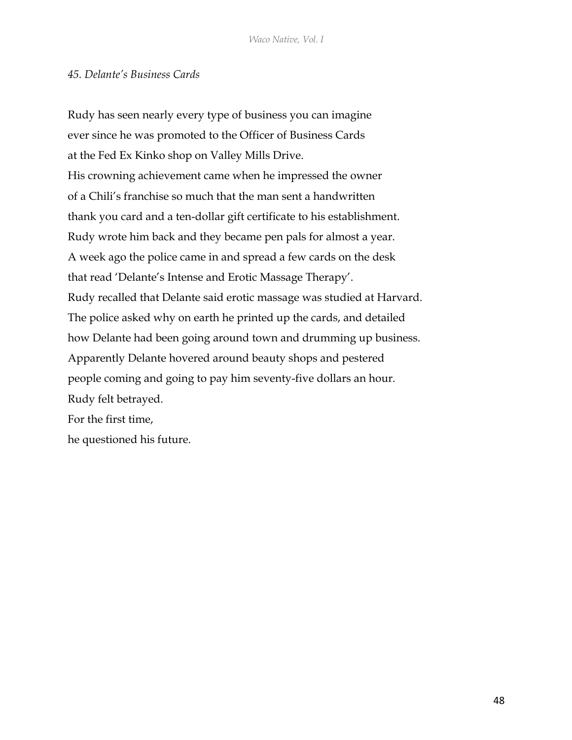*45. Delante's Business Cards*

Rudy has seen nearly every type of business you can imagine
ever since he was promoted to the Officer of Business Cards
at the Fed Ex Kinko shop on Valley Mills Drive.
His crowning achievement came when he impressed the owner
of a Chili's franchise so much that the man sent a handwritten
thank you card and a ten-dollar gift certificate to his establishment.
Rudy wrote him back and they became pen pals for almost a year.
A week ago the police came in and spread a few cards on the desk
that read 'Delante's Intense and Erotic Massage Therapy'.
Rudy recalled that Delante said erotic massage was studied at Harvard.
The police asked why on earth he printed up the cards, and detailed
how Delante had been going around town and drumming up business.
Apparently Delante hovered around beauty shops and pestered
people coming and going to pay him seventy-five dollars an hour.
Rudy felt betrayed.
For the first time,
he questioned his future.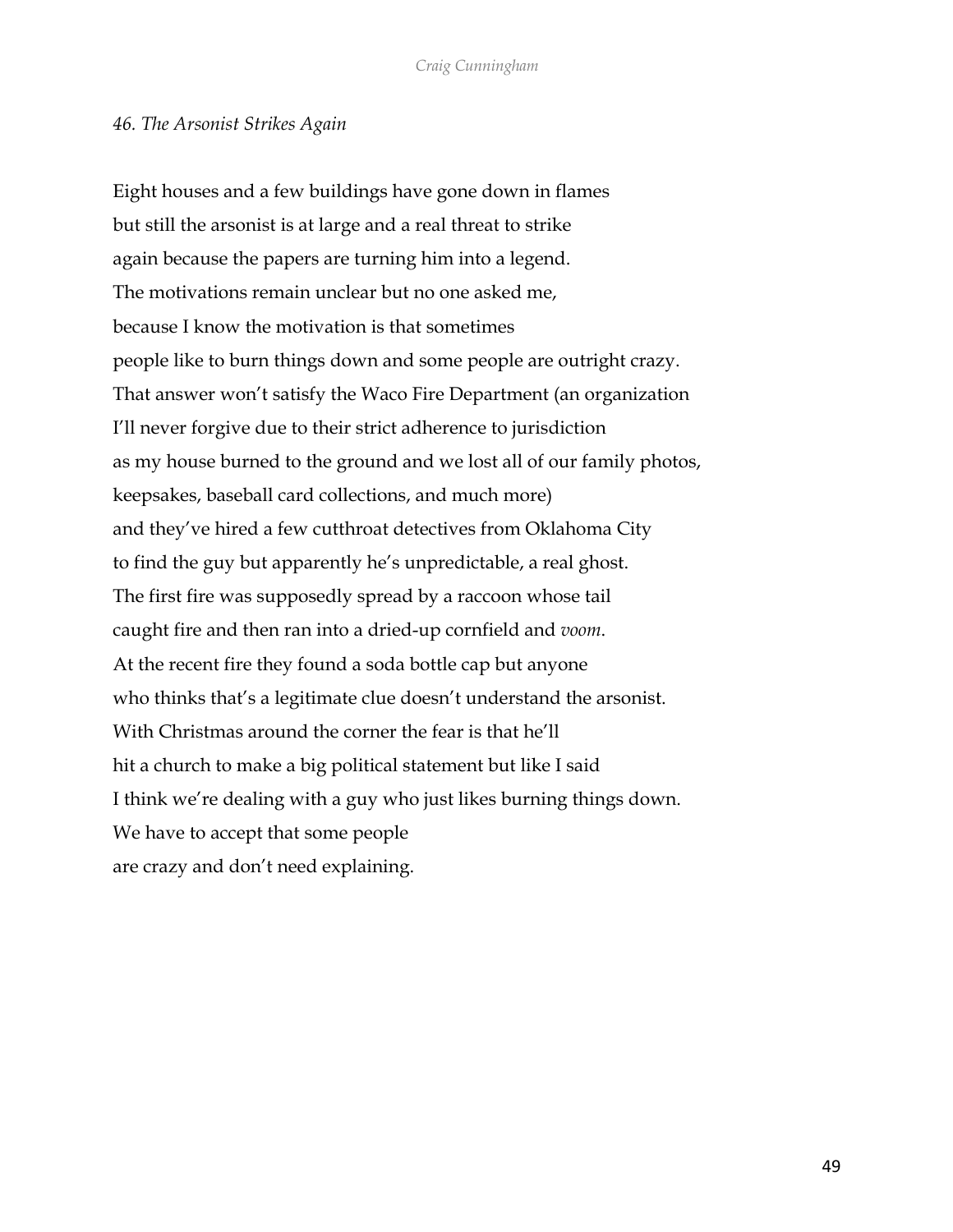*46. The Arsonist Strikes Again*

Eight houses and a few buildings have gone down in flames  
but still the arsonist is at large and a real threat to strike  
again because the papers are turning him into a legend.  
The motivations remain unclear but no one asked me,  
because I know the motivation is that sometimes  
people like to burn things down and some people are outright crazy.  
That answer won't satisfy the Waco Fire Department (an organization  
I'll never forgive due to their strict adherence to jurisdiction  
as my house burned to the ground and we lost all of our family photos,  
keepsakes, baseball card collections, and much more)  
and they've hired a few cutthroat detectives from Oklahoma City  
to find the guy but apparently he's unpredictable, a real ghost.  
The first fire was supposedly spread by a raccoon whose tail  
caught fire and then ran into a dried-up cornfield and *voom*.  
At the recent fire they found a soda bottle cap but anyone  
who thinks that's a legitimate clue doesn't understand the arsonist.  
With Christmas around the corner the fear is that he'll  
hit a church to make a big political statement but like I said  
I think we're dealing with a guy who just likes burning things down.  
We have to accept that some people  
are crazy and don't need explaining.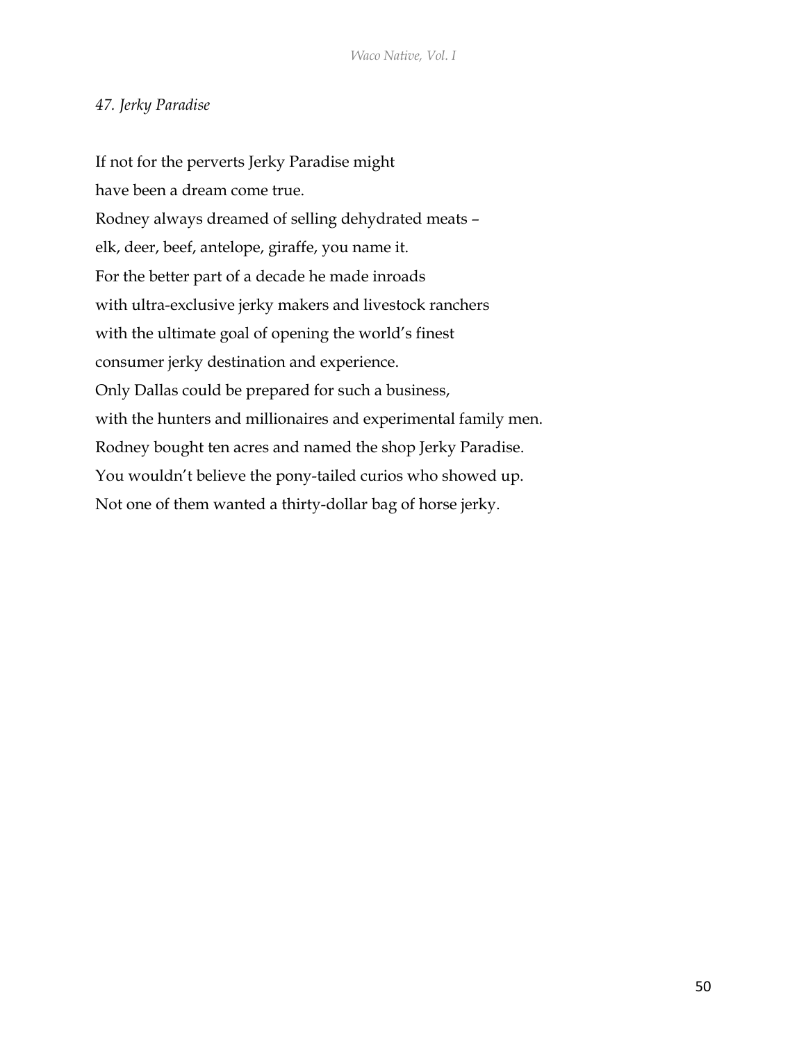*47. Jerky Paradise*

If not for the perverts Jerky Paradise might
have been a dream come true.
Rodney always dreamed of selling dehydrated meats –
elk, deer, beef, antelope, giraffe, you name it.
For the better part of a decade he made inroads
with ultra-exclusive jerky makers and livestock ranchers
with the ultimate goal of opening the world's finest
consumer jerky destination and experience.
Only Dallas could be prepared for such a business,
with the hunters and millionaires and experimental family men.
Rodney bought ten acres and named the shop Jerky Paradise.
You wouldn't believe the pony-tailed curios who showed up.
Not one of them wanted a thirty-dollar bag of horse jerky.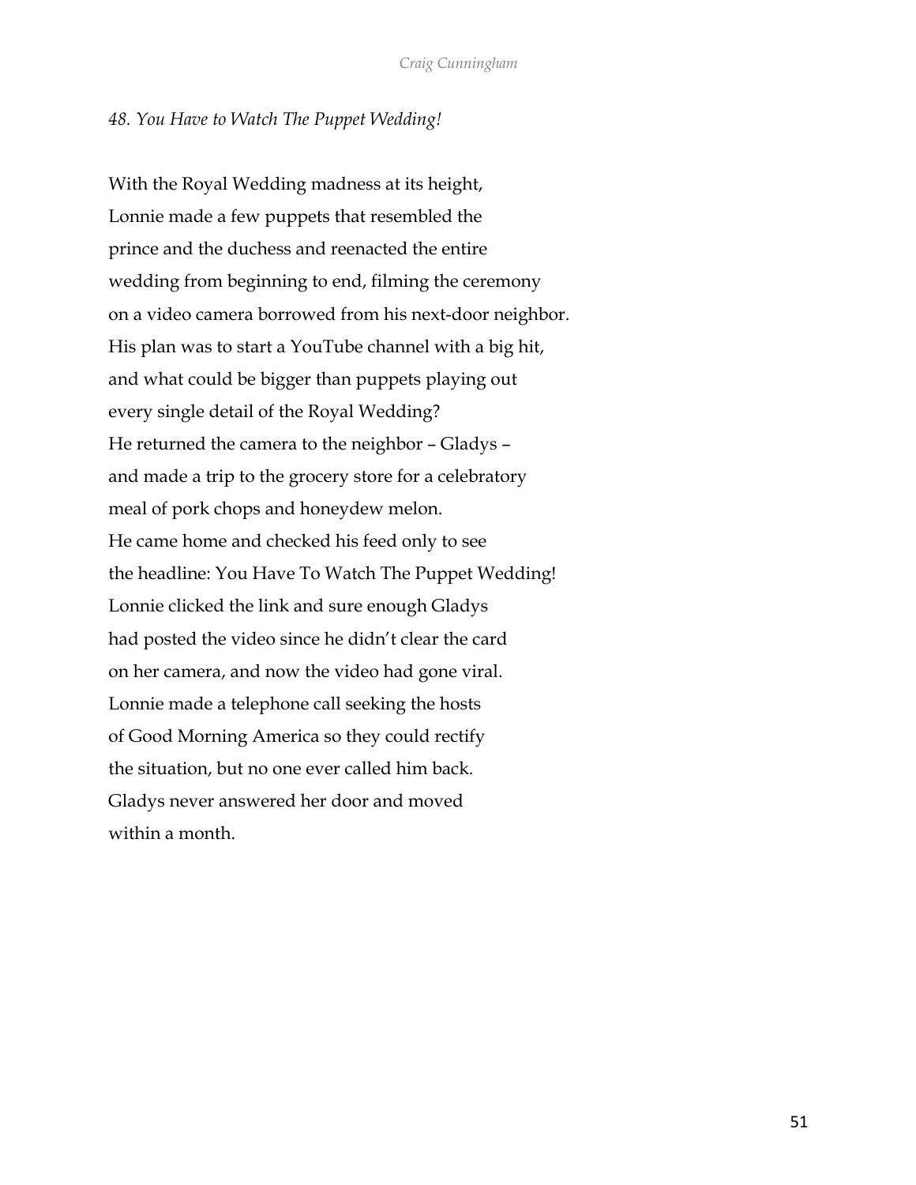*48. You Have to Watch The Puppet Wedding!*

With the Royal Wedding madness at its height,
Lonnie made a few puppets that resembled the
prince and the duchess and reenacted the entire
wedding from beginning to end, filming the ceremony
on a video camera borrowed from his next-door neighbor.
His plan was to start a YouTube channel with a big hit,
and what could be bigger than puppets playing out
every single detail of the Royal Wedding?
He returned the camera to the neighbor – Gladys –
and made a trip to the grocery store for a celebratory
meal of pork chops and honeydew melon.
He came home and checked his feed only to see
the headline: You Have To Watch The Puppet Wedding!
Lonnie clicked the link and sure enough Gladys
had posted the video since he didn't clear the card
on her camera, and now the video had gone viral.
Lonnie made a telephone call seeking the hosts
of Good Morning America so they could rectify
the situation, but no one ever called him back.
Gladys never answered her door and moved
within a month.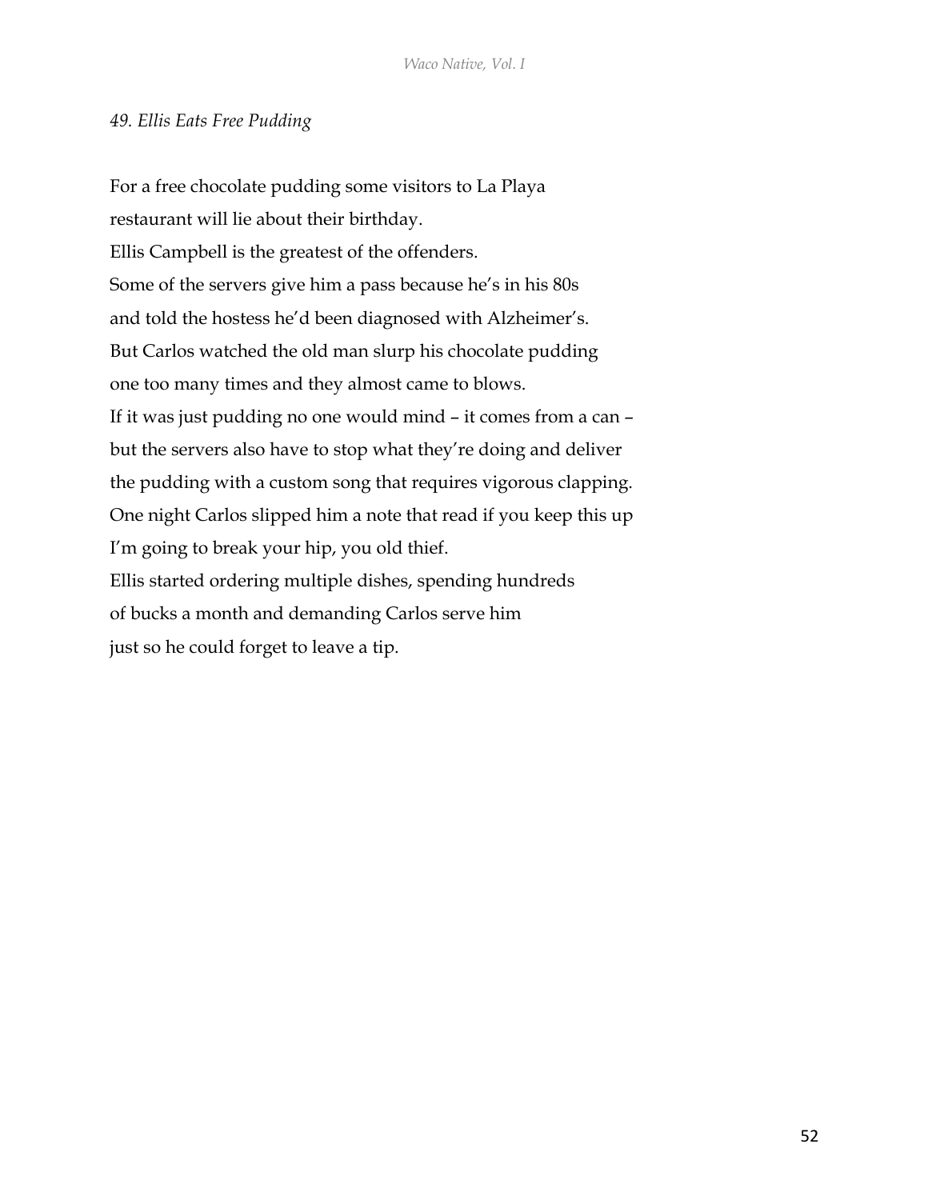*49. Ellis Eats Free Pudding*

For a free chocolate pudding some visitors to La Playa
restaurant will lie about their birthday.
Ellis Campbell is the greatest of the offenders.
Some of the servers give him a pass because he's in his 80s
and told the hostess he'd been diagnosed with Alzheimer's.
But Carlos watched the old man slurp his chocolate pudding
one too many times and they almost came to blows.
If it was just pudding no one would mind – it comes from a can –
but the servers also have to stop what they're doing and deliver
the pudding with a custom song that requires vigorous clapping.
One night Carlos slipped him a note that read if you keep this up
I'm going to break your hip, you old thief.
Ellis started ordering multiple dishes, spending hundreds
of bucks a month and demanding Carlos serve him
just so he could forget to leave a tip.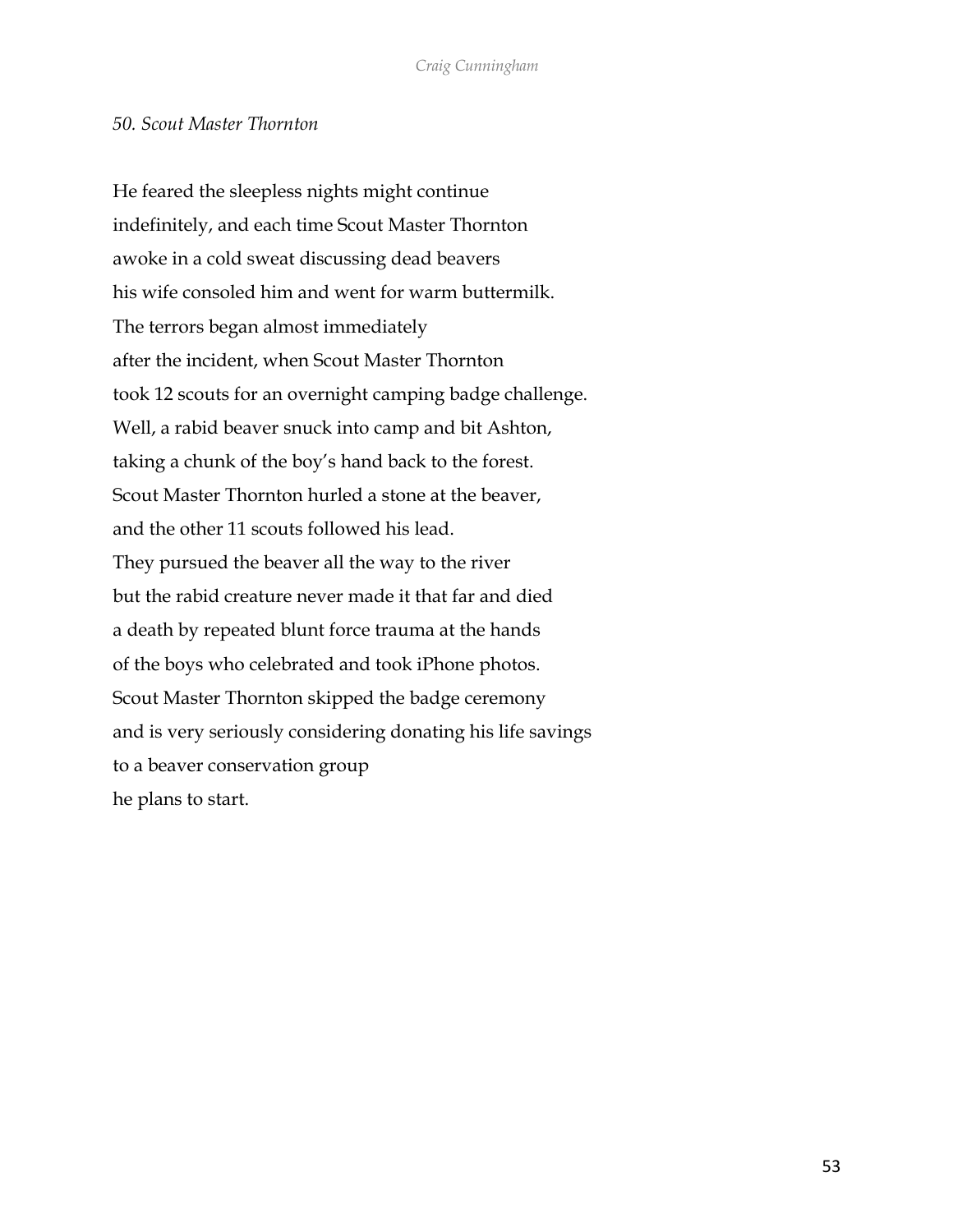*50. Scout Master Thornton*

He feared the sleepless nights might continue  
indefinitely, and each time Scout Master Thornton  
awoke in a cold sweat discussing dead beavers  
his wife consoled him and went for warm buttermilk.  
The terrors began almost immediately  
after the incident, when Scout Master Thornton  
took 12 scouts for an overnight camping badge challenge.  
Well, a rabid beaver snuck into camp and bit Ashton,  
taking a chunk of the boy's hand back to the forest.  
Scout Master Thornton hurled a stone at the beaver,  
and the other 11 scouts followed his lead.  
They pursued the beaver all the way to the river  
but the rabid creature never made it that far and died  
a death by repeated blunt force trauma at the hands  
of the boys who celebrated and took iPhone photos.  
Scout Master Thornton skipped the badge ceremony  
and is very seriously considering donating his life savings  
to a beaver conservation group  
he plans to start.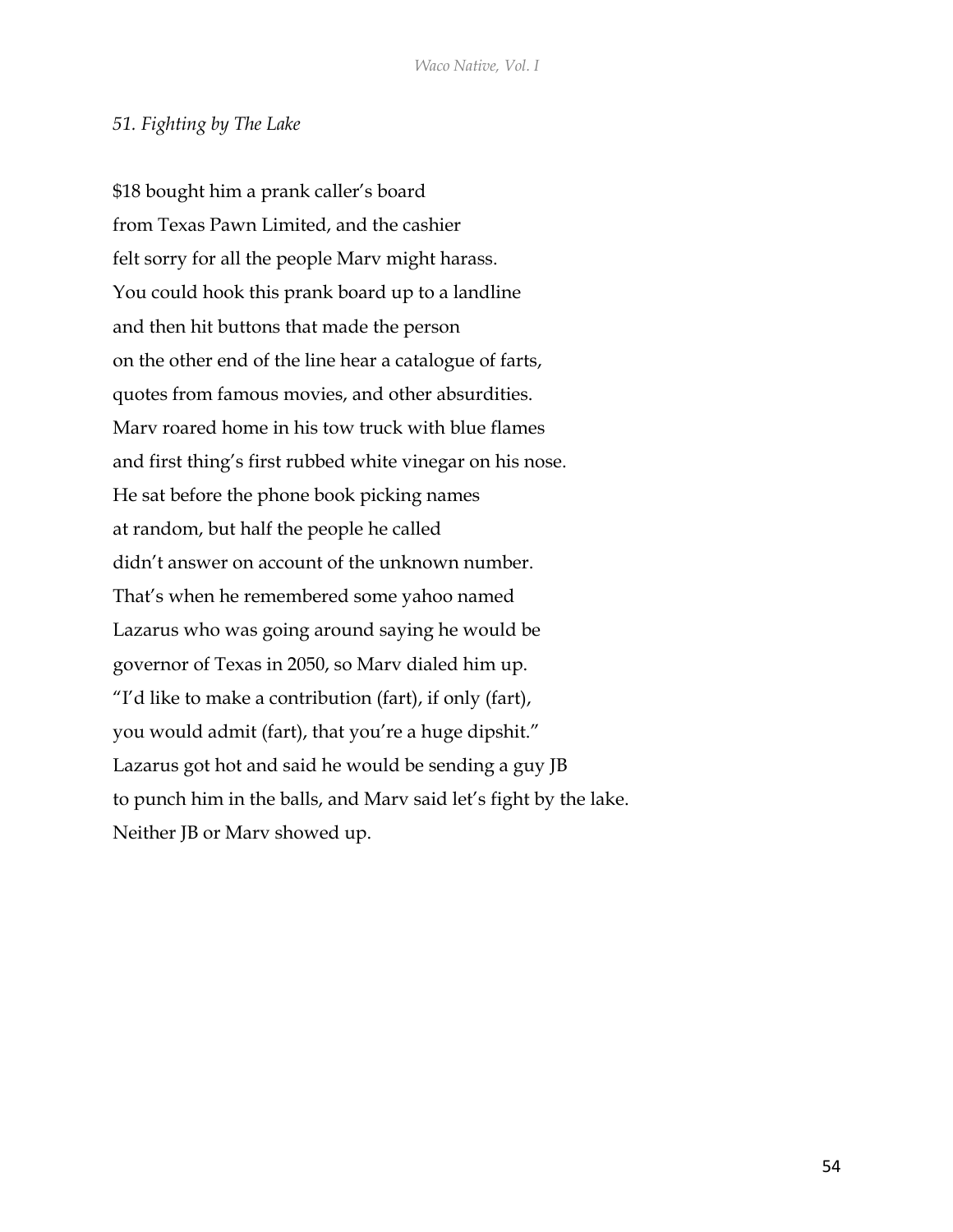*51. Fighting by The Lake*

$18 bought him a prank caller's board  
from Texas Pawn Limited, and the cashier  
felt sorry for all the people Marv might harass.  
You could hook this prank board up to a landline  
and then hit buttons that made the person  
on the other end of the line hear a catalogue of farts,  
quotes from famous movies, and other absurdities.  
Marv roared home in his tow truck with blue flames  
and first thing's first rubbed white vinegar on his nose.  
He sat before the phone book picking names  
at random, but half the people he called  
didn't answer on account of the unknown number.  
That's when he remembered some yahoo named  
Lazarus who was going around saying he would be  
governor of Texas in 2050, so Marv dialed him up.  
"I'd like to make a contribution (fart), if only (fart),  
you would admit (fart), that you're a huge dipshit."  
Lazarus got hot and said he would be sending a guy JB  
to punch him in the balls, and Marv said let's fight by the lake.  
Neither JB or Marv showed up.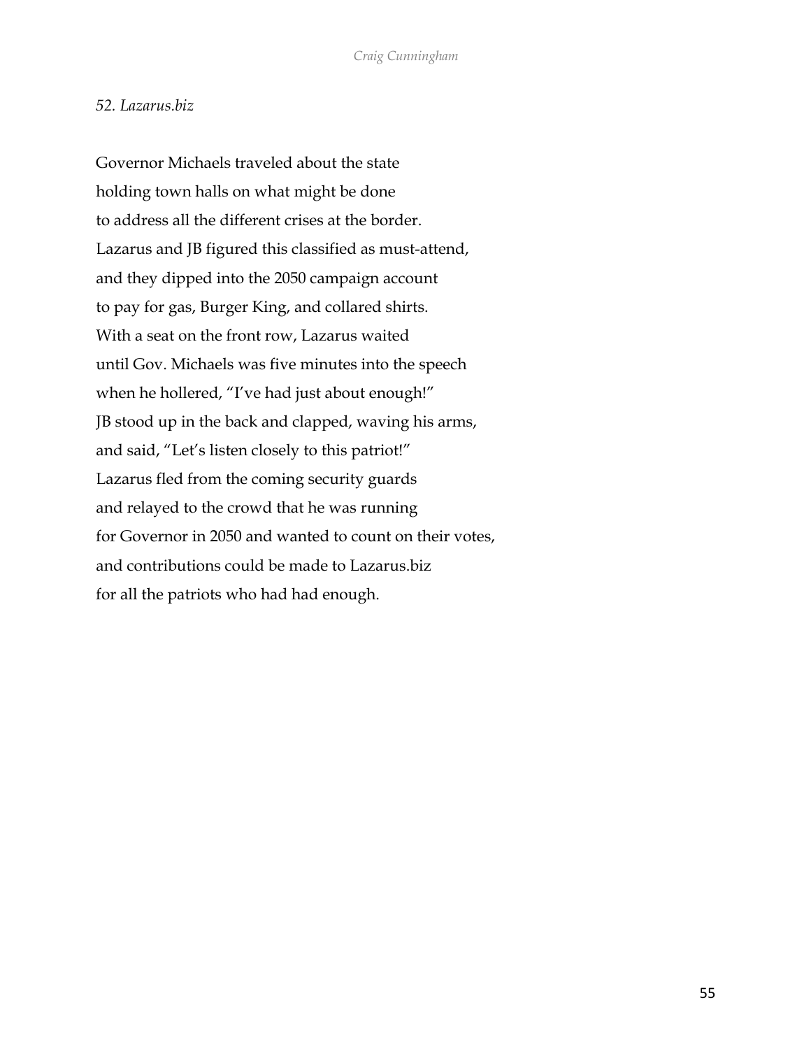*52. Lazarus.biz*

Governor Michaels traveled about the state  
holding town halls on what might be done  
to address all the different crises at the border.  
Lazarus and JB figured this classified as must-attend,  
and they dipped into the 2050 campaign account  
to pay for gas, Burger King, and collared shirts.  
With a seat on the front row, Lazarus waited  
until Gov. Michaels was five minutes into the speech  
when he hollered, "I've had just about enough!"  
JB stood up in the back and clapped, waving his arms,  
and said, "Let's listen closely to this patriot!"  
Lazarus fled from the coming security guards  
and relayed to the crowd that he was running  
for Governor in 2050 and wanted to count on their votes,  
and contributions could be made to Lazarus.biz  
for all the patriots who had had enough.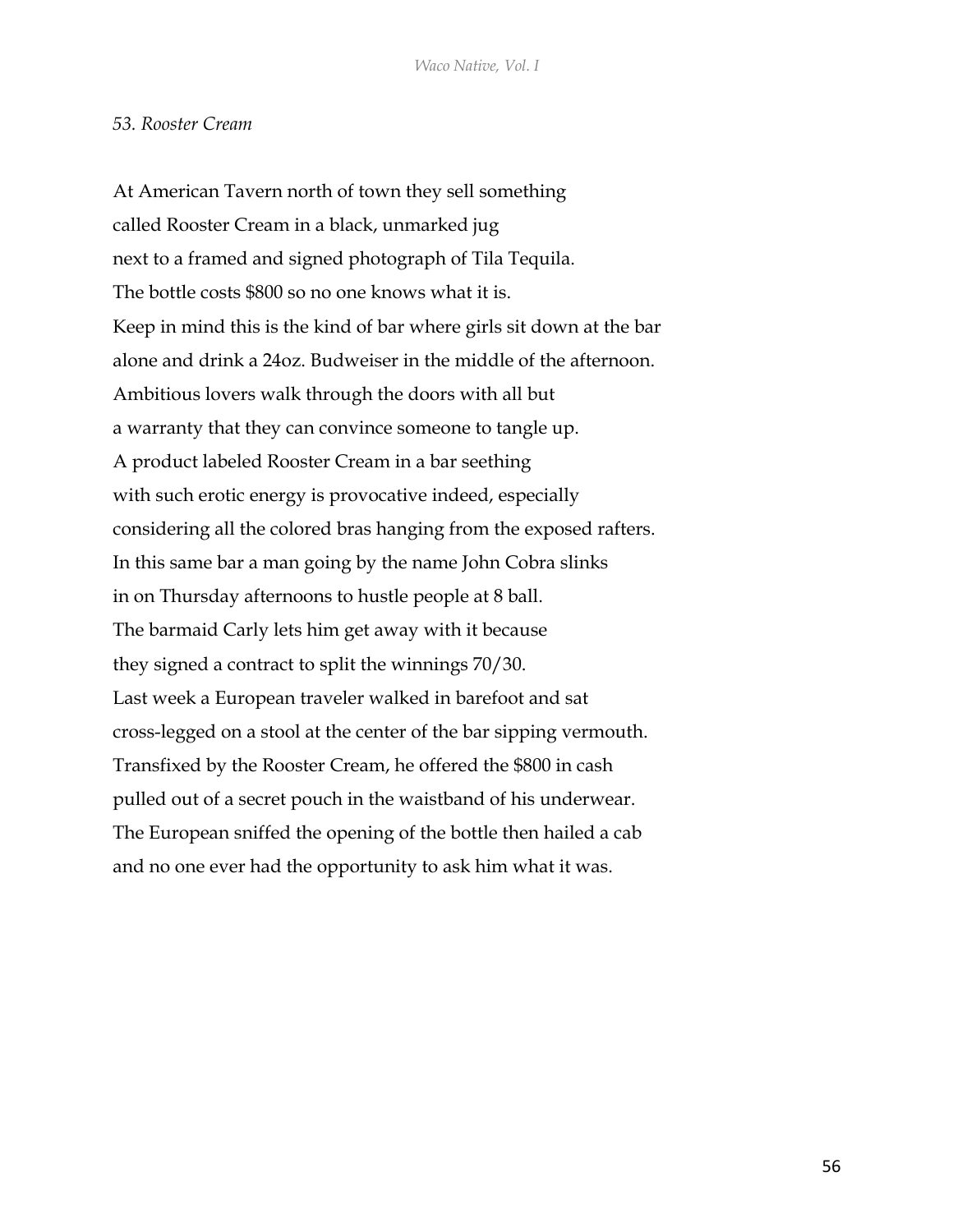*53. Rooster Cream*

At American Tavern north of town they sell something  
called Rooster Cream in a black, unmarked jug  
next to a framed and signed photograph of Tila Tequila.  
The bottle costs $800 so no one knows what it is.  
Keep in mind this is the kind of bar where girls sit down at the bar  
alone and drink a 24oz. Budweiser in the middle of the afternoon.  
Ambitious lovers walk through the doors with all but  
a warranty that they can convince someone to tangle up.  
A product labeled Rooster Cream in a bar seething  
with such erotic energy is provocative indeed, especially  
considering all the colored bras hanging from the exposed rafters.  
In this same bar a man going by the name John Cobra slinks  
in on Thursday afternoons to hustle people at 8 ball.  
The barmaid Carly lets him get away with it because  
they signed a contract to split the winnings 70/30.  
Last week a European traveler walked in barefoot and sat  
cross-legged on a stool at the center of the bar sipping vermouth.  
Transfixed by the Rooster Cream, he offered the $800 in cash  
pulled out of a secret pouch in the waistband of his underwear.  
The European sniffed the opening of the bottle then hailed a cab  
and no one ever had the opportunity to ask him what it was.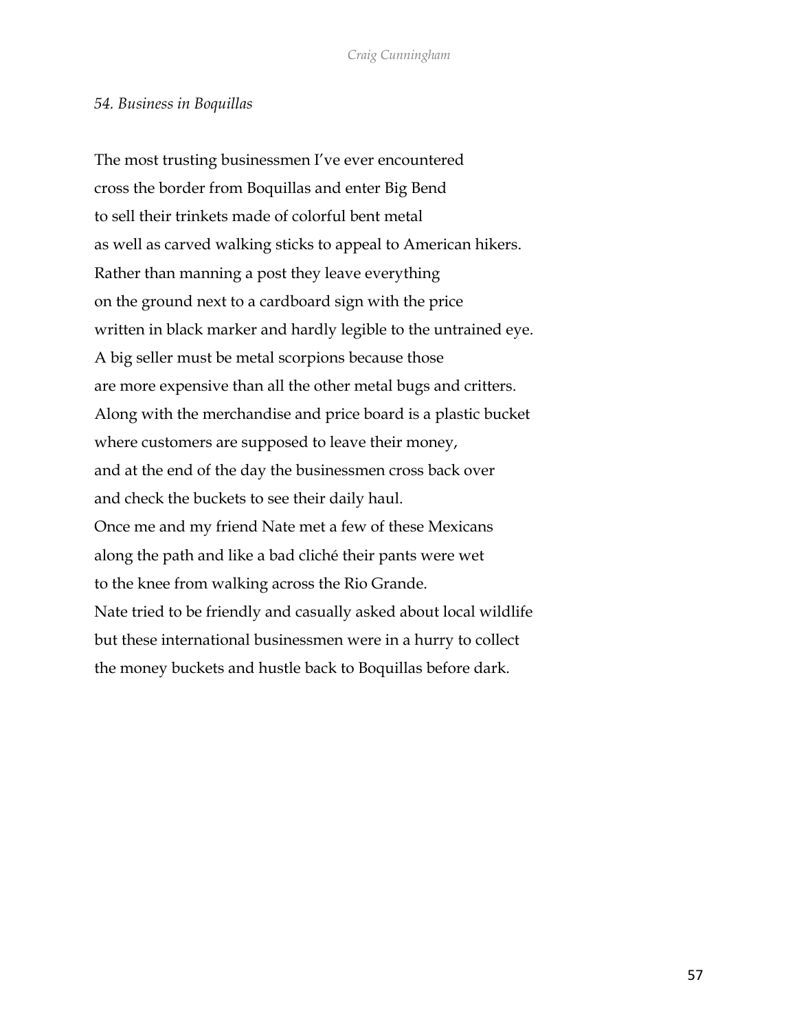*54. Business in Boquillas*

The most trusting businessmen I've ever encountered
cross the border from Boquillas and enter Big Bend
to sell their trinkets made of colorful bent metal
as well as carved walking sticks to appeal to American hikers.
Rather than manning a post they leave everything
on the ground next to a cardboard sign with the price
written in black marker and hardly legible to the untrained eye.
A big seller must be metal scorpions because those
are more expensive than all the other metal bugs and critters.
Along with the merchandise and price board is a plastic bucket
where customers are supposed to leave their money,
and at the end of the day the businessmen cross back over
and check the buckets to see their daily haul.
Once me and my friend Nate met a few of these Mexicans
along the path and like a bad cliché their pants were wet
to the knee from walking across the Rio Grande.
Nate tried to be friendly and casually asked about local wildlife
but these international businessmen were in a hurry to collect
the money buckets and hustle back to Boquillas before dark.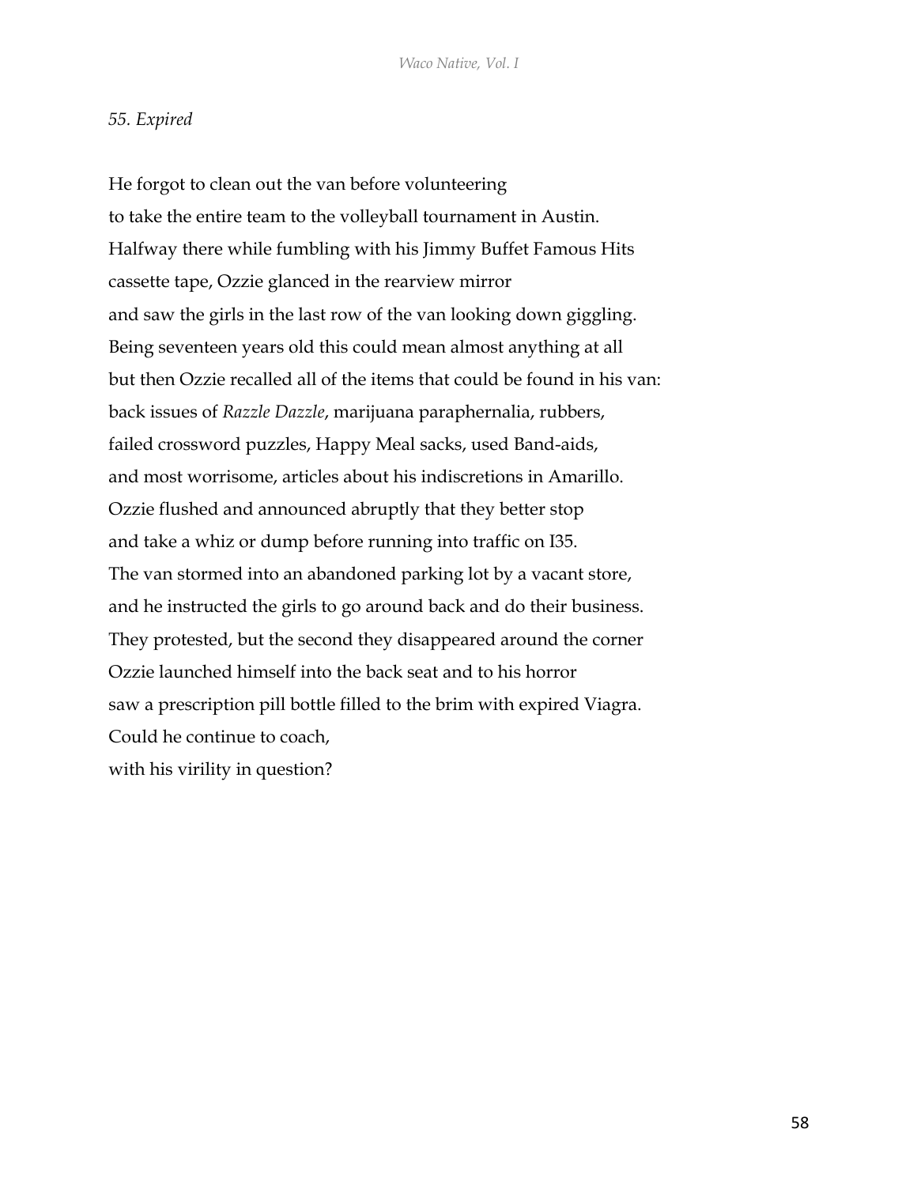*55. Expired*

He forgot to clean out the van before volunteering
to take the entire team to the volleyball tournament in Austin.
Halfway there while fumbling with his Jimmy Buffet Famous Hits
cassette tape, Ozzie glanced in the rearview mirror
and saw the girls in the last row of the van looking down giggling.
Being seventeen years old this could mean almost anything at all
but then Ozzie recalled all of the items that could be found in his van:
back issues of *Razzle Dazzle*, marijuana paraphernalia, rubbers,
failed crossword puzzles, Happy Meal sacks, used Band-aids,
and most worrisome, articles about his indiscretions in Amarillo.
Ozzie flushed and announced abruptly that they better stop
and take a whiz or dump before running into traffic on I35.
The van stormed into an abandoned parking lot by a vacant store,
and he instructed the girls to go around back and do their business.
They protested, but the second they disappeared around the corner
Ozzie launched himself into the back seat and to his horror
saw a prescription pill bottle filled to the brim with expired Viagra.
Could he continue to coach,
with his virility in question?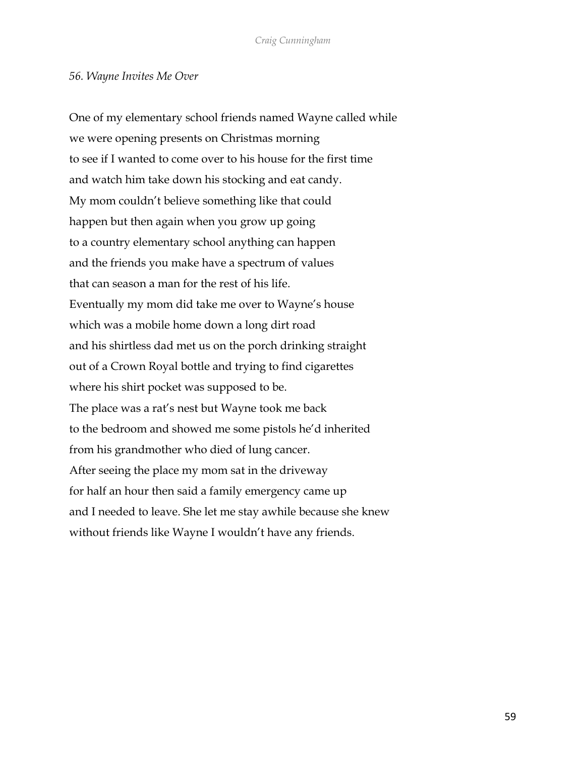*56. Wayne Invites Me Over*

One of my elementary school friends named Wayne called while  
we were opening presents on Christmas morning  
to see if I wanted to come over to his house for the first time  
and watch him take down his stocking and eat candy.  
My mom couldn't believe something like that could  
happen but then again when you grow up going  
to a country elementary school anything can happen  
and the friends you make have a spectrum of values  
that can season a man for the rest of his life.  
Eventually my mom did take me over to Wayne's house  
which was a mobile home down a long dirt road  
and his shirtless dad met us on the porch drinking straight  
out of a Crown Royal bottle and trying to find cigarettes  
where his shirt pocket was supposed to be.  
The place was a rat's nest but Wayne took me back  
to the bedroom and showed me some pistols he'd inherited  
from his grandmother who died of lung cancer.  
After seeing the place my mom sat in the driveway  
for half an hour then said a family emergency came up  
and I needed to leave. She let me stay awhile because she knew  
without friends like Wayne I wouldn't have any friends.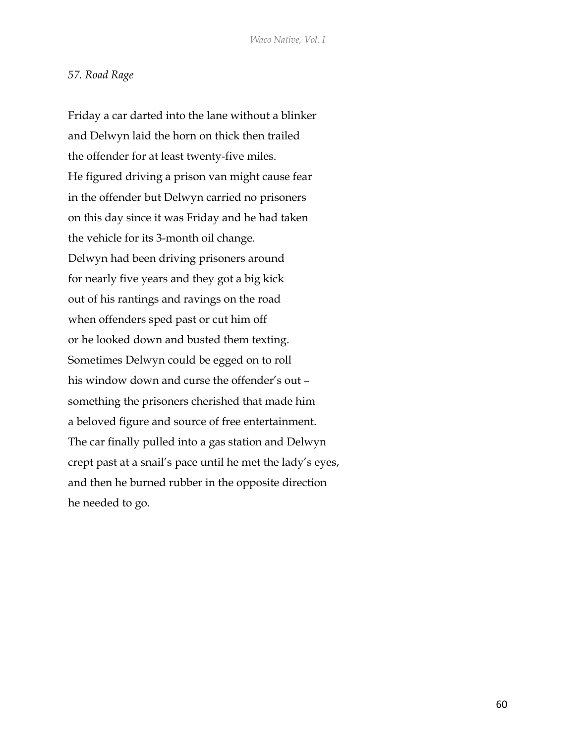*57. Road Rage*

Friday a car darted into the lane without a blinker
and Delwyn laid the horn on thick then trailed
the offender for at least twenty-five miles.
He figured driving a prison van might cause fear
in the offender but Delwyn carried no prisoners
on this day since it was Friday and he had taken
the vehicle for its 3-month oil change.
Delwyn had been driving prisoners around
for nearly five years and they got a big kick
out of his rantings and ravings on the road
when offenders sped past or cut him off
or he looked down and busted them texting.
Sometimes Delwyn could be egged on to roll
his window down and curse the offender's out –
something the prisoners cherished that made him
a beloved figure and source of free entertainment.
The car finally pulled into a gas station and Delwyn
crept past at a snail's pace until he met the lady's eyes,
and then he burned rubber in the opposite direction
he needed to go.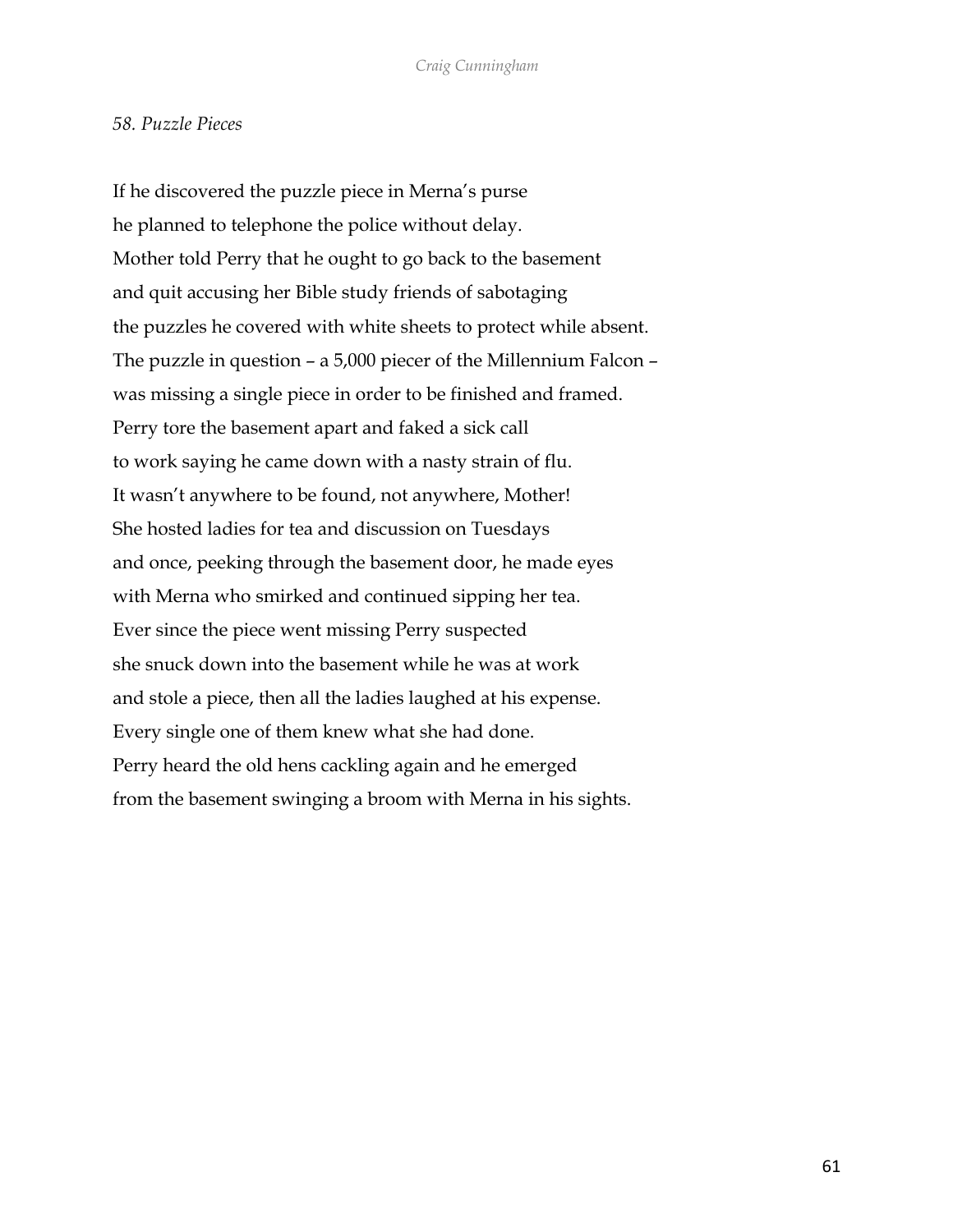*58. Puzzle Pieces*

If he discovered the puzzle piece in Merna's purse
he planned to telephone the police without delay.
Mother told Perry that he ought to go back to the basement
and quit accusing her Bible study friends of sabotaging
the puzzles he covered with white sheets to protect while absent.
The puzzle in question – a 5,000 piecer of the Millennium Falcon –
was missing a single piece in order to be finished and framed.
Perry tore the basement apart and faked a sick call
to work saying he came down with a nasty strain of flu.
It wasn't anywhere to be found, not anywhere, Mother!
She hosted ladies for tea and discussion on Tuesdays
and once, peeking through the basement door, he made eyes
with Merna who smirked and continued sipping her tea.
Ever since the piece went missing Perry suspected
she snuck down into the basement while he was at work
and stole a piece, then all the ladies laughed at his expense.
Every single one of them knew what she had done.
Perry heard the old hens cackling again and he emerged
from the basement swinging a broom with Merna in his sights.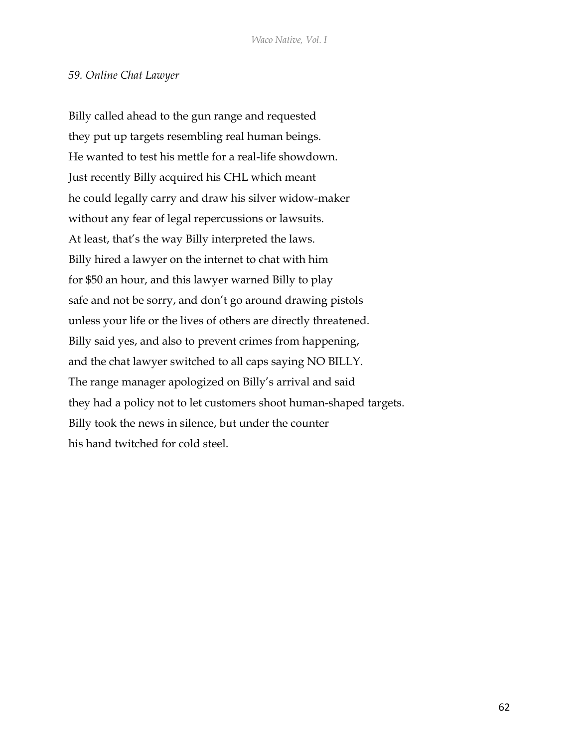*59. Online Chat Lawyer*

Billy called ahead to the gun range and requested
they put up targets resembling real human beings.
He wanted to test his mettle for a real-life showdown.
Just recently Billy acquired his CHL which meant
he could legally carry and draw his silver widow-maker
without any fear of legal repercussions or lawsuits.
At least, that's the way Billy interpreted the laws.
Billy hired a lawyer on the internet to chat with him
for $50 an hour, and this lawyer warned Billy to play
safe and not be sorry, and don't go around drawing pistols
unless your life or the lives of others are directly threatened.
Billy said yes, and also to prevent crimes from happening,
and the chat lawyer switched to all caps saying NO BILLY.
The range manager apologized on Billy's arrival and said
they had a policy not to let customers shoot human-shaped targets.
Billy took the news in silence, but under the counter
his hand twitched for cold steel.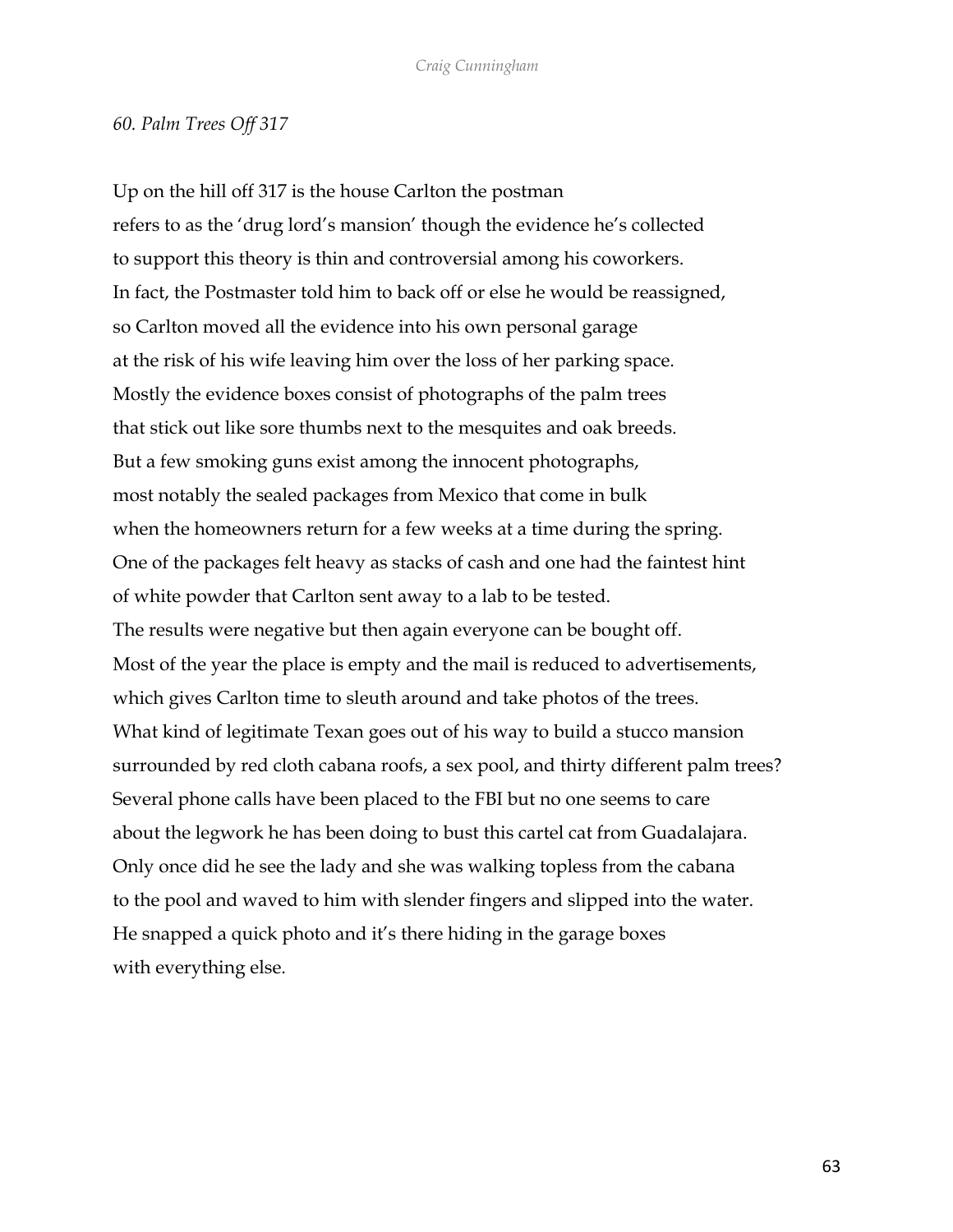*60. Palm Trees Off 317*

Up on the hill off 317 is the house Carlton the postman
refers to as the 'drug lord's mansion' though the evidence he's collected
to support this theory is thin and controversial among his coworkers.
In fact, the Postmaster told him to back off or else he would be reassigned,
so Carlton moved all the evidence into his own personal garage
at the risk of his wife leaving him over the loss of her parking space.
Mostly the evidence boxes consist of photographs of the palm trees
that stick out like sore thumbs next to the mesquites and oak breeds.
But a few smoking guns exist among the innocent photographs,
most notably the sealed packages from Mexico that come in bulk
when the homeowners return for a few weeks at a time during the spring.
One of the packages felt heavy as stacks of cash and one had the faintest hint
of white powder that Carlton sent away to a lab to be tested.
The results were negative but then again everyone can be bought off.
Most of the year the place is empty and the mail is reduced to advertisements,
which gives Carlton time to sleuth around and take photos of the trees.
What kind of legitimate Texan goes out of his way to build a stucco mansion
surrounded by red cloth cabana roofs, a sex pool, and thirty different palm trees?
Several phone calls have been placed to the FBI but no one seems to care
about the legwork he has been doing to bust this cartel cat from Guadalajara.
Only once did he see the lady and she was walking topless from the cabana
to the pool and waved to him with slender fingers and slipped into the water.
He snapped a quick photo and it's there hiding in the garage boxes
with everything else.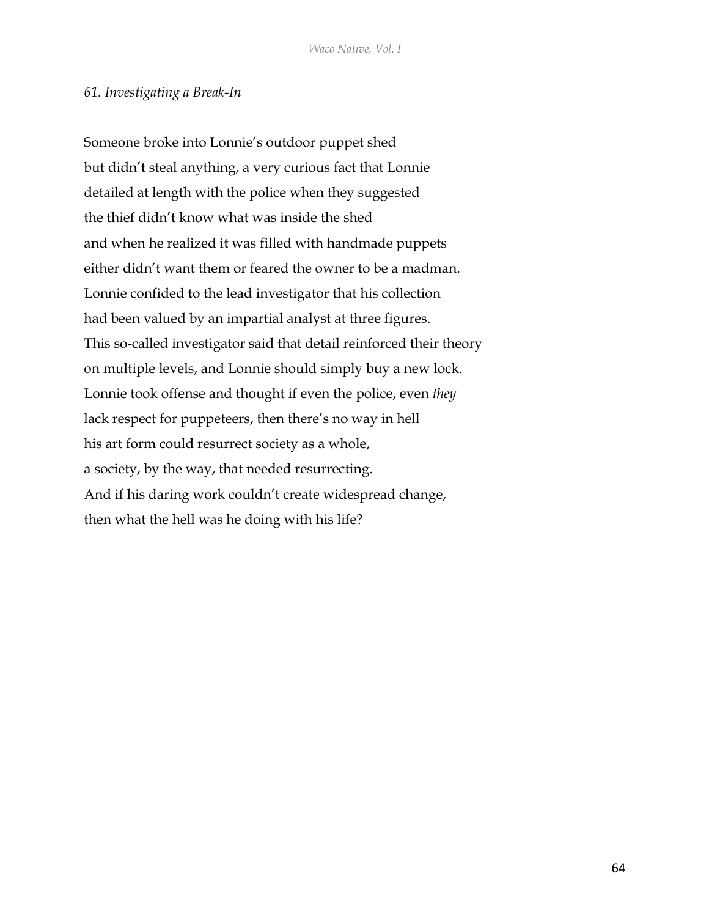*61. Investigating a Break-In*

Someone broke into Lonnie's outdoor puppet shed  
but didn't steal anything, a very curious fact that Lonnie  
detailed at length with the police when they suggested  
the thief didn't know what was inside the shed  
and when he realized it was filled with handmade puppets  
either didn't want them or feared the owner to be a madman.  
Lonnie confided to the lead investigator that his collection  
had been valued by an impartial analyst at three figures.  
This so-called investigator said that detail reinforced their theory  
on multiple levels, and Lonnie should simply buy a new lock.  
Lonnie took offense and thought if even the police, even *they*  
lack respect for puppeteers, then there's no way in hell  
his art form could resurrect society as a whole,  
a society, by the way, that needed resurrecting.  
And if his daring work couldn't create widespread change,  
then what the hell was he doing with his life?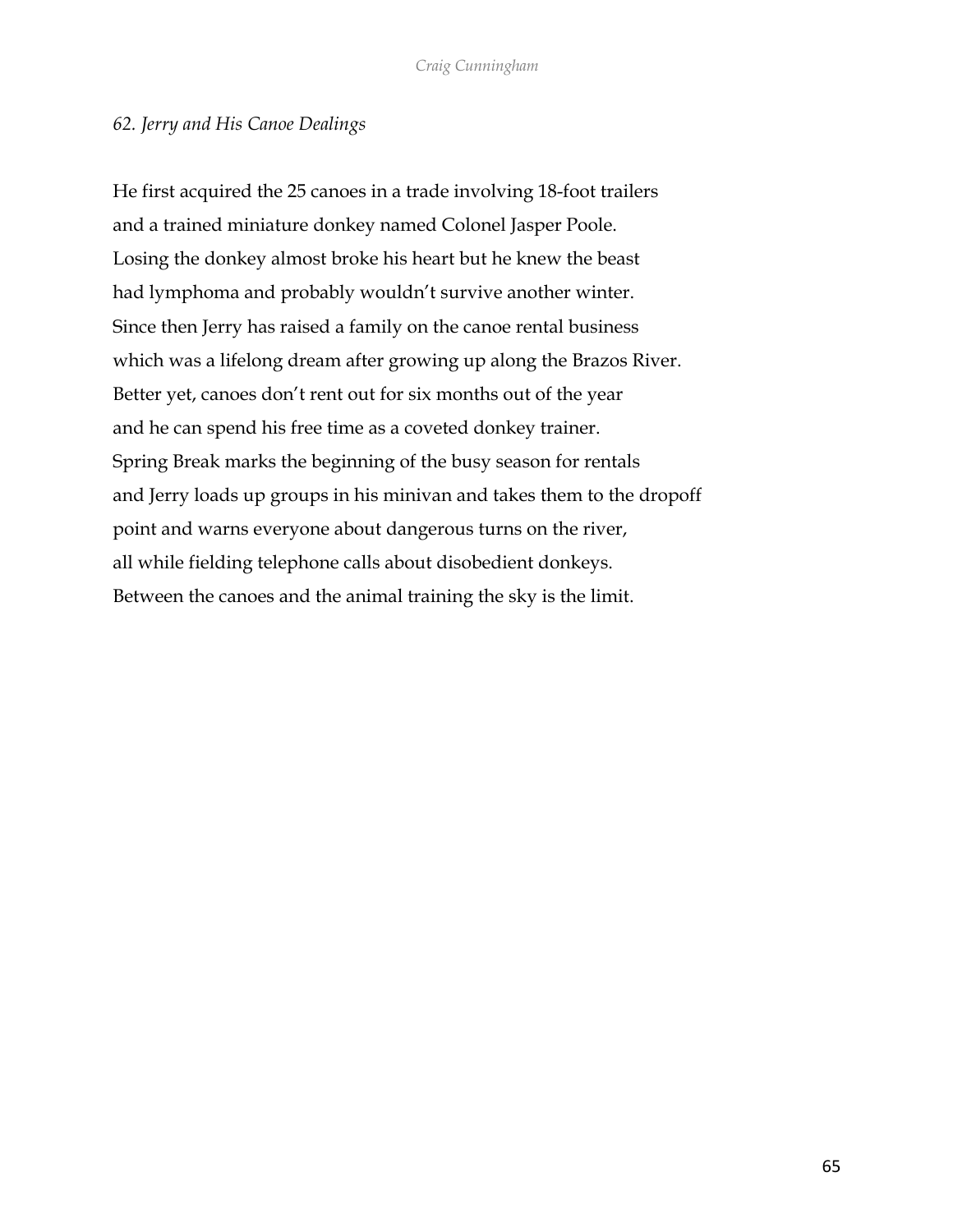*62. Jerry and His Canoe Dealings*

He first acquired the 25 canoes in a trade involving 18-foot trailers
and a trained miniature donkey named Colonel Jasper Poole.
Losing the donkey almost broke his heart but he knew the beast
had lymphoma and probably wouldn't survive another winter.
Since then Jerry has raised a family on the canoe rental business
which was a lifelong dream after growing up along the Brazos River.
Better yet, canoes don't rent out for six months out of the year
and he can spend his free time as a coveted donkey trainer.
Spring Break marks the beginning of the busy season for rentals
and Jerry loads up groups in his minivan and takes them to the dropoff
point and warns everyone about dangerous turns on the river,
all while fielding telephone calls about disobedient donkeys.
Between the canoes and the animal training the sky is the limit.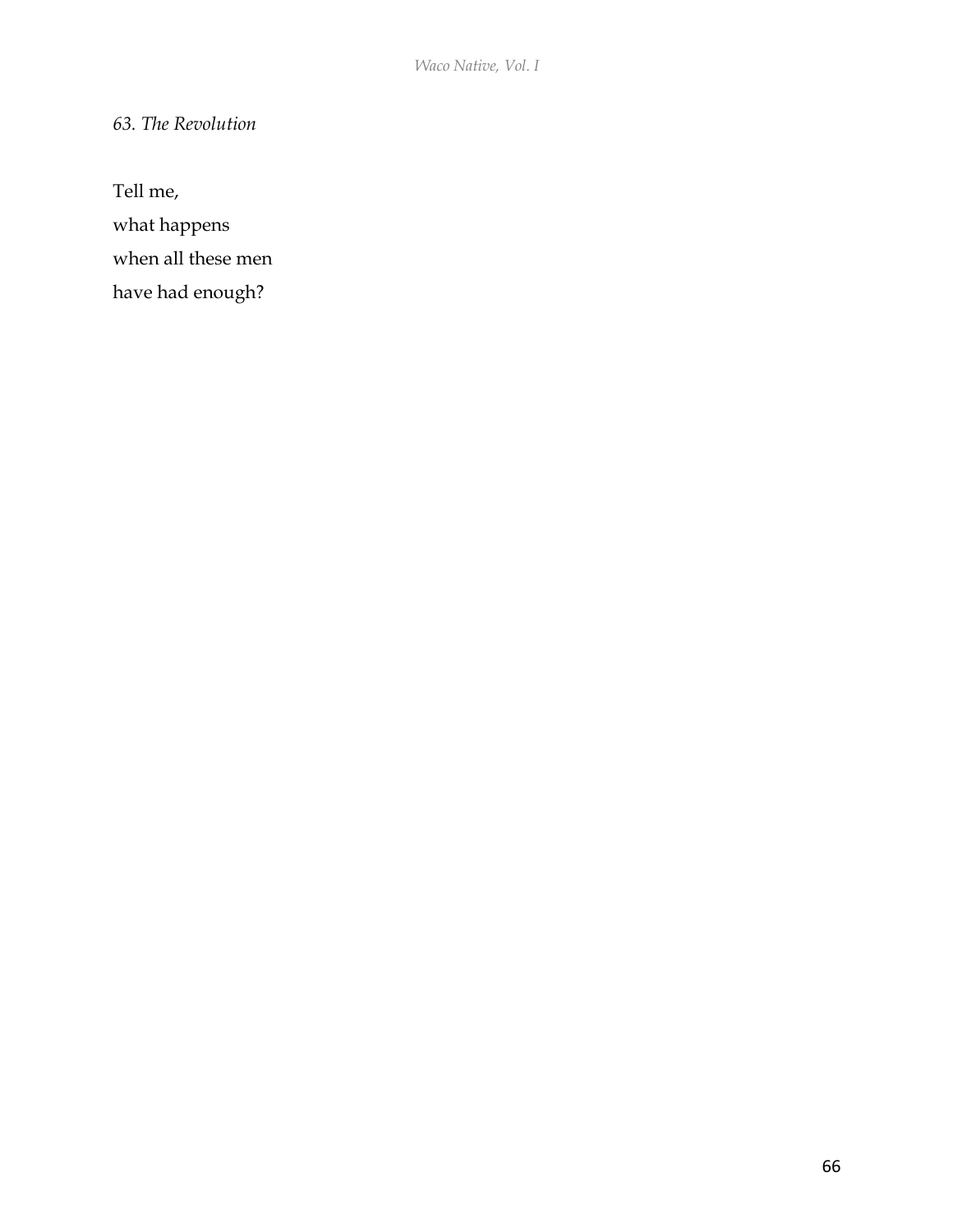*63. The Revolution*

Tell me,  
what happens  
when all these men  
have had enough?